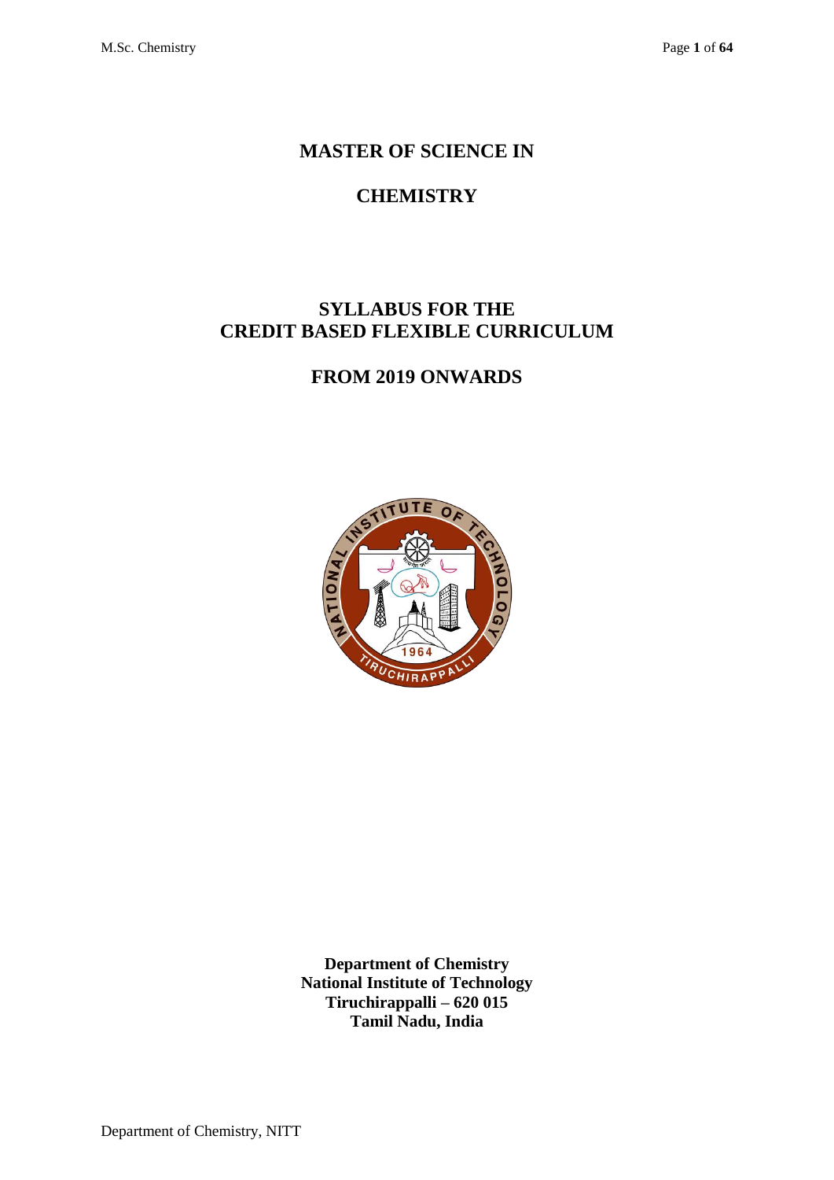# MASTER OF SCIENCE IN

# CHEMISTRY

## SYLLABUS FOR THE CREDIT BASED FLEXIBLE CURRICULUM

## FROM 2019 ONWARDS

**Department of Chemistry**
**National Institute of Technology**
**Tiruchirappalli – 620 015**
**Tamil Nadu, India**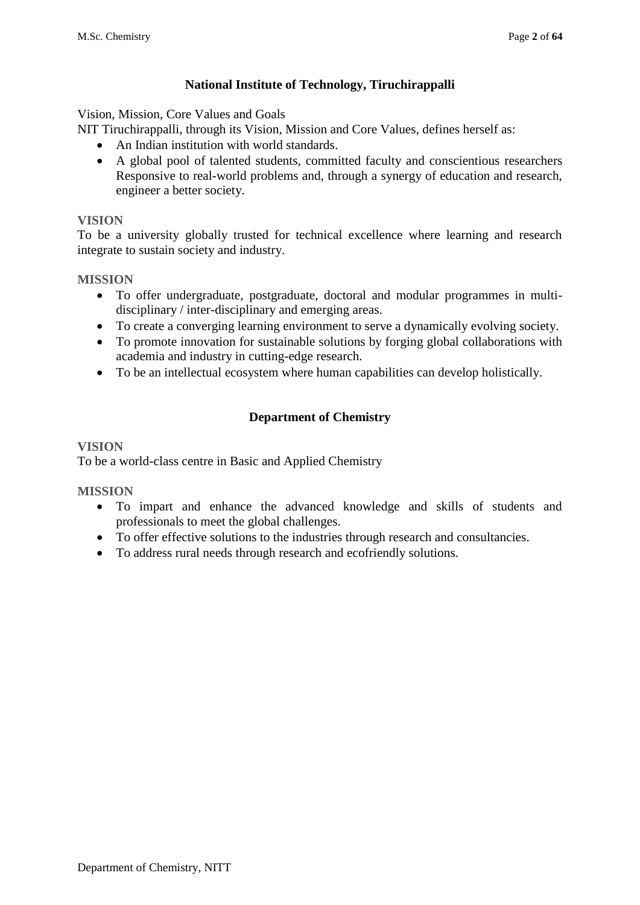## National Institute of Technology, Tiruchirappalli

Vision, Mission, Core Values and Goals

NIT Tiruchirappalli, through its Vision, Mission and Core Values, defines herself as:

- An Indian institution with world standards.
- A global pool of talented students, committed faculty and conscientious researchers Responsive to real-world problems and, through a synergy of education and research, engineer a better society.

### VISION

To be a university globally trusted for technical excellence where learning and research integrate to sustain society and industry.

### MISSION

- To offer undergraduate, postgraduate, doctoral and modular programmes in multi-disciplinary / inter-disciplinary and emerging areas.
- To create a converging learning environment to serve a dynamically evolving society.
- To promote innovation for sustainable solutions by forging global collaborations with academia and industry in cutting-edge research.
- To be an intellectual ecosystem where human capabilities can develop holistically.

## Department of Chemistry

### VISION

To be a world-class centre in Basic and Applied Chemistry

### MISSION

- To impart and enhance the advanced knowledge and skills of students and professionals to meet the global challenges.
- To offer effective solutions to the industries through research and consultancies.
- To address rural needs through research and ecofriendly solutions.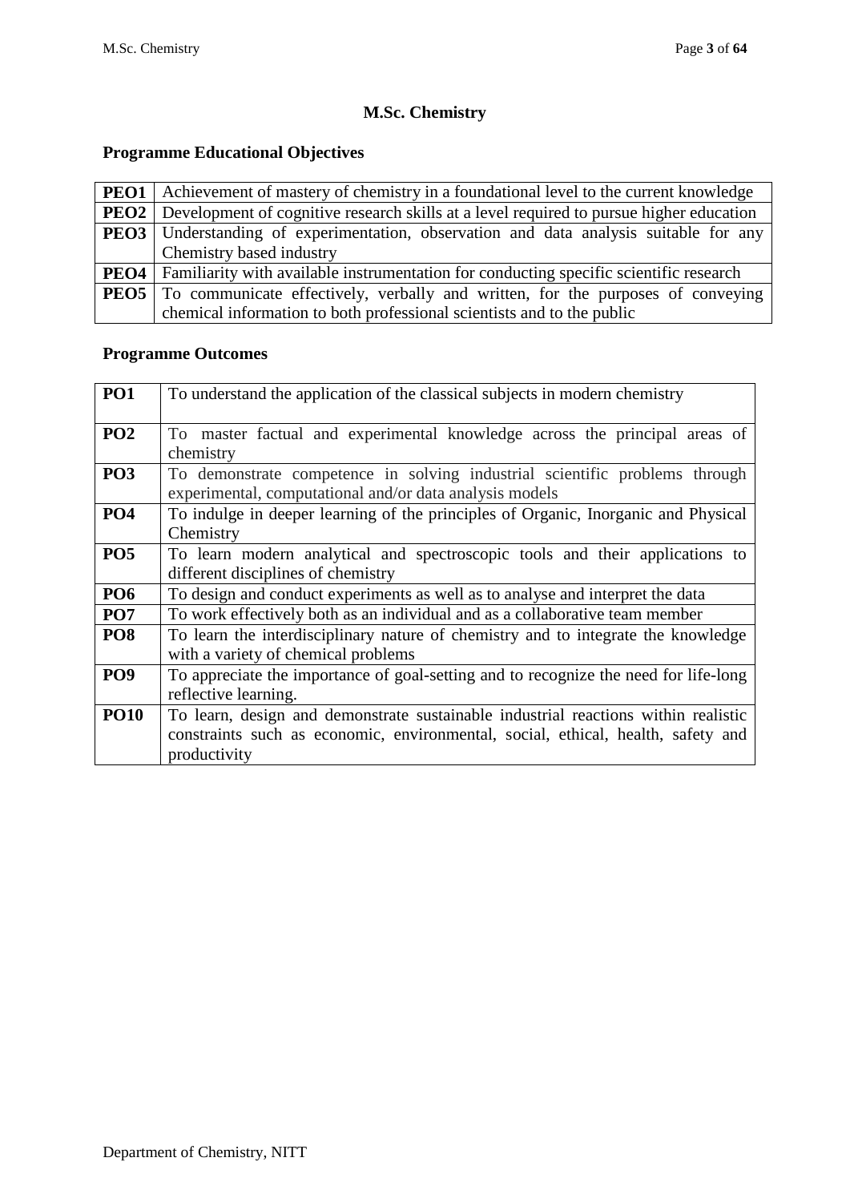# M.Sc. Chemistry

## Programme Educational Objectives

| | |
|---|---|
| **PEO1** | Achievement of mastery of chemistry in a foundational level to the current knowledge |
| **PEO2** | Development of cognitive research skills at a level required to pursue higher education |
| **PEO3** | Understanding of experimentation, observation and data analysis suitable for any Chemistry based industry |
| **PEO4** | Familiarity with available instrumentation for conducting specific scientific research |
| **PEO5** | To communicate effectively, verbally and written, for the purposes of conveying chemical information to both professional scientists and to the public |

## Programme Outcomes

| | |
|---|---|
| **PO1** | To understand the application of the classical subjects in modern chemistry |
| **PO2** | To master factual and experimental knowledge across the principal areas of chemistry |
| **PO3** | To demonstrate competence in solving industrial scientific problems through experimental, computational and/or data analysis models |
| **PO4** | To indulge in deeper learning of the principles of Organic, Inorganic and Physical Chemistry |
| **PO5** | To learn modern analytical and spectroscopic tools and their applications to different disciplines of chemistry |
| **PO6** | To design and conduct experiments as well as to analyse and interpret the data |
| **PO7** | To work effectively both as an individual and as a collaborative team member |
| **PO8** | To learn the interdisciplinary nature of chemistry and to integrate the knowledge with a variety of chemical problems |
| **PO9** | To appreciate the importance of goal-setting and to recognize the need for life-long reflective learning. |
| **PO10** | To learn, design and demonstrate sustainable industrial reactions within realistic constraints such as economic, environmental, social, ethical, health, safety and productivity |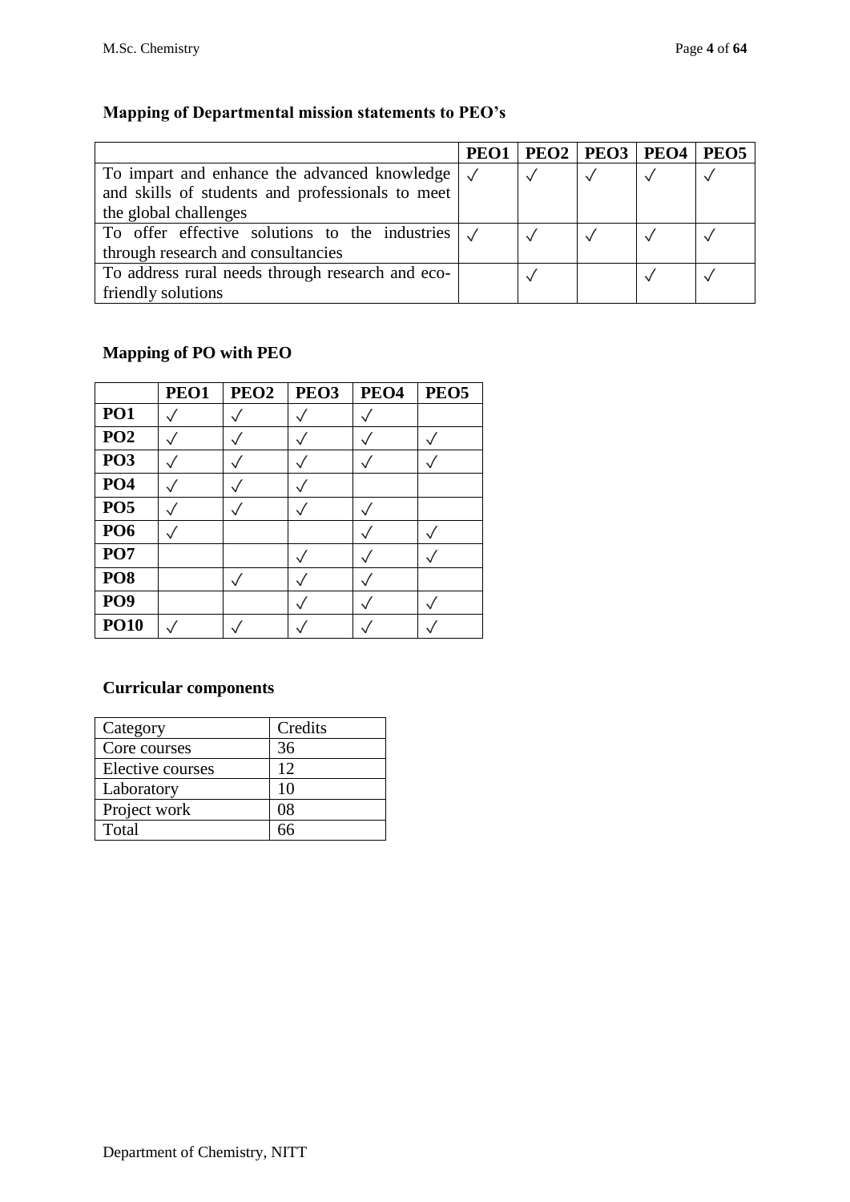**Mapping of Departmental mission statements to PEO's**

| | PEO1 | PEO2 | PEO3 | PEO4 | PEO5 |
|---|---|---|---|---|---|
| To impart and enhance the advanced knowledge and skills of students and professionals to meet the global challenges | ✓ | ✓ | ✓ | ✓ | ✓ |
| To offer effective solutions to the industries through research and consultancies | ✓ | ✓ | ✓ | ✓ | ✓ |
| To address rural needs through research and eco-friendly solutions | | ✓ | | ✓ | ✓ |

**Mapping of PO with PEO**

| | PEO1 | PEO2 | PEO3 | PEO4 | PEO5 |
|---|---|---|---|---|---|
| **PO1** | ✓ | ✓ | ✓ | ✓ | |
| **PO2** | ✓ | ✓ | ✓ | ✓ | ✓ |
| **PO3** | ✓ | ✓ | ✓ | ✓ | ✓ |
| **PO4** | ✓ | ✓ | ✓ | | |
| **PO5** | ✓ | ✓ | ✓ | ✓ | |
| **PO6** | ✓ | | | ✓ | ✓ |
| **PO7** | | | ✓ | ✓ | ✓ |
| **PO8** | | ✓ | ✓ | ✓ | |
| **PO9** | | | ✓ | ✓ | ✓ |
| **PO10** | ✓ | ✓ | ✓ | ✓ | ✓ |

**Curricular components**

| Category | Credits |
|---|---|
| Core courses | 36 |
| Elective courses | 12 |
| Laboratory | 10 |
| Project work | 08 |
| Total | 66 |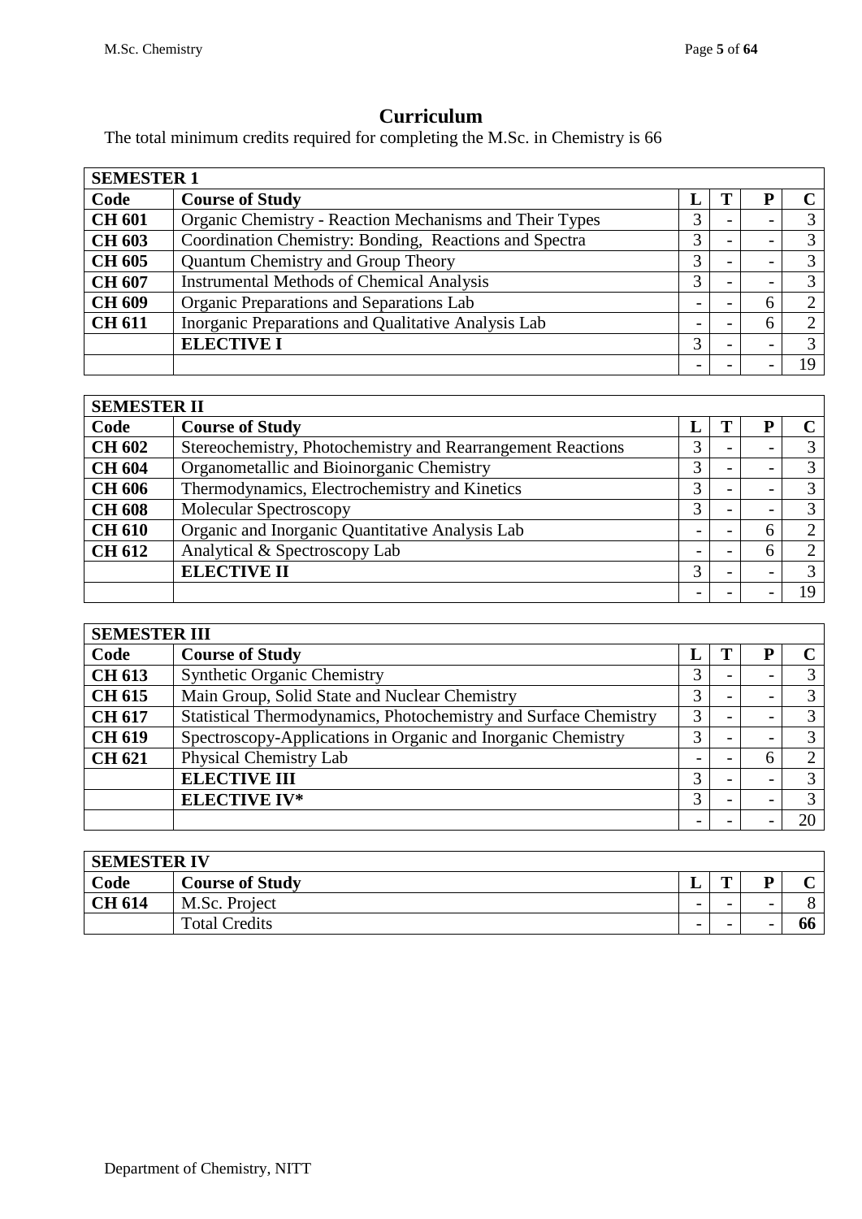# Curriculum

The total minimum credits required for completing the M.Sc. in Chemistry is 66

| **SEMESTER 1** | | | | | |
|---|---|---|---|---|---|
| **Code** | **Course of Study** | **L** | **T** | **P** | **C** |
| **CH 601** | Organic Chemistry - Reaction Mechanisms and Their Types | 3 | - | - | 3 |
| **CH 603** | Coordination Chemistry: Bonding, Reactions and Spectra | 3 | - | - | 3 |
| **CH 605** | Quantum Chemistry and Group Theory | 3 | - | - | 3 |
| **CH 607** | Instrumental Methods of Chemical Analysis | 3 | - | - | 3 |
| **CH 609** | Organic Preparations and Separations Lab | - | - | 6 | 2 |
| **CH 611** | Inorganic Preparations and Qualitative Analysis Lab | - | - | 6 | 2 |
| | **ELECTIVE I** | 3 | - | - | 3 |
| | | - | - | - | 19 |

| **SEMESTER II** | | | | | |
|---|---|---|---|---|---|
| **Code** | **Course of Study** | **L** | **T** | **P** | **C** |
| **CH 602** | Stereochemistry, Photochemistry and Rearrangement Reactions | 3 | - | - | 3 |
| **CH 604** | Organometallic and Bioinorganic Chemistry | 3 | - | - | 3 |
| **CH 606** | Thermodynamics, Electrochemistry and Kinetics | 3 | - | - | 3 |
| **CH 608** | Molecular Spectroscopy | 3 | - | - | 3 |
| **CH 610** | Organic and Inorganic Quantitative Analysis Lab | - | - | 6 | 2 |
| **CH 612** | Analytical & Spectroscopy Lab | - | - | 6 | 2 |
| | **ELECTIVE II** | 3 | - | - | 3 |
| | | - | - | - | 19 |

| **SEMESTER III** | | | | | |
|---|---|---|---|---|---|
| **Code** | **Course of Study** | **L** | **T** | **P** | **C** |
| **CH 613** | Synthetic Organic Chemistry | 3 | - | - | 3 |
| **CH 615** | Main Group, Solid State and Nuclear Chemistry | 3 | - | - | 3 |
| **CH 617** | Statistical Thermodynamics, Photochemistry and Surface Chemistry | 3 | - | - | 3 |
| **CH 619** | Spectroscopy-Applications in Organic and Inorganic Chemistry | 3 | - | - | 3 |
| **CH 621** | Physical Chemistry Lab | - | - | 6 | 2 |
| | **ELECTIVE III** | 3 | - | - | 3 |
| | **ELECTIVE IV*** | 3 | - | - | 3 |
| | | - | - | - | 20 |

| **SEMESTER IV** | | | | | |
|---|---|---|---|---|---|
| **Code** | **Course of Study** | **L** | **T** | **P** | **C** |
| **CH 614** | M.Sc. Project | - | - | - | 8 |
| | Total Credits | - | - | - | **66** |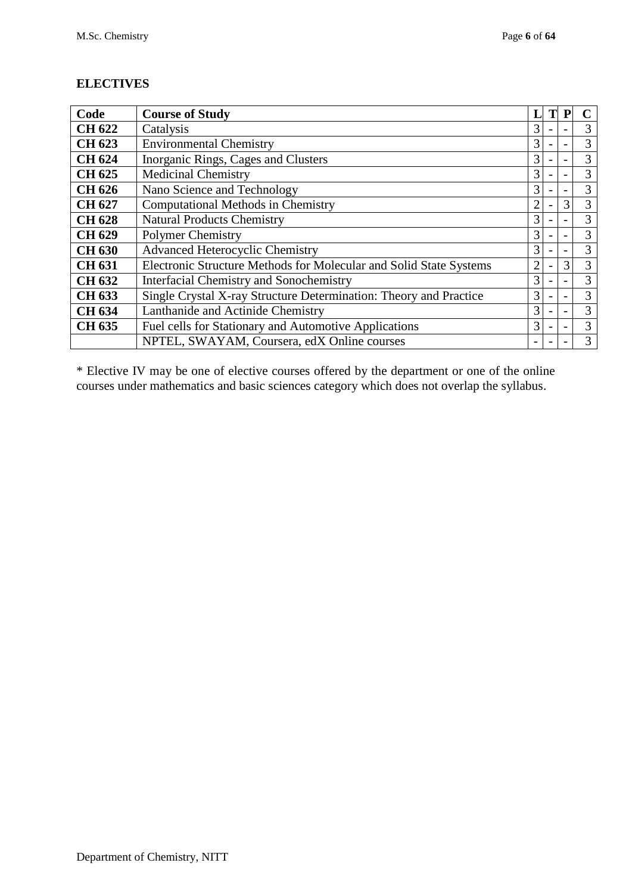**ELECTIVES**

| Code | Course of Study | L | T | P | C |
|---|---|---|---|---|---|
| **CH 622** | Catalysis | 3 | - | - | 3 |
| **CH 623** | Environmental Chemistry | 3 | - | - | 3 |
| **CH 624** | Inorganic Rings, Cages and Clusters | 3 | - | - | 3 |
| **CH 625** | Medicinal Chemistry | 3 | - | - | 3 |
| **CH 626** | Nano Science and Technology | 3 | - | - | 3 |
| **CH 627** | Computational Methods in Chemistry | 2 | - | 3 | 3 |
| **CH 628** | Natural Products Chemistry | 3 | - | - | 3 |
| **CH 629** | Polymer Chemistry | 3 | - | - | 3 |
| **CH 630** | Advanced Heterocyclic Chemistry | 3 | - | - | 3 |
| **CH 631** | Electronic Structure Methods for Molecular and Solid State Systems | 2 | - | 3 | 3 |
| **CH 632** | Interfacial Chemistry and Sonochemistry | 3 | - | - | 3 |
| **CH 633** | Single Crystal X-ray Structure Determination: Theory and Practice | 3 | - | - | 3 |
| **CH 634** | Lanthanide and Actinide Chemistry | 3 | - | - | 3 |
| **CH 635** | Fuel cells for Stationary and Automotive Applications | 3 | - | - | 3 |
| | NPTEL, SWAYAM, Coursera, edX Online courses | - | - | - | 3 |

\* Elective IV may be one of elective courses offered by the department or one of the online courses under mathematics and basic sciences category which does not overlap the syllabus.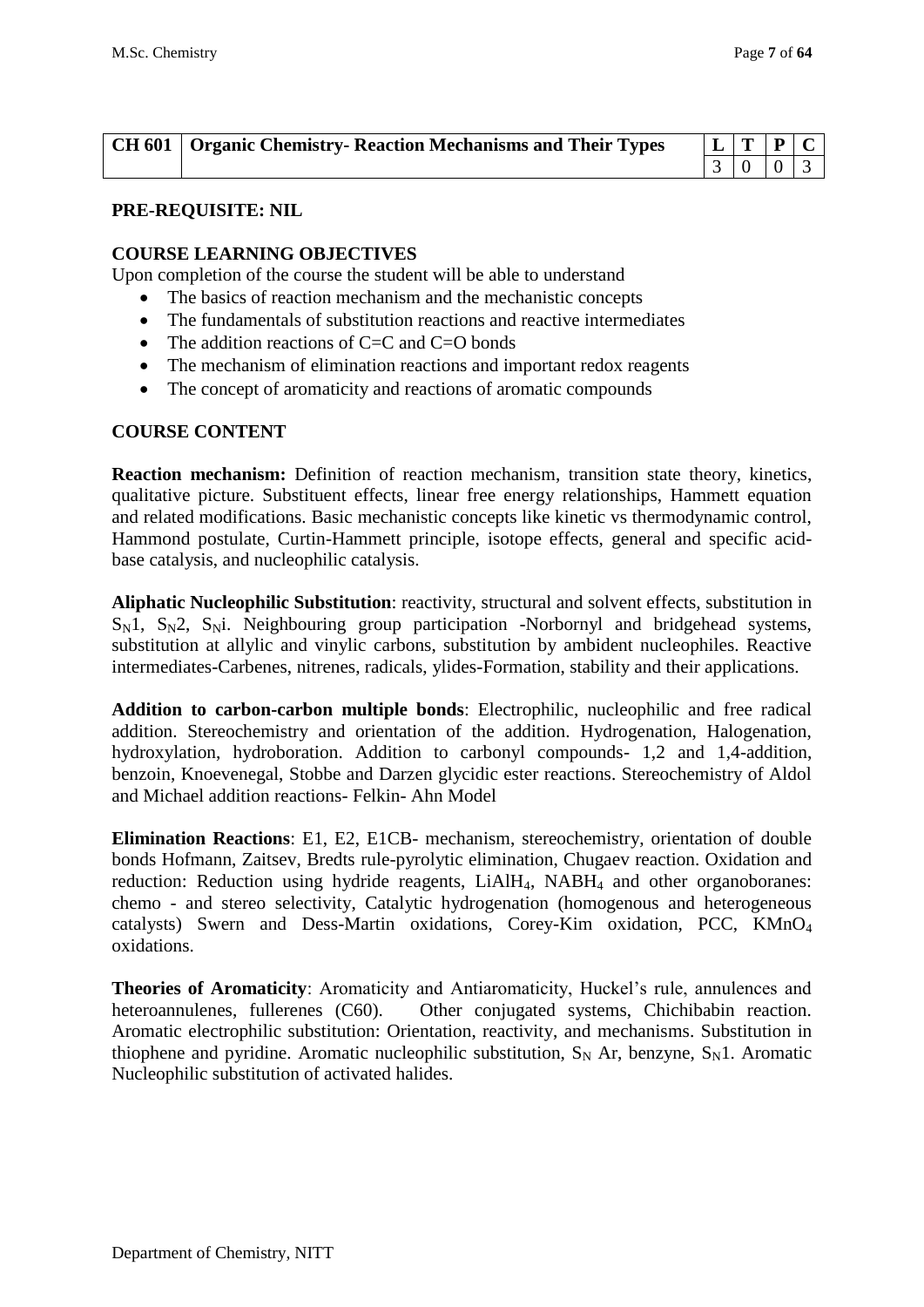| CH 601 | Organic Chemistry- Reaction Mechanisms and Their Types | L | T | P | C |
|---|---|---|---|---|---|
| | | 3 | 0 | 0 | 3 |

**PRE-REQUISITE: NIL**

**COURSE LEARNING OBJECTIVES**

Upon completion of the course the student will be able to understand

- The basics of reaction mechanism and the mechanistic concepts
- The fundamentals of substitution reactions and reactive intermediates
- The addition reactions of C=C and C=O bonds
- The mechanism of elimination reactions and important redox reagents
- The concept of aromaticity and reactions of aromatic compounds

**COURSE CONTENT**

**Reaction mechanism:** Definition of reaction mechanism, transition state theory, kinetics, qualitative picture. Substituent effects, linear free energy relationships, Hammett equation and related modifications. Basic mechanistic concepts like kinetic vs thermodynamic control, Hammond postulate, Curtin-Hammett principle, isotope effects, general and specific acid-base catalysis, and nucleophilic catalysis.

**Aliphatic Nucleophilic Substitution**: reactivity, structural and solvent effects, substitution in $S_N1$, $S_N2$, $S_Ni$. Neighbouring group participation -Norbornyl and bridgehead systems, substitution at allylic and vinylic carbons, substitution by ambident nucleophiles. Reactive intermediates-Carbenes, nitrenes, radicals, ylides-Formation, stability and their applications.

**Addition to carbon-carbon multiple bonds**: Electrophilic, nucleophilic and free radical addition. Stereochemistry and orientation of the addition. Hydrogenation, Halogenation, hydroxylation, hydroboration. Addition to carbonyl compounds- 1,2 and 1,4-addition, benzoin, Knoevenegal, Stobbe and Darzen glycidic ester reactions. Stereochemistry of Aldol and Michael addition reactions- Felkin- Ahn Model

**Elimination Reactions**: E1, E2, E1CB- mechanism, stereochemistry, orientation of double bonds Hofmann, Zaitsev, Bredts rule-pyrolytic elimination, Chugaev reaction. Oxidation and reduction: Reduction using hydride reagents, $LiAlH_4$, $NABH_4$ and other organoboranes: chemo - and stereo selectivity, Catalytic hydrogenation (homogenous and heterogeneous catalysts) Swern and Dess-Martin oxidations, Corey-Kim oxidation, PCC, $KMnO_4$ oxidations.

**Theories of Aromaticity**: Aromaticity and Antiaromaticity, Huckel's rule, annulences and heteroannulenes, fullerenes (C60). Other conjugated systems, Chichibabin reaction. Aromatic electrophilic substitution: Orientation, reactivity, and mechanisms. Substitution in thiophene and pyridine. Aromatic nucleophilic substitution, $S_N$ Ar, benzyne, $S_N1$. Aromatic Nucleophilic substitution of activated halides.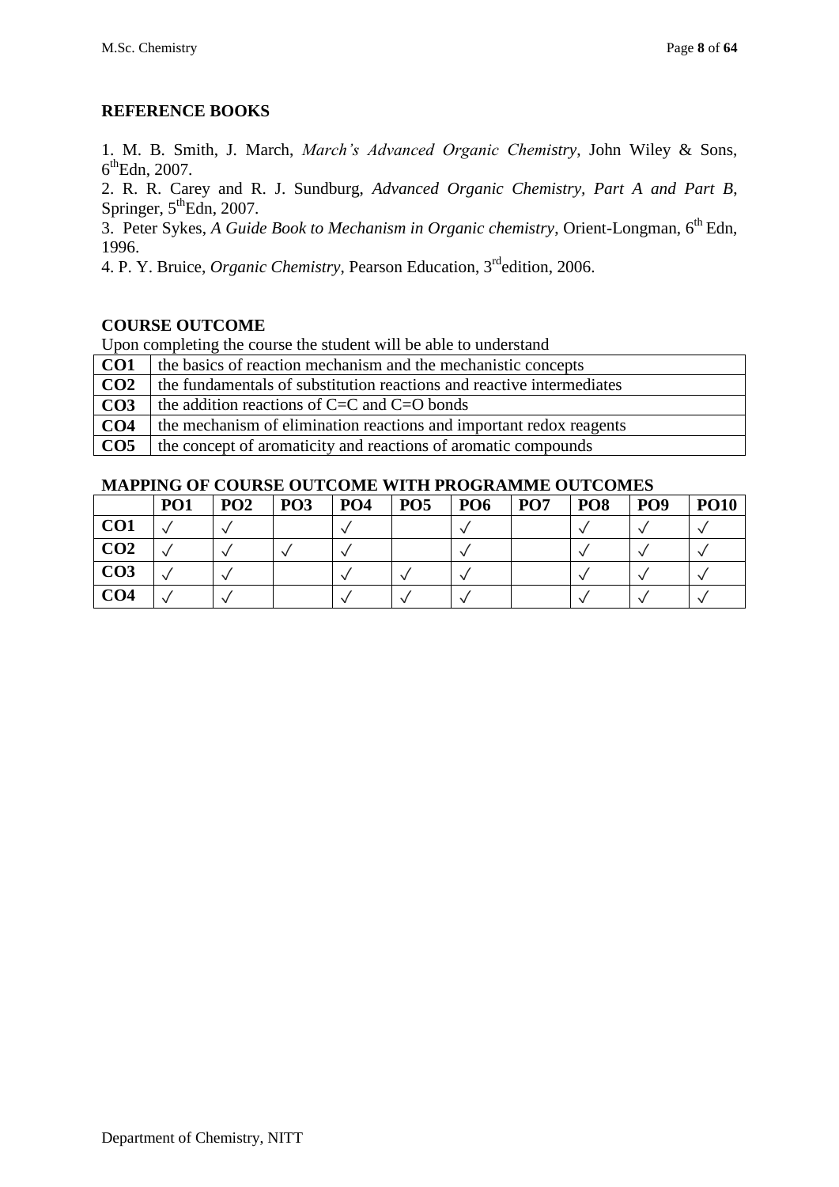## REFERENCE BOOKS

1. M. B. Smith, J. March, *March's Advanced Organic Chemistry*, John Wiley & Sons, 6$^{th}$Edn, 2007.
2. R. R. Carey and R. J. Sundburg, *Advanced Organic Chemistry, Part A and Part B*, Springer, 5$^{th}$Edn, 2007.
3. Peter Sykes, *A Guide Book to Mechanism in Organic chemistry*, Orient-Longman, 6$^{th}$ Edn, 1996.
4. P. Y. Bruice, *Organic Chemistry*, Pearson Education, 3$^{rd}$edition, 2006.

## COURSE OUTCOME

Upon completing the course the student will be able to understand

| | |
|---|---|
| **CO1** | the basics of reaction mechanism and the mechanistic concepts |
| **CO2** | the fundamentals of substitution reactions and reactive intermediates |
| **CO3** | the addition reactions of C=C and C=O bonds |
| **CO4** | the mechanism of elimination reactions and important redox reagents |
| **CO5** | the concept of aromaticity and reactions of aromatic compounds |

## MAPPING OF COURSE OUTCOME WITH PROGRAMME OUTCOMES

| | PO1 | PO2 | PO3 | PO4 | PO5 | PO6 | PO7 | PO8 | PO9 | PO10 |
|---|---|---|---|---|---|---|---|---|---|---|
| **CO1** | ✓ | ✓ | | ✓ | | ✓ | | ✓ | ✓ | ✓ |
| **CO2** | ✓ | ✓ | ✓ | ✓ | | ✓ | | ✓ | ✓ | ✓ |
| **CO3** | ✓ | ✓ | | ✓ | ✓ | ✓ | | ✓ | ✓ | ✓ |
| **CO4** | ✓ | ✓ | | ✓ | ✓ | ✓ | | ✓ | ✓ | ✓ |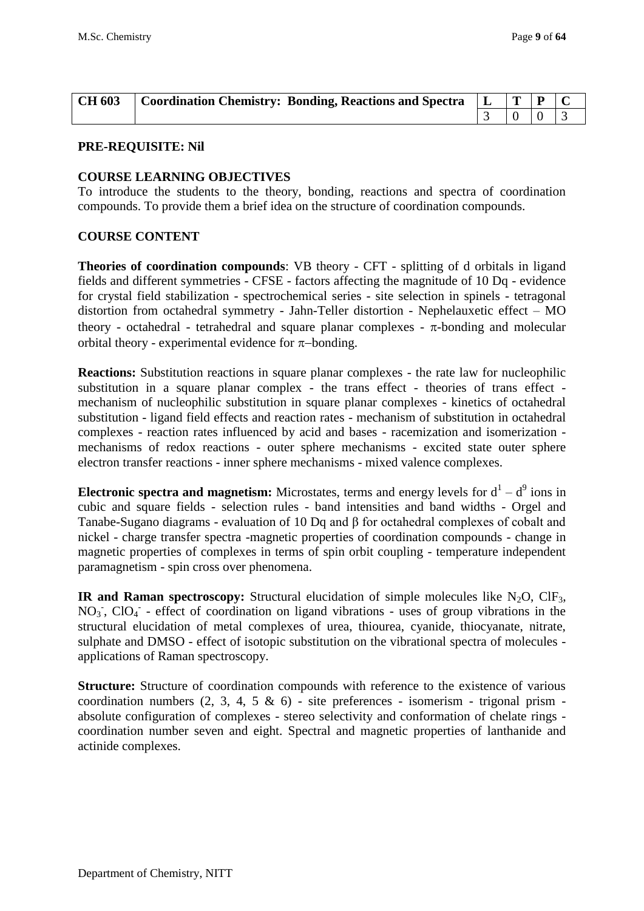| CH 603 | Coordination Chemistry: Bonding, Reactions and Spectra | L | T | P | C |
|---|---|---|---|---|---|
| | | 3 | 0 | 0 | 3 |

**PRE-REQUISITE: Nil**

**COURSE LEARNING OBJECTIVES**

To introduce the students to the theory, bonding, reactions and spectra of coordination compounds. To provide them a brief idea on the structure of coordination compounds.

**COURSE CONTENT**

**Theories of coordination compounds**: VB theory - CFT - splitting of d orbitals in ligand fields and different symmetries - CFSE - factors affecting the magnitude of 10 Dq - evidence for crystal field stabilization - spectrochemical series - site selection in spinels - tetragonal distortion from octahedral symmetry - Jahn-Teller distortion - Nephelauxetic effect – MO theory - octahedral - tetrahedral and square planar complexes - $\pi$-bonding and molecular orbital theory - experimental evidence for $\pi$–bonding.

**Reactions:** Substitution reactions in square planar complexes - the rate law for nucleophilic substitution in a square planar complex - the trans effect - theories of trans effect - mechanism of nucleophilic substitution in square planar complexes - kinetics of octahedral substitution - ligand field effects and reaction rates - mechanism of substitution in octahedral complexes - reaction rates influenced by acid and bases - racemization and isomerization - mechanisms of redox reactions - outer sphere mechanisms - excited state outer sphere electron transfer reactions - inner sphere mechanisms - mixed valence complexes.

**Electronic spectra and magnetism:** Microstates, terms and energy levels for $d^1 – d^9$ ions in cubic and square fields - selection rules - band intensities and band widths - Orgel and Tanabe-Sugano diagrams - evaluation of 10 Dq and $\beta$ for octahedral complexes of cobalt and nickel - charge transfer spectra -magnetic properties of coordination compounds - change in magnetic properties of complexes in terms of spin orbit coupling - temperature independent paramagnetism - spin cross over phenomena.

**IR and Raman spectroscopy:** Structural elucidation of simple molecules like $N_2O$, $ClF_3$, $NO_3^-$, $ClO_4^-$ - effect of coordination on ligand vibrations - uses of group vibrations in the structural elucidation of metal complexes of urea, thiourea, cyanide, thiocyanate, nitrate, sulphate and DMSO - effect of isotopic substitution on the vibrational spectra of molecules - applications of Raman spectroscopy.

**Structure:** Structure of coordination compounds with reference to the existence of various coordination numbers (2, 3, 4, 5 & 6) - site preferences - isomerism - trigonal prism - absolute configuration of complexes - stereo selectivity and conformation of chelate rings - coordination number seven and eight. Spectral and magnetic properties of lanthanide and actinide complexes.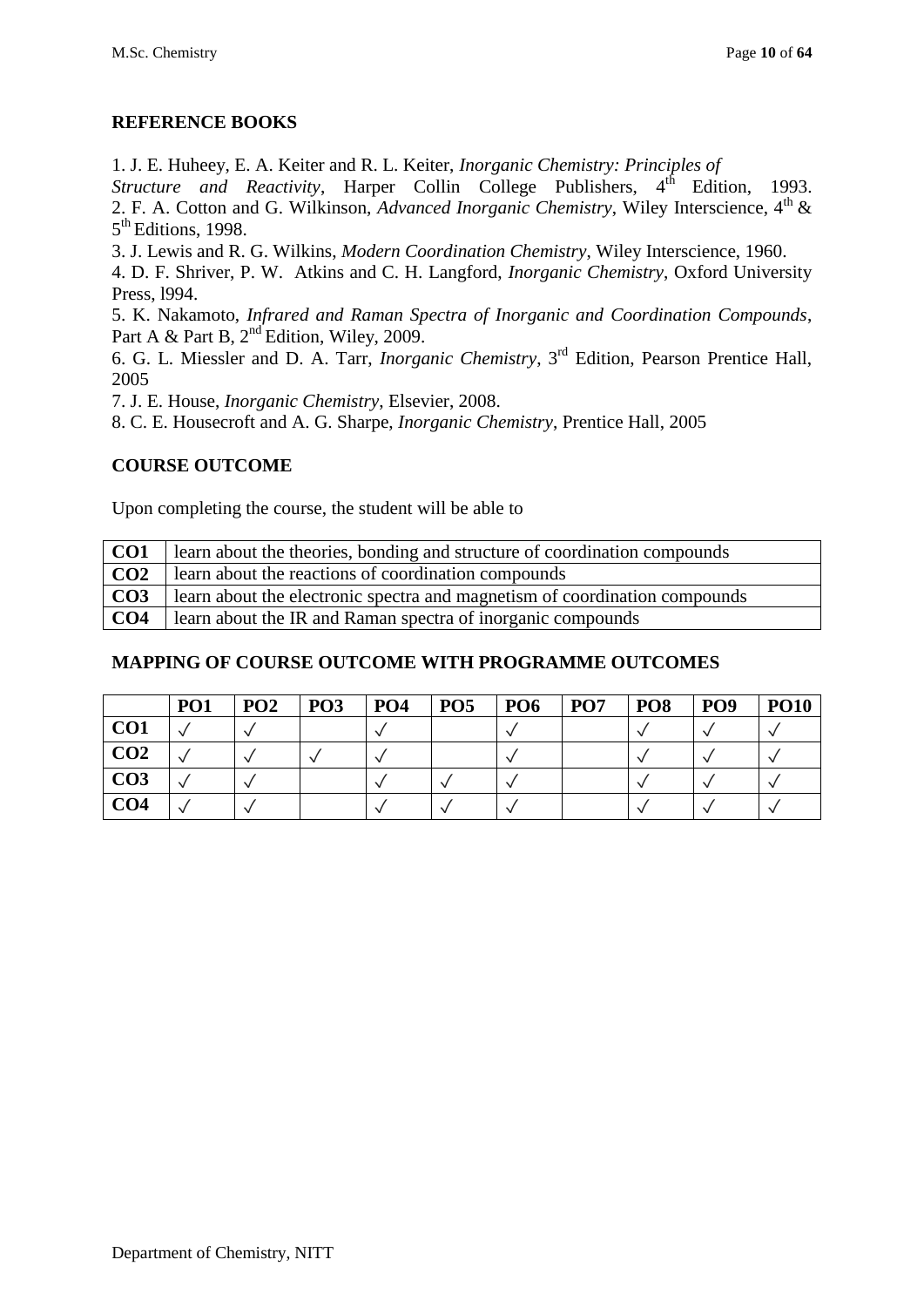**REFERENCE BOOKS**

1. J. E. Huheey, E. A. Keiter and R. L. Keiter, *Inorganic Chemistry: Principles of Structure and Reactivity*, Harper Collin College Publishers, 4th Edition, 1993.
2. F. A. Cotton and G. Wilkinson, *Advanced Inorganic Chemistry*, Wiley Interscience, 4th & 5th Editions, 1998.
3. J. Lewis and R. G. Wilkins, *Modern Coordination Chemistry*, Wiley Interscience, 1960.
4. D. F. Shriver, P. W. Atkins and C. H. Langford, *Inorganic Chemistry*, Oxford University Press, l994.
5. K. Nakamoto, *Infrared and Raman Spectra of Inorganic and Coordination Compounds*, Part A & Part B, 2nd Edition, Wiley, 2009.
6. G. L. Miessler and D. A. Tarr, *Inorganic Chemistry*, 3rd Edition, Pearson Prentice Hall, 2005
7. J. E. House, *Inorganic Chemistry*, Elsevier, 2008.
8. C. E. Housecroft and A. G. Sharpe, *Inorganic Chemistry*, Prentice Hall, 2005

**COURSE OUTCOME**

Upon completing the course, the student will be able to

| | |
|---|---|
| **CO1** | learn about the theories, bonding and structure of coordination compounds |
| **CO2** | learn about the reactions of coordination compounds |
| **CO3** | learn about the electronic spectra and magnetism of coordination compounds |
| **CO4** | learn about the IR and Raman spectra of inorganic compounds |

**MAPPING OF COURSE OUTCOME WITH PROGRAMME OUTCOMES**

| | PO1 | PO2 | PO3 | PO4 | PO5 | PO6 | PO7 | PO8 | PO9 | PO10 |
|---|---|---|---|---|---|---|---|---|---|---|
| **CO1** | ✓ | ✓ | | ✓ | | ✓ | | ✓ | ✓ | ✓ |
| **CO2** | ✓ | ✓ | ✓ | ✓ | | ✓ | | ✓ | ✓ | ✓ |
| **CO3** | ✓ | ✓ | | ✓ | ✓ | ✓ | | ✓ | ✓ | ✓ |
| **CO4** | ✓ | ✓ | | ✓ | ✓ | ✓ | | ✓ | ✓ | ✓ |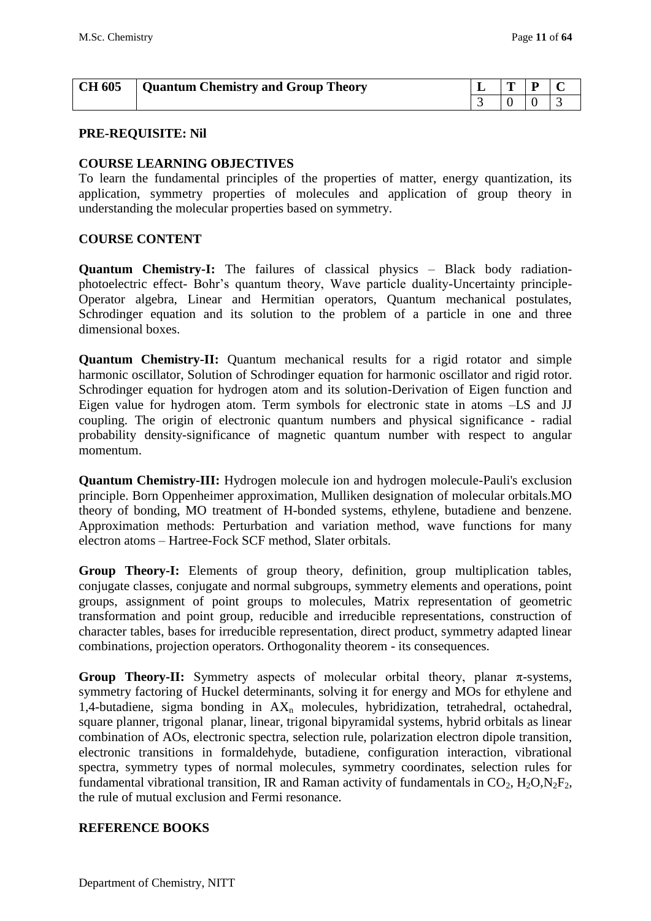| CH 605 | Quantum Chemistry and Group Theory | L | T | P | C |
|---|---|---|---|---|---|
| | | 3 | 0 | 0 | 3 |

**PRE-REQUISITE: Nil**

**COURSE LEARNING OBJECTIVES**

To learn the fundamental principles of the properties of matter, energy quantization, its application, symmetry properties of molecules and application of group theory in understanding the molecular properties based on symmetry.

**COURSE CONTENT**

**Quantum Chemistry-I:** The failures of classical physics – Black body radiation-photoelectric effect- Bohr's quantum theory, Wave particle duality-Uncertainty principle-Operator algebra, Linear and Hermitian operators, Quantum mechanical postulates, Schrodinger equation and its solution to the problem of a particle in one and three dimensional boxes.

**Quantum Chemistry-II:** Quantum mechanical results for a rigid rotator and simple harmonic oscillator, Solution of Schrodinger equation for harmonic oscillator and rigid rotor. Schrodinger equation for hydrogen atom and its solution-Derivation of Eigen function and Eigen value for hydrogen atom. Term symbols for electronic state in atoms –LS and JJ coupling. The origin of electronic quantum numbers and physical significance - radial probability density-significance of magnetic quantum number with respect to angular momentum.

**Quantum Chemistry-III:** Hydrogen molecule ion and hydrogen molecule-Pauli's exclusion principle. Born Oppenheimer approximation, Mulliken designation of molecular orbitals.MO theory of bonding, MO treatment of H-bonded systems, ethylene, butadiene and benzene. Approximation methods: Perturbation and variation method, wave functions for many electron atoms – Hartree-Fock SCF method, Slater orbitals.

**Group Theory-I:** Elements of group theory, definition, group multiplication tables, conjugate classes, conjugate and normal subgroups, symmetry elements and operations, point groups, assignment of point groups to molecules, Matrix representation of geometric transformation and point group, reducible and irreducible representations, construction of character tables, bases for irreducible representation, direct product, symmetry adapted linear combinations, projection operators. Orthogonality theorem - its consequences.

**Group Theory-II:** Symmetry aspects of molecular orbital theory, planar $\pi$-systems, symmetry factoring of Huckel determinants, solving it for energy and MOs for ethylene and 1,4-butadiene, sigma bonding in $AX_n$ molecules, hybridization, tetrahedral, octahedral, square planner, trigonal planar, linear, trigonal bipyramidal systems, hybrid orbitals as linear combination of AOs, electronic spectra, selection rule, polarization electron dipole transition, electronic transitions in formaldehyde, butadiene, configuration interaction, vibrational spectra, symmetry types of normal molecules, symmetry coordinates, selection rules for fundamental vibrational transition, IR and Raman activity of fundamentals in $CO_2$, $H_2O$,$N_2F_2$, the rule of mutual exclusion and Fermi resonance.

**REFERENCE BOOKS**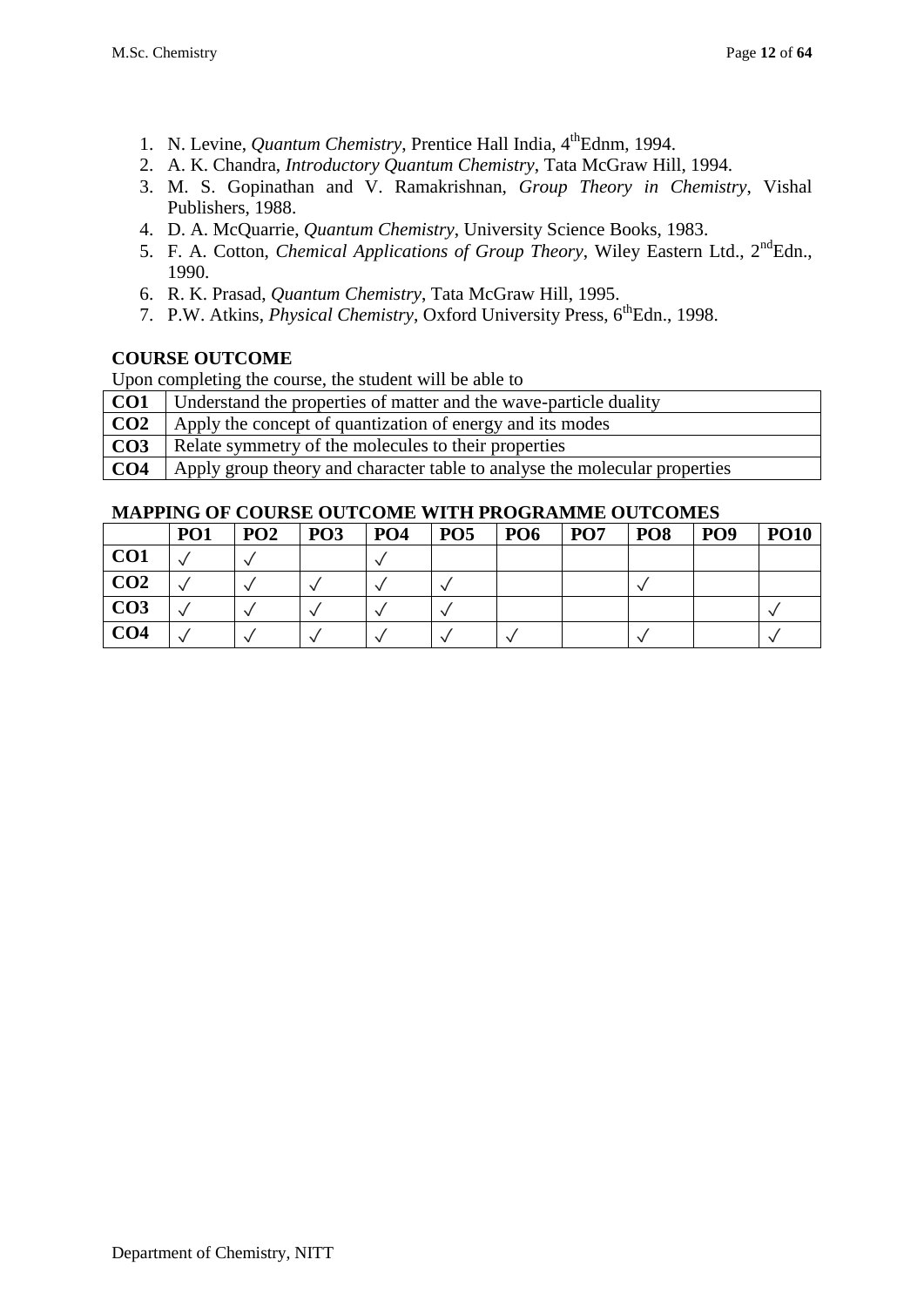1. N. Levine, *Quantum Chemistry*, Prentice Hall India, 4th Ednm, 1994.
2. A. K. Chandra, *Introductory Quantum Chemistry*, Tata McGraw Hill, 1994.
3. M. S. Gopinathan and V. Ramakrishnan, *Group Theory in Chemistry*, Vishal Publishers, 1988.
4. D. A. McQuarrie, *Quantum Chemistry*, University Science Books, 1983.
5. F. A. Cotton, *Chemical Applications of Group Theory*, Wiley Eastern Ltd., 2nd Edn., 1990.
6. R. K. Prasad, *Quantum Chemistry*, Tata McGraw Hill, 1995.
7. P.W. Atkins, *Physical Chemistry*, Oxford University Press, 6th Edn., 1998.

**COURSE OUTCOME**

Upon completing the course, the student will be able to

| | |
|---|---|
| **CO1** | Understand the properties of matter and the wave-particle duality |
| **CO2** | Apply the concept of quantization of energy and its modes |
| **CO3** | Relate symmetry of the molecules to their properties |
| **CO4** | Apply group theory and character table to analyse the molecular properties |

**MAPPING OF COURSE OUTCOME WITH PROGRAMME OUTCOMES**

| | PO1 | PO2 | PO3 | PO4 | PO5 | PO6 | PO7 | PO8 | PO9 | PO10 |
|---|---|---|---|---|---|---|---|---|---|---|
| **CO1** | ✓ | ✓ | | ✓ | | | | | | |
| **CO2** | ✓ | ✓ | ✓ | ✓ | ✓ | | | ✓ | | |
| **CO3** | ✓ | ✓ | ✓ | ✓ | ✓ | | | | | ✓ |
| **CO4** | ✓ | ✓ | ✓ | ✓ | ✓ | ✓ | | ✓ | | ✓ |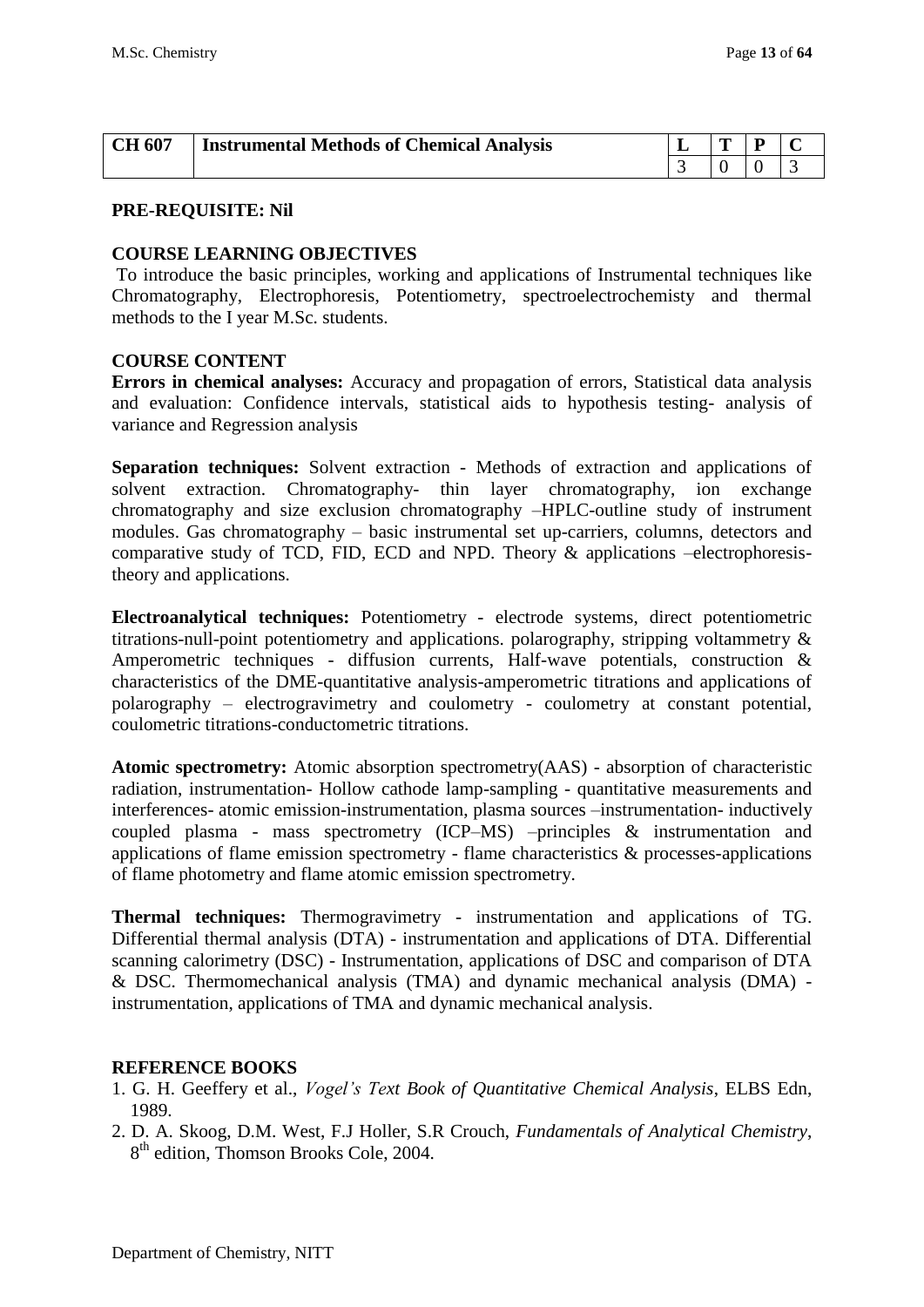| CH 607 | Instrumental Methods of Chemical Analysis | L | T | P | C |
|---|---|---|---|---|---|
| | | 3 | 0 | 0 | 3 |

**PRE-REQUISITE: Nil**

**COURSE LEARNING OBJECTIVES**

To introduce the basic principles, working and applications of Instrumental techniques like Chromatography, Electrophoresis, Potentiometry, spectroelectrochemisty and thermal methods to the I year M.Sc. students.

**COURSE CONTENT**

**Errors in chemical analyses:** Accuracy and propagation of errors, Statistical data analysis and evaluation: Confidence intervals, statistical aids to hypothesis testing- analysis of variance and Regression analysis

**Separation techniques:** Solvent extraction - Methods of extraction and applications of solvent extraction. Chromatography- thin layer chromatography, ion exchange chromatography and size exclusion chromatography –HPLC-outline study of instrument modules. Gas chromatography – basic instrumental set up-carriers, columns, detectors and comparative study of TCD, FID, ECD and NPD. Theory & applications –electrophoresis-theory and applications.

**Electroanalytical techniques:** Potentiometry - electrode systems, direct potentiometric titrations-null-point potentiometry and applications. polarography, stripping voltammetry & Amperometric techniques - diffusion currents, Half-wave potentials, construction & characteristics of the DME-quantitative analysis-amperometric titrations and applications of polarography – electrogravimetry and coulometry - coulometry at constant potential, coulometric titrations-conductometric titrations.

**Atomic spectrometry:** Atomic absorption spectrometry(AAS) - absorption of characteristic radiation, instrumentation- Hollow cathode lamp-sampling - quantitative measurements and interferences- atomic emission-instrumentation, plasma sources –instrumentation- inductively coupled plasma - mass spectrometry (ICP–MS) –principles & instrumentation and applications of flame emission spectrometry - flame characteristics & processes-applications of flame photometry and flame atomic emission spectrometry.

**Thermal techniques:** Thermogravimetry - instrumentation and applications of TG. Differential thermal analysis (DTA) - instrumentation and applications of DTA. Differential scanning calorimetry (DSC) - Instrumentation, applications of DSC and comparison of DTA & DSC. Thermomechanical analysis (TMA) and dynamic mechanical analysis (DMA) - instrumentation, applications of TMA and dynamic mechanical analysis.

**REFERENCE BOOKS**

1. G. H. Geeffery et al., *Vogel's Text Book of Quantitative Chemical Analysis*, ELBS Edn, 1989.
2. D. A. Skoog, D.M. West, F.J Holler, S.R Crouch, *Fundamentals of Analytical Chemistry*, 8th edition, Thomson Brooks Cole, 2004.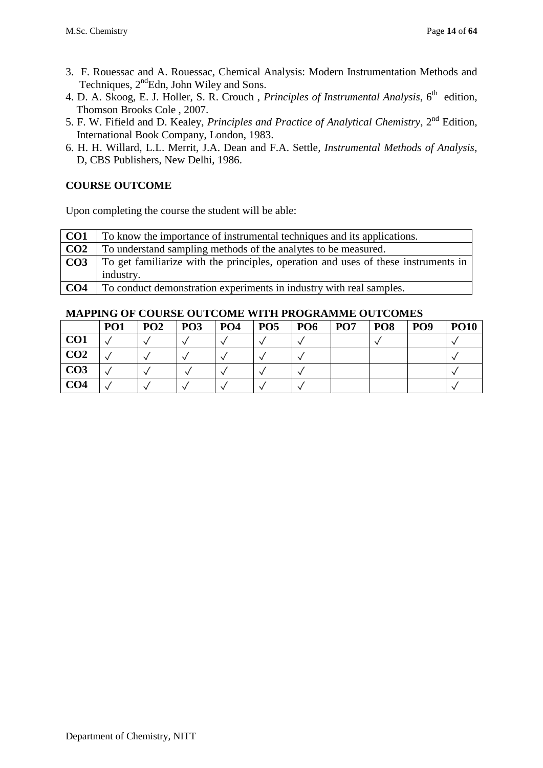3. F. Rouessac and A. Rouessac, Chemical Analysis: Modern Instrumentation Methods and Techniques, 2nd Edn, John Wiley and Sons.
4. D. A. Skoog, E. J. Holler, S. R. Crouch , *Principles of Instrumental Analysis*, 6th edition, Thomson Brooks Cole , 2007.
5. F. W. Fifield and D. Kealey, *Principles and Practice of Analytical Chemistry*, 2nd Edition, International Book Company, London, 1983.
6. H. H. Willard, L.L. Merrit, J.A. Dean and F.A. Settle, *Instrumental Methods of Analysis*, D, CBS Publishers, New Delhi, 1986.

**COURSE OUTCOME**

Upon completing the course the student will be able:

| | |
|---|---|
| **CO1** | To know the importance of instrumental techniques and its applications. |
| **CO2** | To understand sampling methods of the analytes to be measured. |
| **CO3** | To get familiarize with the principles, operation and uses of these instruments in industry. |
| **CO4** | To conduct demonstration experiments in industry with real samples. |

**MAPPING OF COURSE OUTCOME WITH PROGRAMME OUTCOMES**

| | PO1 | PO2 | PO3 | PO4 | PO5 | PO6 | PO7 | PO8 | PO9 | PO10 |
|---|---|---|---|---|---|---|---|---|---|---|
| **CO1** | ✓ | ✓ | ✓ | ✓ | ✓ | ✓ | | ✓ | | ✓ |
| **CO2** | ✓ | ✓ | ✓ | ✓ | ✓ | ✓ | | | | ✓ |
| **CO3** | ✓ | ✓ | ✓ | ✓ | ✓ | ✓ | | | | ✓ |
| **CO4** | ✓ | ✓ | ✓ | ✓ | ✓ | ✓ | | | | ✓ |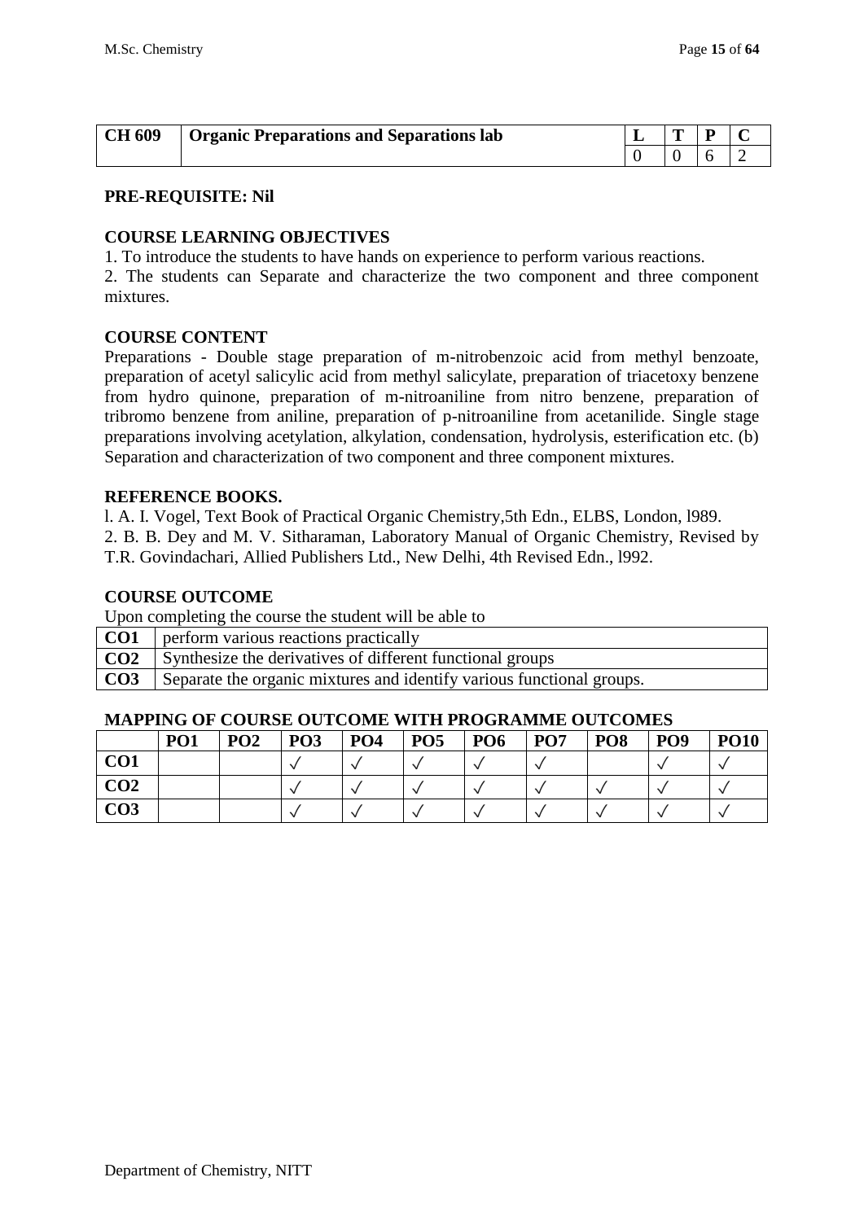| CH 609 | Organic Preparations and Separations lab | L | T | P | C |
|---|---|---|---|---|---|
| | | 0 | 0 | 6 | 2 |

**PRE-REQUISITE: Nil**

**COURSE LEARNING OBJECTIVES**

1. To introduce the students to have hands on experience to perform various reactions.
2. The students can Separate and characterize the two component and three component mixtures.

**COURSE CONTENT**

Preparations - Double stage preparation of m-nitrobenzoic acid from methyl benzoate, preparation of acetyl salicylic acid from methyl salicylate, preparation of triacetoxy benzene from hydro quinone, preparation of m-nitroaniline from nitro benzene, preparation of tribromo benzene from aniline, preparation of p-nitroaniline from acetanilide. Single stage preparations involving acetylation, alkylation, condensation, hydrolysis, esterification etc. (b) Separation and characterization of two component and three component mixtures.

**REFERENCE BOOKS.**

l. A. I. Vogel, Text Book of Practical Organic Chemistry,5th Edn., ELBS, London, l989.
2. B. B. Dey and M. V. Sitharaman, Laboratory Manual of Organic Chemistry, Revised by T.R. Govindachari, Allied Publishers Ltd., New Delhi, 4th Revised Edn., l992.

**COURSE OUTCOME**

Upon completing the course the student will be able to

| | |
|---|---|
| **CO1** | perform various reactions practically |
| **CO2** | Synthesize the derivatives of different functional groups |
| **CO3** | Separate the organic mixtures and identify various functional groups. |

**MAPPING OF COURSE OUTCOME WITH PROGRAMME OUTCOMES**

| | PO1 | PO2 | PO3 | PO4 | PO5 | PO6 | PO7 | PO8 | PO9 | PO10 |
|---|---|---|---|---|---|---|---|---|---|---|
| **CO1** | | | √ | √ | √ | √ | √ | | √ | √ |
| **CO2** | | | √ | √ | √ | √ | √ | √ | √ | √ |
| **CO3** | | | √ | √ | √ | √ | √ | √ | √ | √ |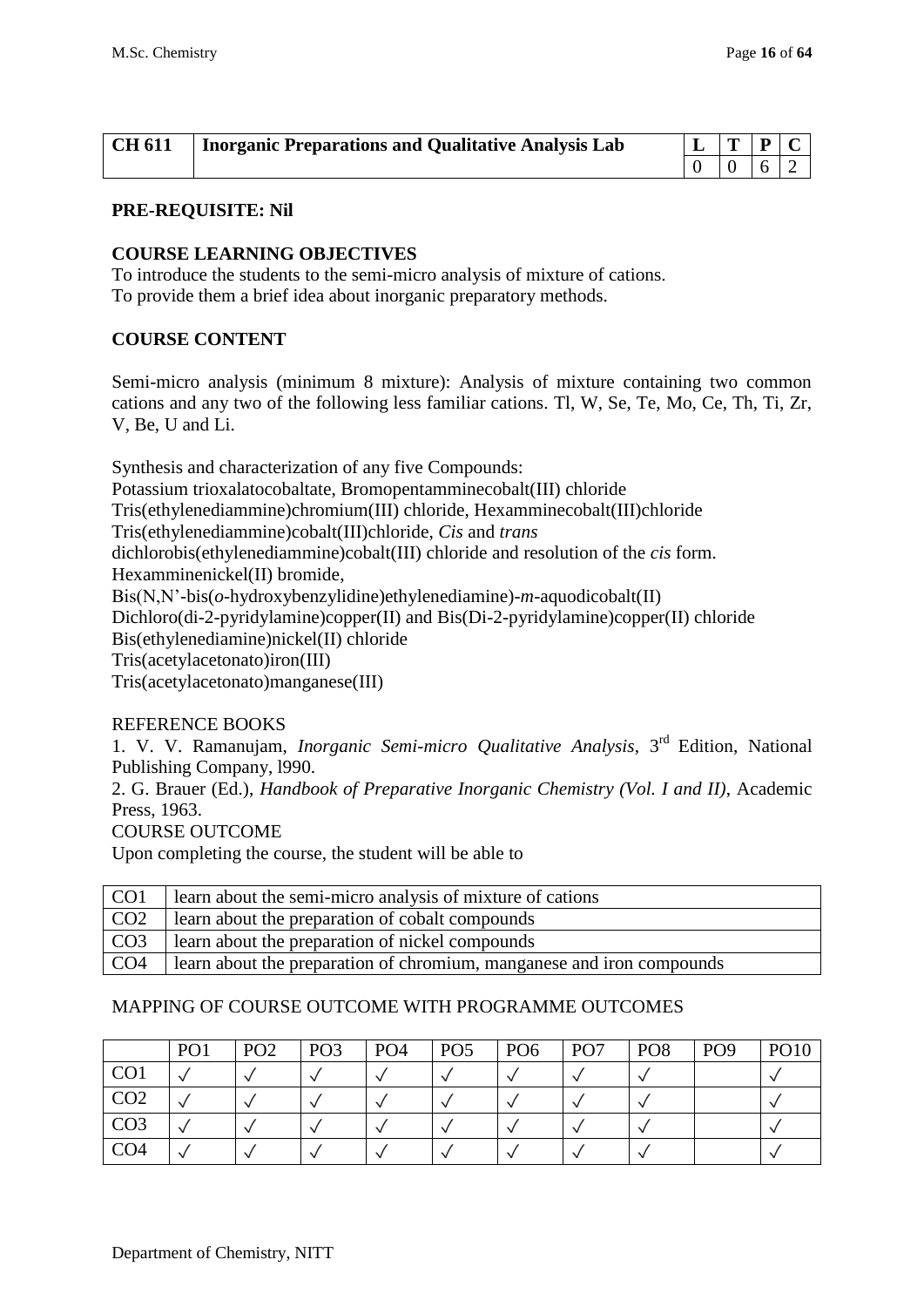| CH 611 | Inorganic Preparations and Qualitative Analysis Lab | L | T | P | C |
|---|---|---|---|---|---|
| | | 0 | 0 | 6 | 2 |

**PRE-REQUISITE: Nil**

**COURSE LEARNING OBJECTIVES**

To introduce the students to the semi-micro analysis of mixture of cations.
To provide them a brief idea about inorganic preparatory methods.

**COURSE CONTENT**

Semi-micro analysis (minimum 8 mixture): Analysis of mixture containing two common cations and any two of the following less familiar cations. Tl, W, Se, Te, Mo, Ce, Th, Ti, Zr, V, Be, U and Li.

Synthesis and characterization of any five Compounds:
Potassium trioxalatocobaltate, Bromopentamminecobalt(III) chloride
Tris(ethylenediammine)chromium(III) chloride, Hexamminecobalt(III)chloride
Tris(ethylenediammine)cobalt(III)chloride, *Cis* and *trans* dichlorobis(ethylenediammine)cobalt(III) chloride and resolution of the *cis* form.
Hexamminenickel(II) bromide,
Bis(N,N'-bis(*o*-hydroxybenzylidine)ethylenediamine)-*m*-aquodicobalt(II)
Dichloro(di-2-pyridylamine)copper(II) and Bis(Di-2-pyridylamine)copper(II) chloride
Bis(ethylenediamine)nickel(II) chloride
Tris(acetylacetonato)iron(III)
Tris(acetylacetonato)manganese(III)

REFERENCE BOOKS

1. V. V. Ramanujam, *Inorganic Semi-micro Qualitative Analysis*, 3rd Edition, National Publishing Company, l990.
2. G. Brauer (Ed.), *Handbook of Preparative Inorganic Chemistry (Vol. I and II)*, Academic Press, 1963.

COURSE OUTCOME

Upon completing the course, the student will be able to

| CO1 | learn about the semi-micro analysis of mixture of cations |
|---|---|
| CO2 | learn about the preparation of cobalt compounds |
| CO3 | learn about the preparation of nickel compounds |
| CO4 | learn about the preparation of chromium, manganese and iron compounds |

MAPPING OF COURSE OUTCOME WITH PROGRAMME OUTCOMES

| | PO1 | PO2 | PO3 | PO4 | PO5 | PO6 | PO7 | PO8 | PO9 | PO10 |
|---|---|---|---|---|---|---|---|---|---|---|
| CO1 | ✓ | ✓ | ✓ | ✓ | ✓ | ✓ | ✓ | ✓ | | ✓ |
| CO2 | ✓ | ✓ | ✓ | ✓ | ✓ | ✓ | ✓ | ✓ | | ✓ |
| CO3 | ✓ | ✓ | ✓ | ✓ | ✓ | ✓ | ✓ | ✓ | | ✓ |
| CO4 | ✓ | ✓ | ✓ | ✓ | ✓ | ✓ | ✓ | ✓ | | ✓ |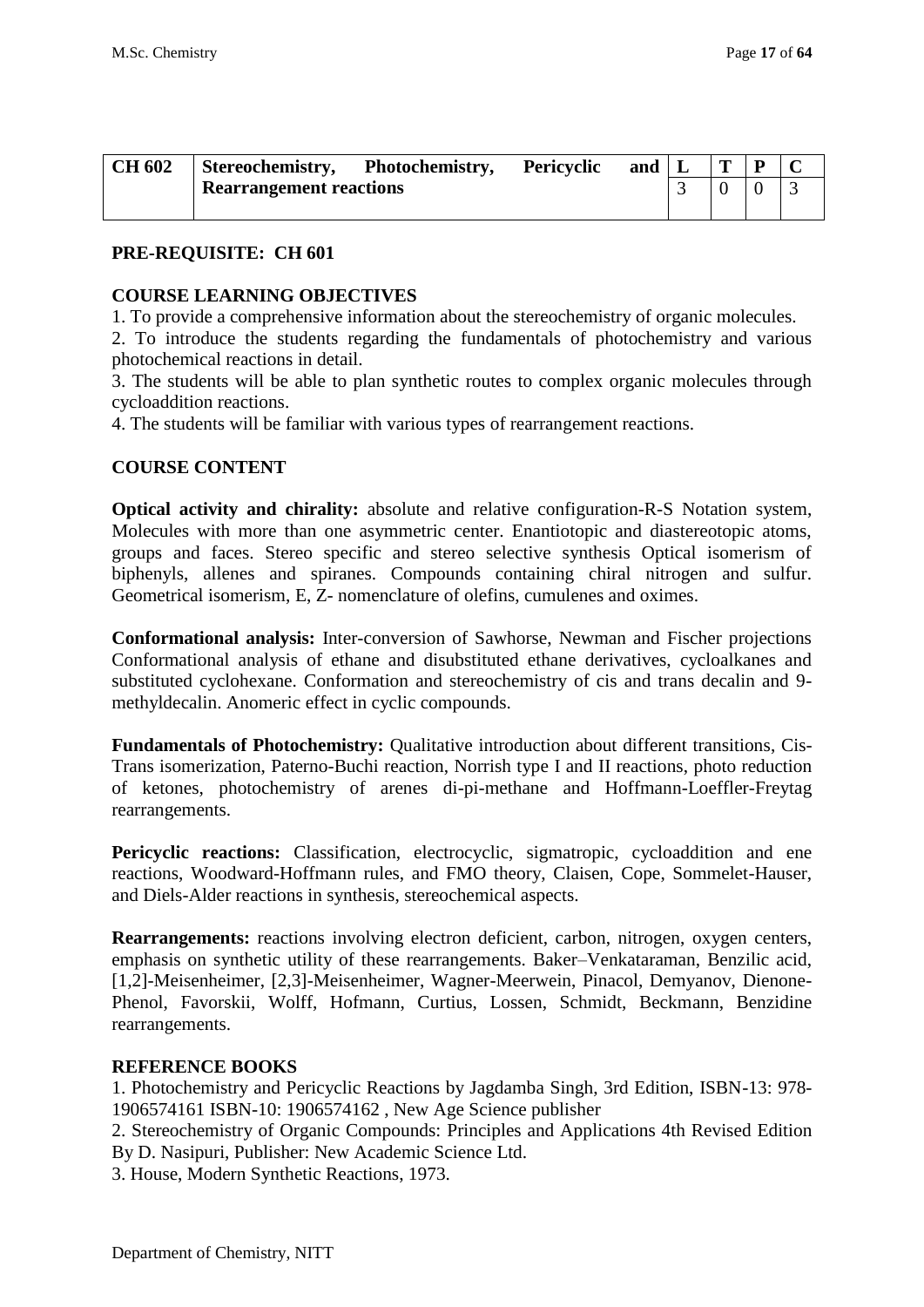| CH 602 | Stereochemistry, Photochemistry, Pericyclic and Rearrangement reactions | L | T | P | C |
|---|---|---|---|---|---|
| | | 3 | 0 | 0 | 3 |

**PRE-REQUISITE: CH 601**

**COURSE LEARNING OBJECTIVES**

1. To provide a comprehensive information about the stereochemistry of organic molecules.
2. To introduce the students regarding the fundamentals of photochemistry and various photochemical reactions in detail.
3. The students will be able to plan synthetic routes to complex organic molecules through cycloaddition reactions.
4. The students will be familiar with various types of rearrangement reactions.

**COURSE CONTENT**

**Optical activity and chirality:** absolute and relative configuration-R-S Notation system, Molecules with more than one asymmetric center. Enantiotopic and diastereotopic atoms, groups and faces. Stereo specific and stereo selective synthesis Optical isomerism of biphenyls, allenes and spiranes. Compounds containing chiral nitrogen and sulfur. Geometrical isomerism, E, Z- nomenclature of olefins, cumulenes and oximes.

**Conformational analysis:** Inter-conversion of Sawhorse, Newman and Fischer projections Conformational analysis of ethane and disubstituted ethane derivatives, cycloalkanes and substituted cyclohexane. Conformation and stereochemistry of cis and trans decalin and 9-methyldecalin. Anomeric effect in cyclic compounds.

**Fundamentals of Photochemistry:** Qualitative introduction about different transitions, Cis-Trans isomerization, Paterno-Buchi reaction, Norrish type I and II reactions, photo reduction of ketones, photochemistry of arenes di-pi-methane and Hoffmann-Loeffler-Freytag rearrangements.

**Pericyclic reactions:** Classification, electrocyclic, sigmatropic, cycloaddition and ene reactions, Woodward-Hoffmann rules, and FMO theory, Claisen, Cope, Sommelet-Hauser, and Diels-Alder reactions in synthesis, stereochemical aspects.

**Rearrangements:** reactions involving electron deficient, carbon, nitrogen, oxygen centers, emphasis on synthetic utility of these rearrangements. Baker–Venkataraman, Benzilic acid, [1,2]-Meisenheimer, [2,3]-Meisenheimer, Wagner-Meerwein, Pinacol, Demyanov, Dienone-Phenol, Favorskii, Wolff, Hofmann, Curtius, Lossen, Schmidt, Beckmann, Benzidine rearrangements.

**REFERENCE BOOKS**

1. Photochemistry and Pericyclic Reactions by Jagdamba Singh, 3rd Edition, ISBN-13: 978-1906574161 ISBN-10: 1906574162 , New Age Science publisher
2. Stereochemistry of Organic Compounds: Principles and Applications 4th Revised Edition By D. Nasipuri, Publisher: New Academic Science Ltd.
3. House, Modern Synthetic Reactions, 1973.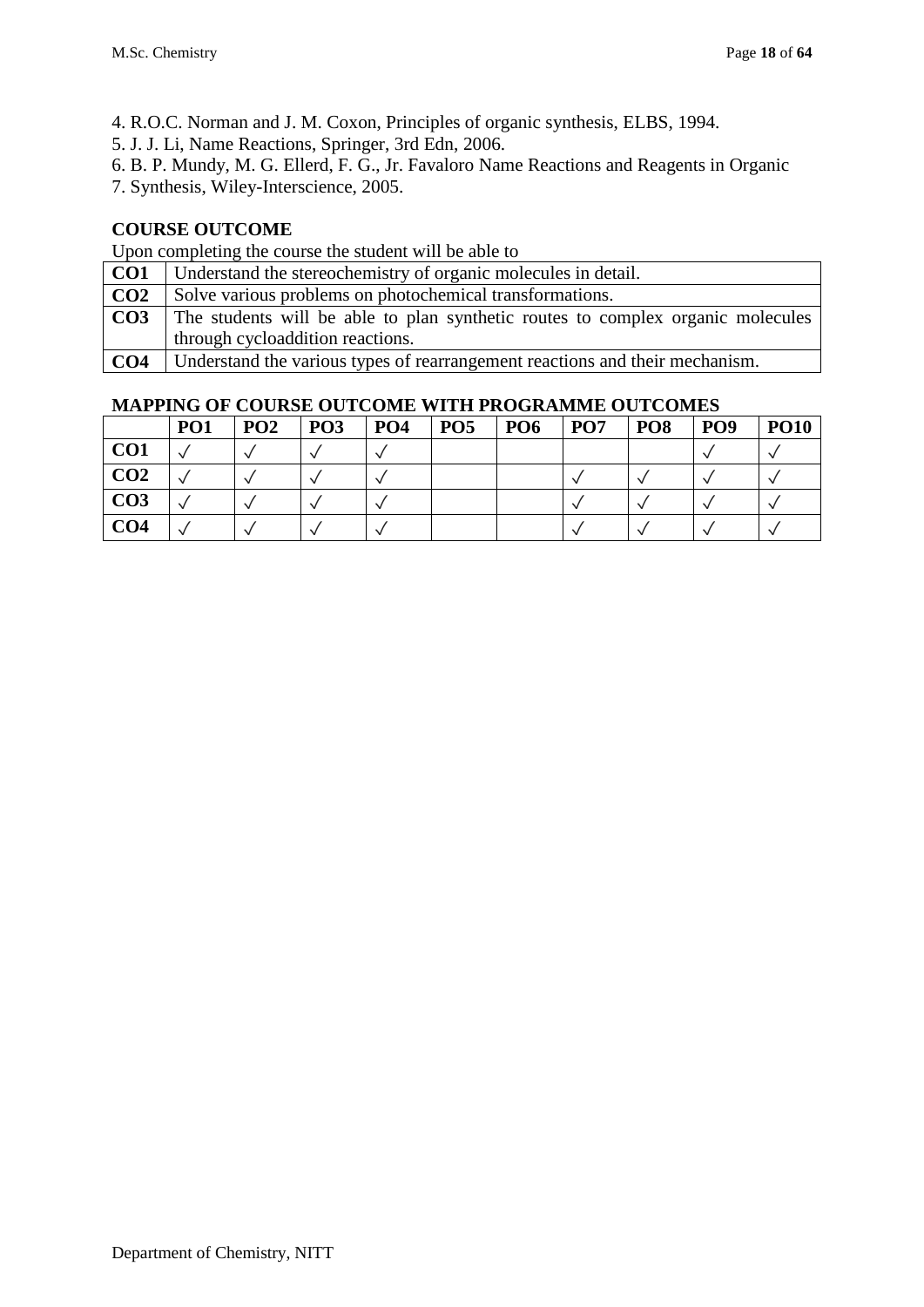4. R.O.C. Norman and J. M. Coxon, Principles of organic synthesis, ELBS, 1994.
5. J. J. Li, Name Reactions, Springer, 3rd Edn, 2006.
6. B. P. Mundy, M. G. Ellerd, F. G., Jr. Favaloro Name Reactions and Reagents in Organic
7. Synthesis, Wiley-Interscience, 2005.

**COURSE OUTCOME**

Upon completing the course the student will be able to

| | |
|---|---|
| **CO1** | Understand the stereochemistry of organic molecules in detail. |
| **CO2** | Solve various problems on photochemical transformations. |
| **CO3** | The students will be able to plan synthetic routes to complex organic molecules through cycloaddition reactions. |
| **CO4** | Understand the various types of rearrangement reactions and their mechanism. |

**MAPPING OF COURSE OUTCOME WITH PROGRAMME OUTCOMES**

| | **PO1** | **PO2** | **PO3** | **PO4** | **PO5** | **PO6** | **PO7** | **PO8** | **PO9** | **PO10** |
|---|---|---|---|---|---|---|---|---|---|---|
| **CO1** | ✓ | ✓ | ✓ | ✓ | | | | | ✓ | ✓ |
| **CO2** | ✓ | ✓ | ✓ | ✓ | | | ✓ | ✓ | ✓ | ✓ |
| **CO3** | ✓ | ✓ | ✓ | ✓ | | | ✓ | ✓ | ✓ | ✓ |
| **CO4** | ✓ | ✓ | ✓ | ✓ | | | ✓ | ✓ | ✓ | ✓ |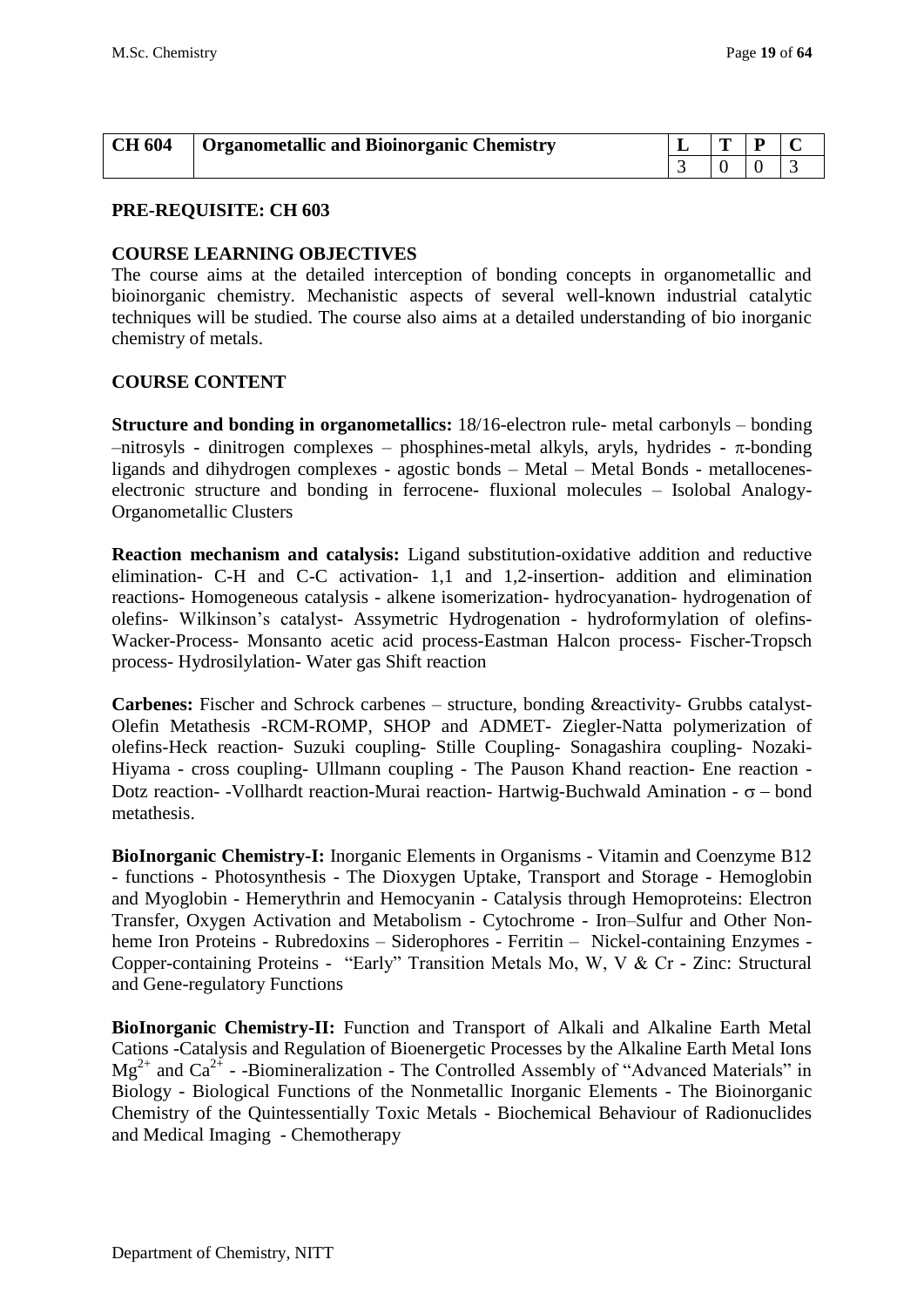| CH 604 | Organometallic and Bioinorganic Chemistry | L | T | P | C |
|---|---|---|---|---|---|
| | | 3 | 0 | 0 | 3 |

**PRE-REQUISITE: CH 603**

**COURSE LEARNING OBJECTIVES**

The course aims at the detailed interception of bonding concepts in organometallic and bioinorganic chemistry. Mechanistic aspects of several well-known industrial catalytic techniques will be studied. The course also aims at a detailed understanding of bio inorganic chemistry of metals.

**COURSE CONTENT**

**Structure and bonding in organometallics:** 18/16-electron rule- metal carbonyls – bonding –nitrosyls - dinitrogen complexes – phosphines-metal alkyls, aryls, hydrides - $\pi$-bonding ligands and dihydrogen complexes - agostic bonds – Metal – Metal Bonds - metallocenes-electronic structure and bonding in ferrocene- fluxional molecules – Isolobal Analogy-Organometallic Clusters

**Reaction mechanism and catalysis:** Ligand substitution-oxidative addition and reductive elimination- C-H and C-C activation- 1,1 and 1,2-insertion- addition and elimination reactions- Homogeneous catalysis - alkene isomerization- hydrocyanation- hydrogenation of olefins- Wilkinson's catalyst- Assymetric Hydrogenation - hydroformylation of olefins-Wacker-Process- Monsanto acetic acid process-Eastman Halcon process- Fischer-Tropsch process- Hydrosilylation- Water gas Shift reaction

**Carbenes:** Fischer and Schrock carbenes – structure, bonding &reactivity- Grubbs catalyst-Olefin Metathesis -RCM-ROMP, SHOP and ADMET- Ziegler-Natta polymerization of olefins-Heck reaction- Suzuki coupling- Stille Coupling- Sonagashira coupling- Nozaki-Hiyama - cross coupling- Ullmann coupling - The Pauson Khand reaction- Ene reaction - Dotz reaction- -Vollhardt reaction-Murai reaction- Hartwig-Buchwald Amination - $\sigma$ – bond metathesis.

**BioInorganic Chemistry-I:** Inorganic Elements in Organisms - Vitamin and Coenzyme B12 - functions - Photosynthesis - The Dioxygen Uptake, Transport and Storage - Hemoglobin and Myoglobin - Hemerythrin and Hemocyanin - Catalysis through Hemoproteins: Electron Transfer, Oxygen Activation and Metabolism - Cytochrome - Iron–Sulfur and Other Non-heme Iron Proteins - Rubredoxins – Siderophores - Ferritin – Nickel-containing Enzymes - Copper-containing Proteins - "Early" Transition Metals Mo, W, V & Cr - Zinc: Structural and Gene-regulatory Functions

**BioInorganic Chemistry-II:** Function and Transport of Alkali and Alkaline Earth Metal Cations -Catalysis and Regulation of Bioenergetic Processes by the Alkaline Earth Metal Ions $Mg^{2+}$ and $Ca^{2+}$ - -Biomineralization - The Controlled Assembly of "Advanced Materials" in Biology - Biological Functions of the Nonmetallic Inorganic Elements - The Bioinorganic Chemistry of the Quintessentially Toxic Metals - Biochemical Behaviour of Radionuclides and Medical Imaging - Chemotherapy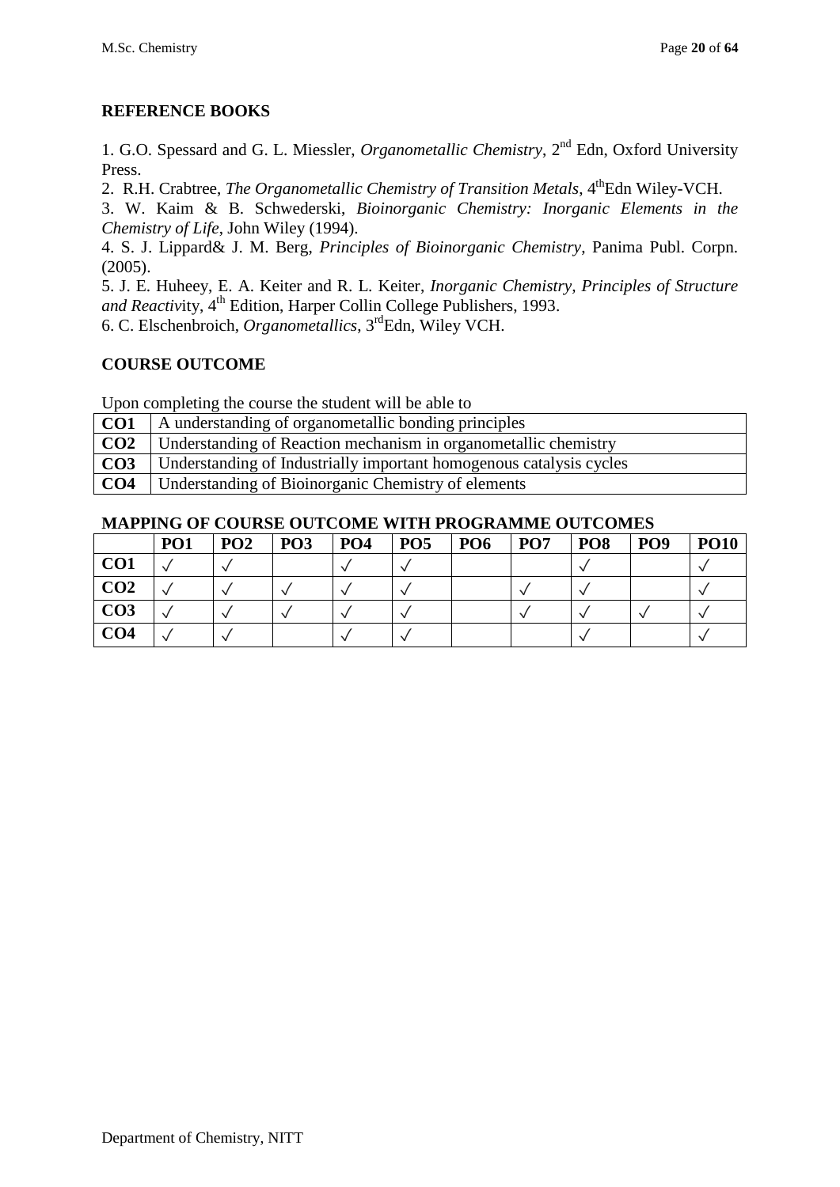## REFERENCE BOOKS

1. G.O. Spessard and G. L. Miessler, *Organometallic Chemistry*, 2nd Edn, Oxford University Press.
2. R.H. Crabtree, *The Organometallic Chemistry of Transition Metals*, 4thEdn Wiley-VCH.
3. W. Kaim & B. Schwederski, *Bioinorganic Chemistry: Inorganic Elements in the Chemistry of Life*, John Wiley (1994).
4. S. J. Lippard& J. M. Berg, *Principles of Bioinorganic Chemistry*, Panima Publ. Corpn. (2005).
5. J. E. Huheey, E. A. Keiter and R. L. Keiter, *Inorganic Chemistry, Principles of Structure and Reactivity*, 4th Edition, Harper Collin College Publishers, 1993.
6. C. Elschenbroich, *Organometallics*, 3rdEdn, Wiley VCH.

## COURSE OUTCOME

Upon completing the course the student will be able to

| | |
|---|---|
| **CO1** | A understanding of organometallic bonding principles |
| **CO2** | Understanding of Reaction mechanism in organometallic chemistry |
| **CO3** | Understanding of Industrially important homogenous catalysis cycles |
| **CO4** | Understanding of Bioinorganic Chemistry of elements |

## MAPPING OF COURSE OUTCOME WITH PROGRAMME OUTCOMES

| | PO1 | PO2 | PO3 | PO4 | PO5 | PO6 | PO7 | PO8 | PO9 | PO10 |
|---|---|---|---|---|---|---|---|---|---|---|
| **CO1** | ✓ | ✓ | | ✓ | ✓ | | | ✓ | | ✓ |
| **CO2** | ✓ | ✓ | ✓ | ✓ | ✓ | | ✓ | ✓ | | ✓ |
| **CO3** | ✓ | ✓ | ✓ | ✓ | ✓ | | ✓ | ✓ | ✓ | ✓ |
| **CO4** | ✓ | ✓ | | ✓ | ✓ | | | ✓ | | ✓ |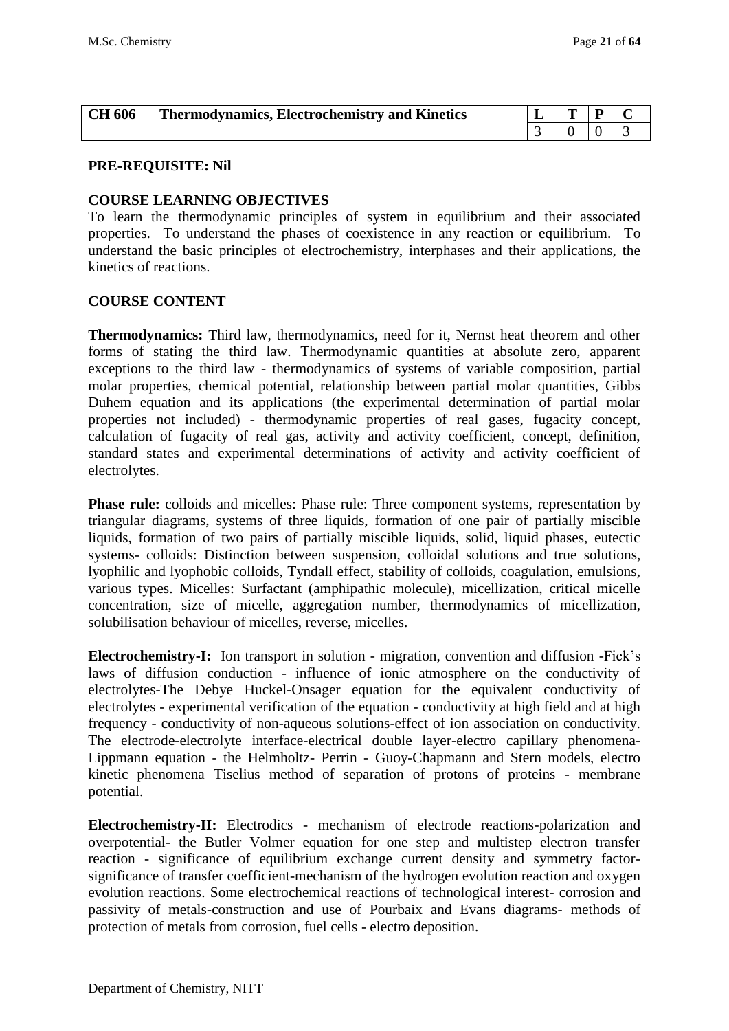| CH 606 | Thermodynamics, Electrochemistry and Kinetics | L | T | P | C |
|---|---|---|---|---|---|
| | | 3 | 0 | 0 | 3 |

**PRE-REQUISITE: Nil**

**COURSE LEARNING OBJECTIVES**

To learn the thermodynamic principles of system in equilibrium and their associated properties. To understand the phases of coexistence in any reaction or equilibrium. To understand the basic principles of electrochemistry, interphases and their applications, the kinetics of reactions.

**COURSE CONTENT**

**Thermodynamics:** Third law, thermodynamics, need for it, Nernst heat theorem and other forms of stating the third law. Thermodynamic quantities at absolute zero, apparent exceptions to the third law - thermodynamics of systems of variable composition, partial molar properties, chemical potential, relationship between partial molar quantities, Gibbs Duhem equation and its applications (the experimental determination of partial molar properties not included) - thermodynamic properties of real gases, fugacity concept, calculation of fugacity of real gas, activity and activity coefficient, concept, definition, standard states and experimental determinations of activity and activity coefficient of electrolytes.

**Phase rule:** colloids and micelles: Phase rule: Three component systems, representation by triangular diagrams, systems of three liquids, formation of one pair of partially miscible liquids, formation of two pairs of partially miscible liquids, solid, liquid phases, eutectic systems- colloids: Distinction between suspension, colloidal solutions and true solutions, lyophilic and lyophobic colloids, Tyndall effect, stability of colloids, coagulation, emulsions, various types. Micelles: Surfactant (amphipathic molecule), micellization, critical micelle concentration, size of micelle, aggregation number, thermodynamics of micellization, solubilisation behaviour of micelles, reverse, micelles.

**Electrochemistry-I:** Ion transport in solution - migration, convention and diffusion -Fick's laws of diffusion conduction - influence of ionic atmosphere on the conductivity of electrolytes-The Debye Huckel-Onsager equation for the equivalent conductivity of electrolytes - experimental verification of the equation - conductivity at high field and at high frequency - conductivity of non-aqueous solutions-effect of ion association on conductivity. The electrode-electrolyte interface-electrical double layer-electro capillary phenomena- Lippmann equation - the Helmholtz- Perrin - Guoy-Chapmann and Stern models, electro kinetic phenomena Tiselius method of separation of protons of proteins - membrane potential.

**Electrochemistry-II:** Electrodics - mechanism of electrode reactions-polarization and overpotential- the Butler Volmer equation for one step and multistep electron transfer reaction - significance of equilibrium exchange current density and symmetry factor-significance of transfer coefficient-mechanism of the hydrogen evolution reaction and oxygen evolution reactions. Some electrochemical reactions of technological interest- corrosion and passivity of metals-construction and use of Pourbaix and Evans diagrams- methods of protection of metals from corrosion, fuel cells - electro deposition.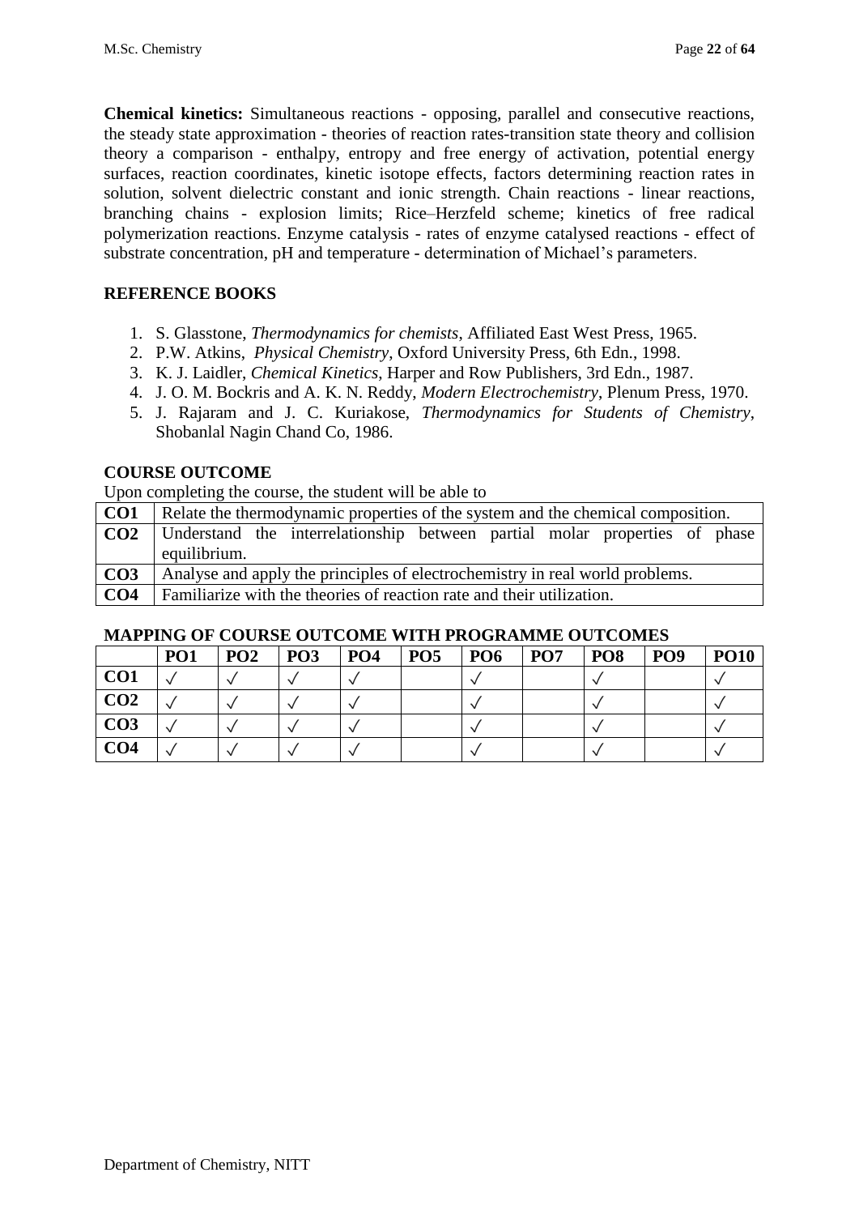**Chemical kinetics:** Simultaneous reactions - opposing, parallel and consecutive reactions, the steady state approximation - theories of reaction rates-transition state theory and collision theory a comparison - enthalpy, entropy and free energy of activation, potential energy surfaces, reaction coordinates, kinetic isotope effects, factors determining reaction rates in solution, solvent dielectric constant and ionic strength. Chain reactions - linear reactions, branching chains - explosion limits; Rice–Herzfeld scheme; kinetics of free radical polymerization reactions. Enzyme catalysis - rates of enzyme catalysed reactions - effect of substrate concentration, pH and temperature - determination of Michael's parameters.

## REFERENCE BOOKS

1. S. Glasstone, *Thermodynamics for chemists*, Affiliated East West Press, 1965.
2. P.W. Atkins, *Physical Chemistry*, Oxford University Press, 6th Edn., 1998.
3. K. J. Laidler, *Chemical Kinetics*, Harper and Row Publishers, 3rd Edn., 1987.
4. J. O. M. Bockris and A. K. N. Reddy, *Modern Electrochemistry*, Plenum Press, 1970.
5. J. Rajaram and J. C. Kuriakose, *Thermodynamics for Students of Chemistry*, Shobanlal Nagin Chand Co, 1986.

## COURSE OUTCOME

Upon completing the course, the student will be able to

| | |
|---|---|
| **CO1** | Relate the thermodynamic properties of the system and the chemical composition. |
| **CO2** | Understand the interrelationship between partial molar properties of phase equilibrium. |
| **CO3** | Analyse and apply the principles of electrochemistry in real world problems. |
| **CO4** | Familiarize with the theories of reaction rate and their utilization. |

## MAPPING OF COURSE OUTCOME WITH PROGRAMME OUTCOMES

| | PO1 | PO2 | PO3 | PO4 | PO5 | PO6 | PO7 | PO8 | PO9 | PO10 |
|---|---|---|---|---|---|---|---|---|---|---|
| **CO1** | √ | √ | √ | √ | | √ | | √ | | √ |
| **CO2** | √ | √ | √ | √ | | √ | | √ | | √ |
| **CO3** | √ | √ | √ | √ | | √ | | √ | | √ |
| **CO4** | √ | √ | √ | √ | | √ | | √ | | √ |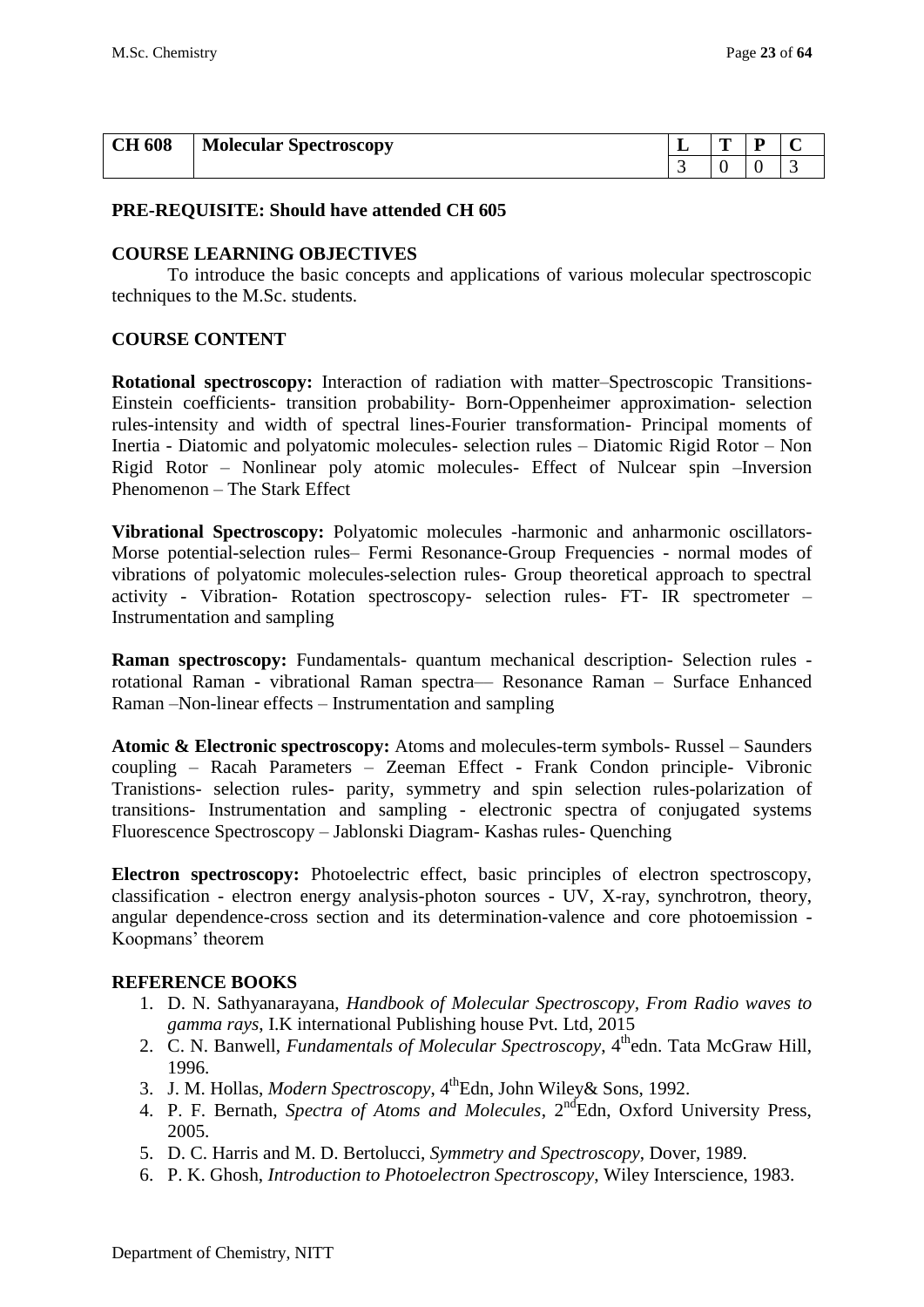| CH 608 | Molecular Spectroscopy | L | T | P | C |
|---|---|---|---|---|---|
| | | 3 | 0 | 0 | 3 |

**PRE-REQUISITE: Should have attended CH 605**

**COURSE LEARNING OBJECTIVES**

To introduce the basic concepts and applications of various molecular spectroscopic techniques to the M.Sc. students.

**COURSE CONTENT**

**Rotational spectroscopy:** Interaction of radiation with matter–Spectroscopic Transitions-Einstein coefficients- transition probability- Born-Oppenheimer approximation- selection rules-intensity and width of spectral lines-Fourier transformation- Principal moments of Inertia - Diatomic and polyatomic molecules- selection rules – Diatomic Rigid Rotor – Non Rigid Rotor – Nonlinear poly atomic molecules- Effect of Nulcear spin –Inversion Phenomenon – The Stark Effect

**Vibrational Spectroscopy:** Polyatomic molecules -harmonic and anharmonic oscillators-Morse potential-selection rules– Fermi Resonance-Group Frequencies - normal modes of vibrations of polyatomic molecules-selection rules- Group theoretical approach to spectral activity - Vibration- Rotation spectroscopy- selection rules- FT- IR spectrometer – Instrumentation and sampling

**Raman spectroscopy:** Fundamentals- quantum mechanical description- Selection rules - rotational Raman - vibrational Raman spectra–– Resonance Raman – Surface Enhanced Raman –Non-linear effects – Instrumentation and sampling

**Atomic & Electronic spectroscopy:** Atoms and molecules-term symbols- Russel – Saunders coupling – Racah Parameters – Zeeman Effect - Frank Condon principle- Vibronic Tranistions- selection rules- parity, symmetry and spin selection rules-polarization of transitions- Instrumentation and sampling - electronic spectra of conjugated systems Fluorescence Spectroscopy – Jablonski Diagram- Kashas rules- Quenching

**Electron spectroscopy:** Photoelectric effect, basic principles of electron spectroscopy, classification - electron energy analysis-photon sources - UV, X-ray, synchrotron, theory, angular dependence-cross section and its determination-valence and core photoemission - Koopmans' theorem

**REFERENCE BOOKS**

1. D. N. Sathyanarayana, *Handbook of Molecular Spectroscopy, From Radio waves to gamma rays*, I.K international Publishing house Pvt. Ltd, 2015
2. C. N. Banwell, *Fundamentals of Molecular Spectroscopy*, 4th edn. Tata McGraw Hill, 1996.
3. J. M. Hollas, *Modern Spectroscopy*, 4th Edn, John Wiley& Sons, 1992.
4. P. F. Bernath, *Spectra of Atoms and Molecules*, 2nd Edn, Oxford University Press, 2005.
5. D. C. Harris and M. D. Bertolucci, *Symmetry and Spectroscopy*, Dover, 1989.
6. P. K. Ghosh, *Introduction to Photoelectron Spectroscopy*, Wiley Interscience, 1983.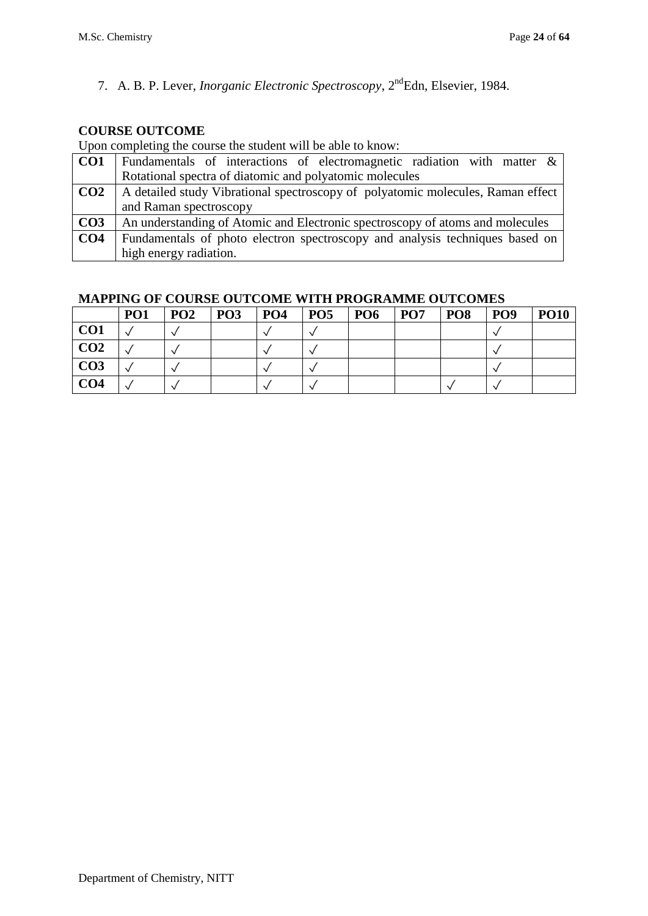7. A. B. P. Lever, *Inorganic Electronic Spectroscopy*, 2[nd]Edn, Elsevier, 1984.

**COURSE OUTCOME**

Upon completing the course the student will be able to know:

| | |
|---|---|
| **CO1** | Fundamentals of interactions of electromagnetic radiation with matter & Rotational spectra of diatomic and polyatomic molecules |
| **CO2** | A detailed study Vibrational spectroscopy of polyatomic molecules, Raman effect and Raman spectroscopy |
| **CO3** | An understanding of Atomic and Electronic spectroscopy of atoms and molecules |
| **CO4** | Fundamentals of photo electron spectroscopy and analysis techniques based on high energy radiation. |

**MAPPING OF COURSE OUTCOME WITH PROGRAMME OUTCOMES**

| | **PO1** | **PO2** | **PO3** | **PO4** | **PO5** | **PO6** | **PO7** | **PO8** | **PO9** | **PO10** |
|---|---|---|---|---|---|---|---|---|---|---|
| **CO1** | ✓ | ✓ | | ✓ | ✓ | | | | ✓ | |
| **CO2** | ✓ | ✓ | | ✓ | ✓ | | | | ✓ | |
| **CO3** | ✓ | ✓ | | ✓ | ✓ | | | | ✓ | |
| **CO4** | ✓ | ✓ | | ✓ | ✓ | | | ✓ | ✓ | |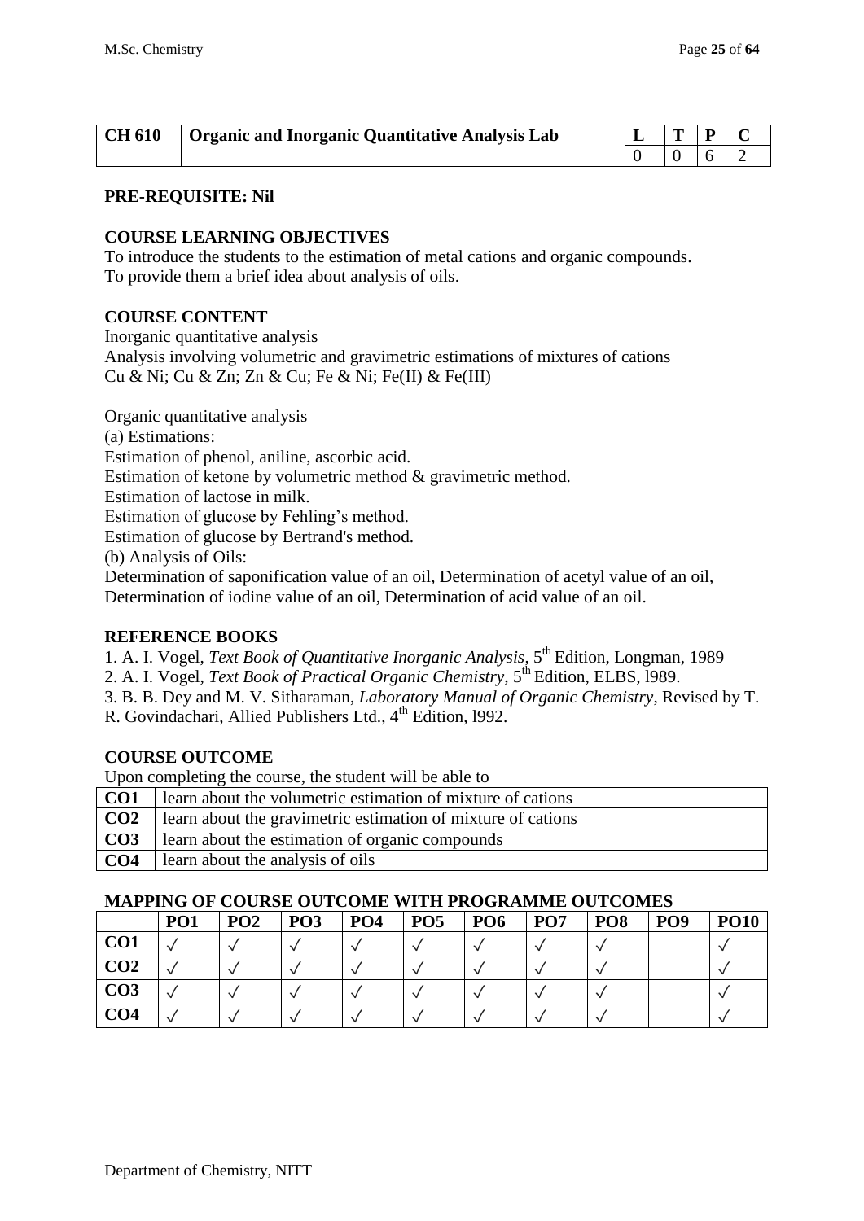| CH 610 | Organic and Inorganic Quantitative Analysis Lab | L | T | P | C |
|---|---|---|---|---|---|
| | | 0 | 0 | 6 | 2 |

**PRE-REQUISITE: Nil**

**COURSE LEARNING OBJECTIVES**

To introduce the students to the estimation of metal cations and organic compounds.
To provide them a brief idea about analysis of oils.

**COURSE CONTENT**

Inorganic quantitative analysis
Analysis involving volumetric and gravimetric estimations of mixtures of cations
Cu & Ni; Cu & Zn; Zn & Cu; Fe & Ni; Fe(II) & Fe(III)

Organic quantitative analysis
(a) Estimations:
Estimation of phenol, aniline, ascorbic acid.
Estimation of ketone by volumetric method & gravimetric method.
Estimation of lactose in milk.
Estimation of glucose by Fehling's method.
Estimation of glucose by Bertrand's method.
(b) Analysis of Oils:
Determination of saponification value of an oil, Determination of acetyl value of an oil, Determination of iodine value of an oil, Determination of acid value of an oil.

**REFERENCE BOOKS**

1. A. I. Vogel, *Text Book of Quantitative Inorganic Analysis*, 5th Edition, Longman, 1989
2. A. I. Vogel, *Text Book of Practical Organic Chemistry*, 5th Edition, ELBS, l989.
3. B. B. Dey and M. V. Sitharaman, *Laboratory Manual of Organic Chemistry*, Revised by T. R. Govindachari, Allied Publishers Ltd., 4th Edition, l992.

**COURSE OUTCOME**

Upon completing the course, the student will be able to

| | |
|---|---|
| **CO1** | learn about the volumetric estimation of mixture of cations |
| **CO2** | learn about the gravimetric estimation of mixture of cations |
| **CO3** | learn about the estimation of organic compounds |
| **CO4** | learn about the analysis of oils |

**MAPPING OF COURSE OUTCOME WITH PROGRAMME OUTCOMES**

| | PO1 | PO2 | PO3 | PO4 | PO5 | PO6 | PO7 | PO8 | PO9 | PO10 |
|---|---|---|---|---|---|---|---|---|---|---|
| **CO1** | ✓ | ✓ | ✓ | ✓ | ✓ | ✓ | ✓ | ✓ | | ✓ |
| **CO2** | ✓ | ✓ | ✓ | ✓ | ✓ | ✓ | ✓ | ✓ | | ✓ |
| **CO3** | ✓ | ✓ | ✓ | ✓ | ✓ | ✓ | ✓ | ✓ | | ✓ |
| **CO4** | ✓ | ✓ | ✓ | ✓ | ✓ | ✓ | ✓ | ✓ | | ✓ |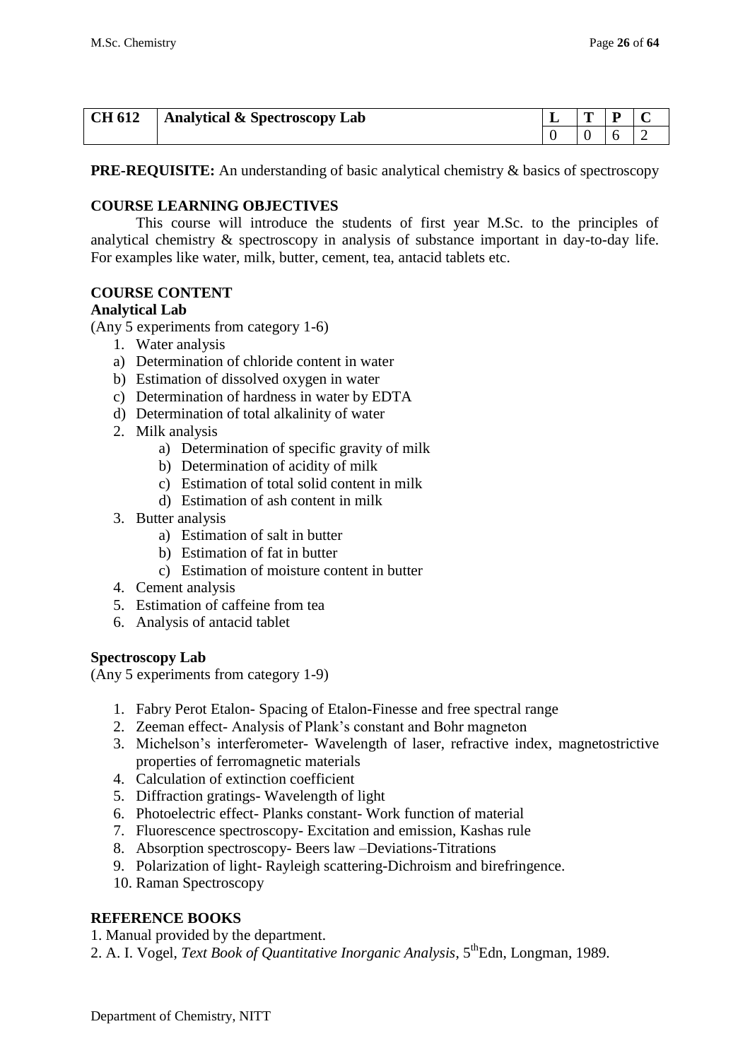| CH 612 | Analytical & Spectroscopy Lab | L | T | P | C |
|---|---|---|---|---|---|
| | | 0 | 0 | 6 | 2 |

**PRE-REQUISITE:** An understanding of basic analytical chemistry & basics of spectroscopy

**COURSE LEARNING OBJECTIVES**

This course will introduce the students of first year M.Sc. to the principles of analytical chemistry & spectroscopy in analysis of substance important in day-to-day life. For examples like water, milk, butter, cement, tea, antacid tablets etc.

**COURSE CONTENT**

**Analytical Lab**

(Any 5 experiments from category 1-6)

1. Water analysis
   a) Determination of chloride content in water
   b) Estimation of dissolved oxygen in water
   c) Determination of hardness in water by EDTA
   d) Determination of total alkalinity of water
2. Milk analysis
   a) Determination of specific gravity of milk
   b) Determination of acidity of milk
   c) Estimation of total solid content in milk
   d) Estimation of ash content in milk
3. Butter analysis
   a) Estimation of salt in butter
   b) Estimation of fat in butter
   c) Estimation of moisture content in butter
4. Cement analysis
5. Estimation of caffeine from tea
6. Analysis of antacid tablet

**Spectroscopy Lab**

(Any 5 experiments from category 1-9)

1. Fabry Perot Etalon- Spacing of Etalon-Finesse and free spectral range
2. Zeeman effect- Analysis of Plank's constant and Bohr magneton
3. Michelson's interferometer- Wavelength of laser, refractive index, magnetostrictive properties of ferromagnetic materials
4. Calculation of extinction coefficient
5. Diffraction gratings- Wavelength of light
6. Photoelectric effect- Planks constant- Work function of material
7. Fluorescence spectroscopy- Excitation and emission, Kashas rule
8. Absorption spectroscopy- Beers law –Deviations-Titrations
9. Polarization of light- Rayleigh scattering-Dichroism and birefringence.
10. Raman Spectroscopy

**REFERENCE BOOKS**

1. Manual provided by the department.
2. A. I. Vogel, *Text Book of Quantitative Inorganic Analysis*, 5$^{th}$Edn, Longman, 1989.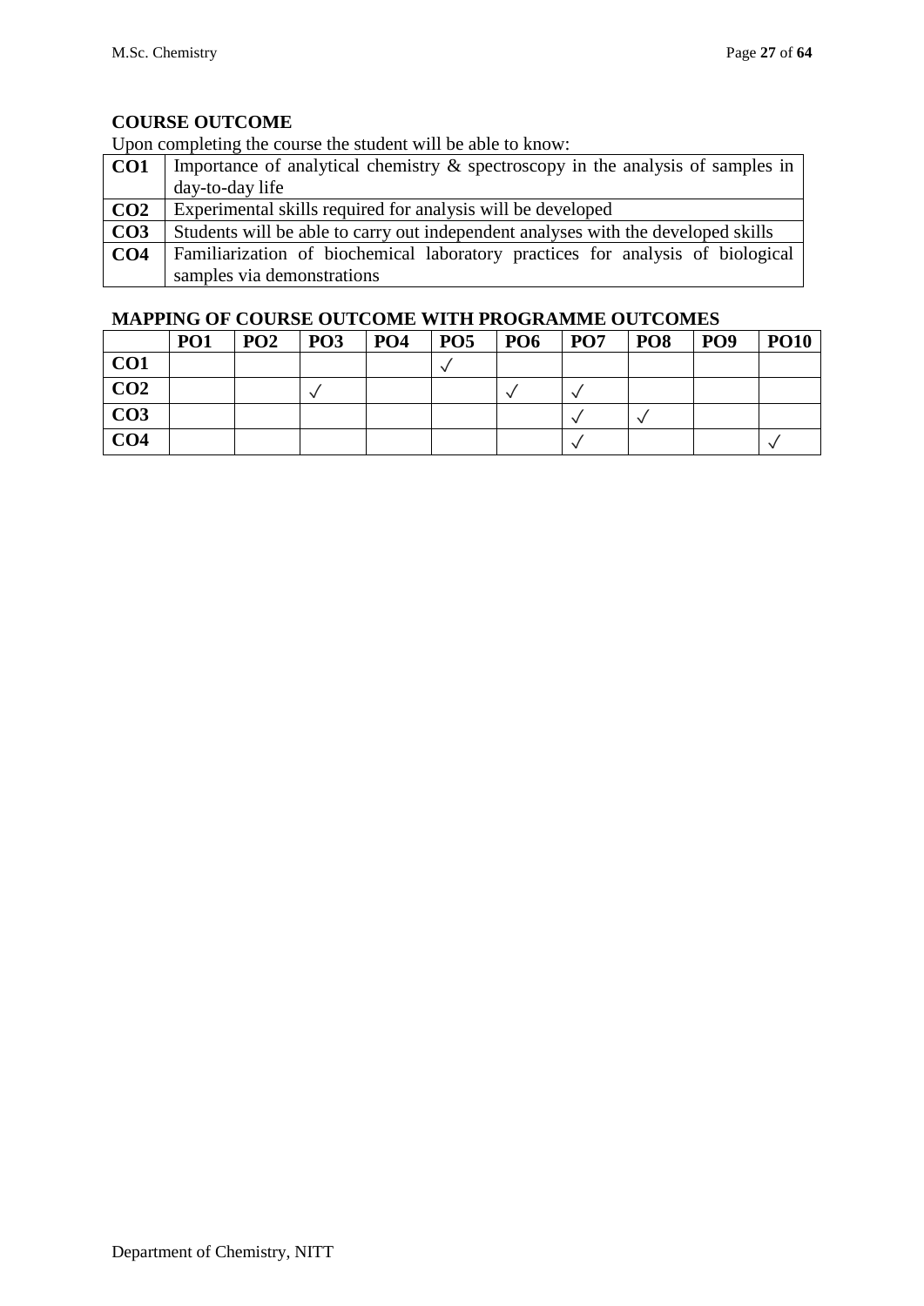## COURSE OUTCOME

Upon completing the course the student will be able to know:

| | |
|---|---|
| **CO1** | Importance of analytical chemistry & spectroscopy in the analysis of samples in day-to-day life |
| **CO2** | Experimental skills required for analysis will be developed |
| **CO3** | Students will be able to carry out independent analyses with the developed skills |
| **CO4** | Familiarization of biochemical laboratory practices for analysis of biological samples via demonstrations |

## MAPPING OF COURSE OUTCOME WITH PROGRAMME OUTCOMES

| | PO1 | PO2 | PO3 | PO4 | PO5 | PO6 | PO7 | PO8 | PO9 | PO10 |
|---|---|---|---|---|---|---|---|---|---|---|
| **CO1** | | | | | ✓ | | | | | |
| **CO2** | | | ✓ | | | ✓ | ✓ | | | |
| **CO3** | | | | | | | ✓ | ✓ | | |
| **CO4** | | | | | | | ✓ | | | ✓ |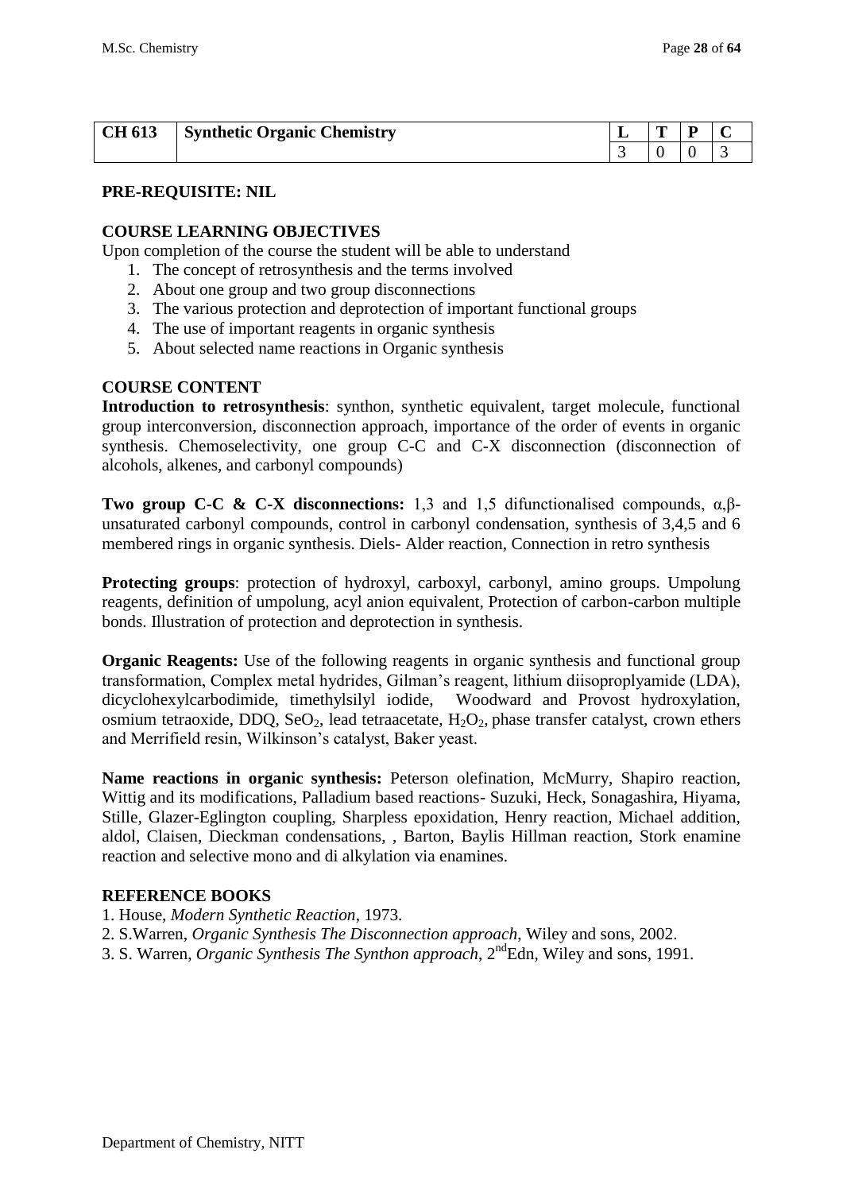| CH 613 | Synthetic Organic Chemistry | L | T | P | C |
|---|---|---|---|---|---|
| | | 3 | 0 | 0 | 3 |

**PRE-REQUISITE: NIL**

**COURSE LEARNING OBJECTIVES**

Upon completion of the course the student will be able to understand

1. The concept of retrosynthesis and the terms involved
2. About one group and two group disconnections
3. The various protection and deprotection of important functional groups
4. The use of important reagents in organic synthesis
5. About selected name reactions in Organic synthesis

**COURSE CONTENT**

**Introduction to retrosynthesis**: synthon, synthetic equivalent, target molecule, functional group interconversion, disconnection approach, importance of the order of events in organic synthesis. Chemoselectivity, one group C-C and C-X disconnection (disconnection of alcohols, alkenes, and carbonyl compounds)

**Two group C-C & C-X disconnections:** 1,3 and 1,5 difunctionalised compounds, α,β-unsaturated carbonyl compounds, control in carbonyl condensation, synthesis of 3,4,5 and 6 membered rings in organic synthesis. Diels- Alder reaction, Connection in retro synthesis

**Protecting groups**: protection of hydroxyl, carboxyl, carbonyl, amino groups. Umpolung reagents, definition of umpolung, acyl anion equivalent, Protection of carbon-carbon multiple bonds. Illustration of protection and deprotection in synthesis.

**Organic Reagents:** Use of the following reagents in organic synthesis and functional group transformation, Complex metal hydrides, Gilman's reagent, lithium diisoproplyamide (LDA), dicyclohexylcarbodimide, timethylsilyl iodide, Woodward and Provost hydroxylation, osmium tetraoxide, DDQ, $SeO_2$, lead tetraacetate, $H_2O_2$, phase transfer catalyst, crown ethers and Merrifield resin, Wilkinson's catalyst, Baker yeast.

**Name reactions in organic synthesis:** Peterson olefination, McMurry, Shapiro reaction, Wittig and its modifications, Palladium based reactions- Suzuki, Heck, Sonagashira, Hiyama, Stille, Glazer-Eglington coupling, Sharpless epoxidation, Henry reaction, Michael addition, aldol, Claisen, Dieckman condensations, , Barton, Baylis Hillman reaction, Stork enamine reaction and selective mono and di alkylation via enamines.

**REFERENCE BOOKS**

1. House, *Modern Synthetic Reaction*, 1973.
2. S.Warren, *Organic Synthesis The Disconnection approach*, Wiley and sons, 2002.
3. S. Warren, *Organic Synthesis The Synthon approach*, 2nd Edn, Wiley and sons, 1991.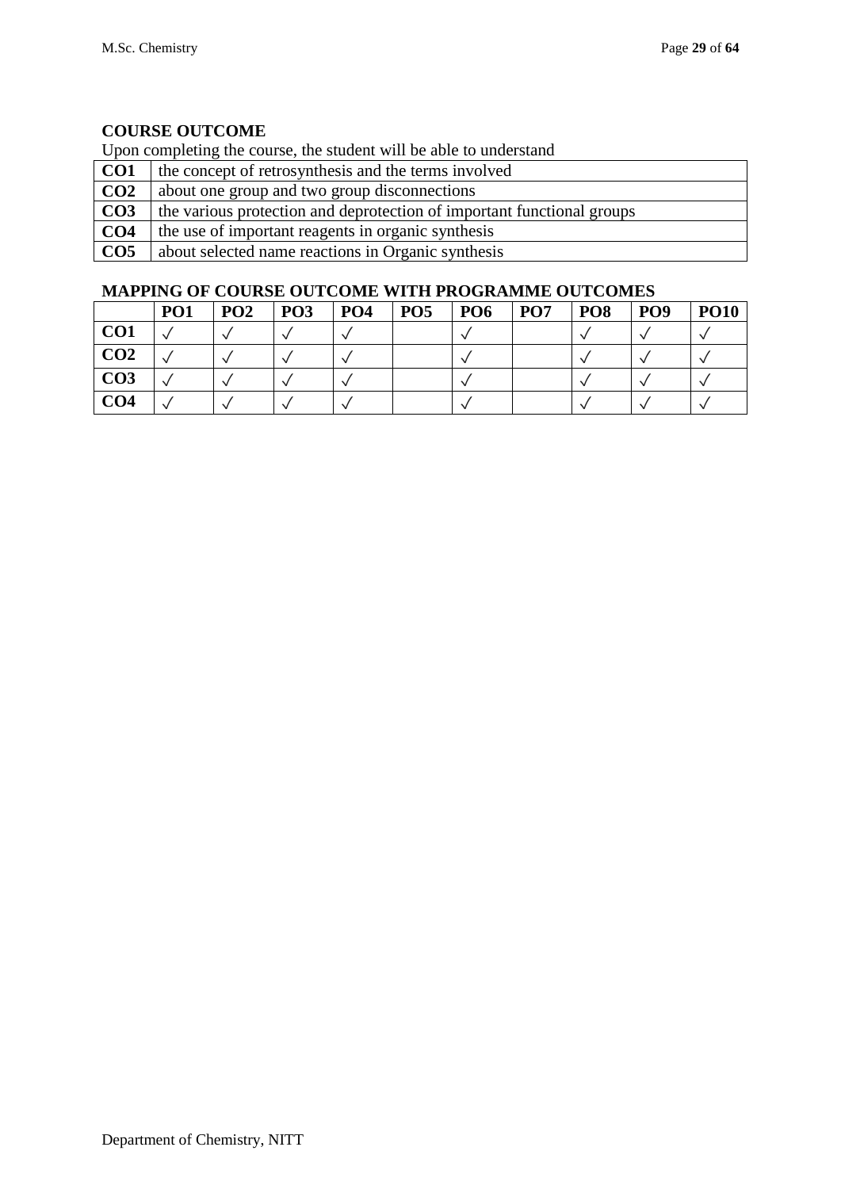**COURSE OUTCOME**

Upon completing the course, the student will be able to understand

| | |
|---|---|
| **CO1** | the concept of retrosynthesis and the terms involved |
| **CO2** | about one group and two group disconnections |
| **CO3** | the various protection and deprotection of important functional groups |
| **CO4** | the use of important reagents in organic synthesis |
| **CO5** | about selected name reactions in Organic synthesis |

**MAPPING OF COURSE OUTCOME WITH PROGRAMME OUTCOMES**

| | PO1 | PO2 | PO3 | PO4 | PO5 | PO6 | PO7 | PO8 | PO9 | PO10 |
|---|---|---|---|---|---|---|---|---|---|---|
| **CO1** | √ | √ | √ | √ | | √ | | √ | √ | √ |
| **CO2** | √ | √ | √ | √ | | √ | | √ | √ | √ |
| **CO3** | √ | √ | √ | √ | | √ | | √ | √ | √ |
| **CO4** | √ | √ | √ | √ | | √ | | √ | √ | √ |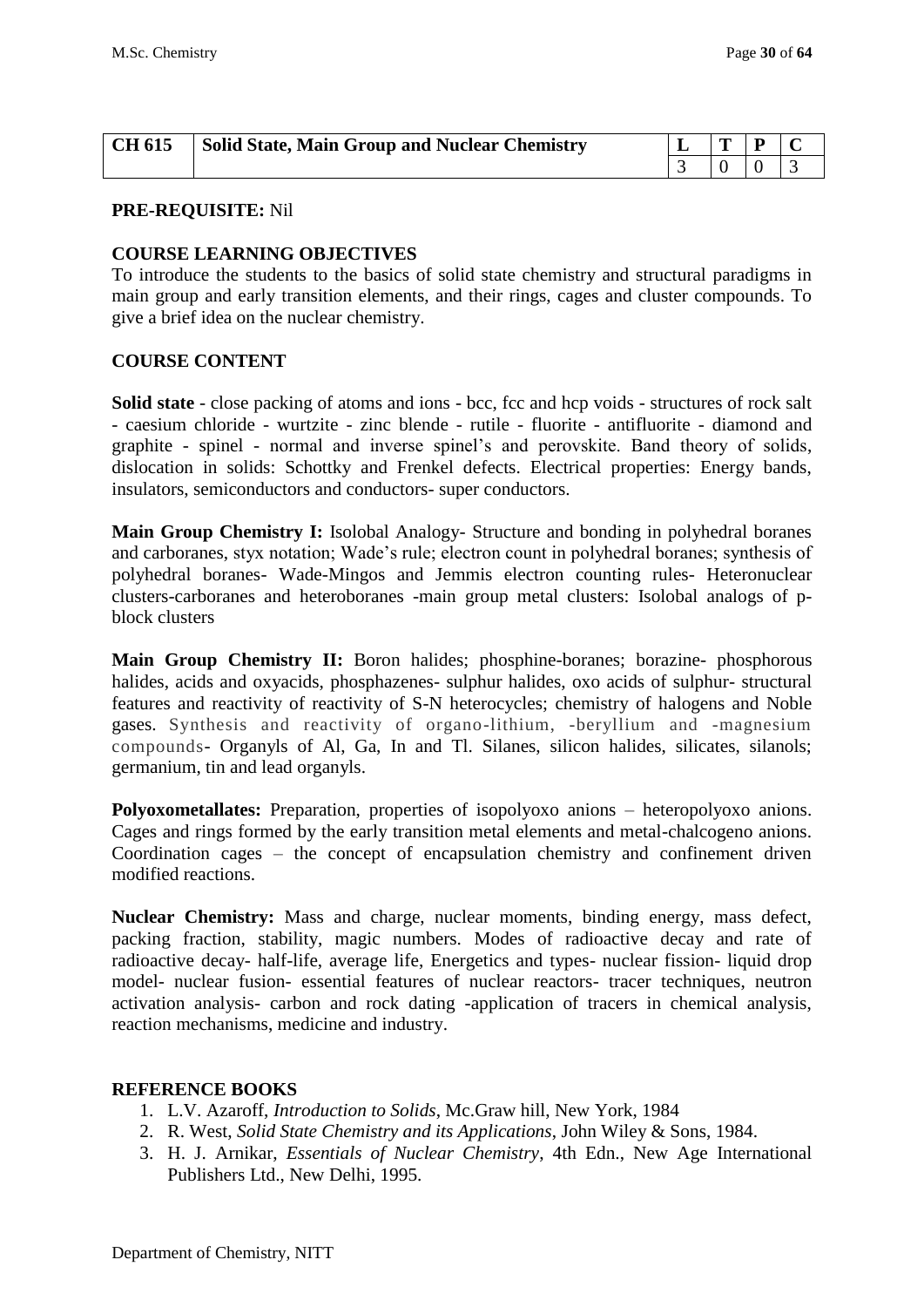| CH 615 | Solid State, Main Group and Nuclear Chemistry | L | T | P | C |
|---|---|---|---|---|---|
| | | 3 | 0 | 0 | 3 |

**PRE-REQUISITE:** Nil

**COURSE LEARNING OBJECTIVES**

To introduce the students to the basics of solid state chemistry and structural paradigms in main group and early transition elements, and their rings, cages and cluster compounds. To give a brief idea on the nuclear chemistry.

**COURSE CONTENT**

**Solid state** - close packing of atoms and ions - bcc, fcc and hcp voids - structures of rock salt - caesium chloride - wurtzite - zinc blende - rutile - fluorite - antifluorite - diamond and graphite - spinel - normal and inverse spinel's and perovskite. Band theory of solids, dislocation in solids: Schottky and Frenkel defects. Electrical properties: Energy bands, insulators, semiconductors and conductors- super conductors.

**Main Group Chemistry I:** Isolobal Analogy- Structure and bonding in polyhedral boranes and carboranes, styx notation; Wade's rule; electron count in polyhedral boranes; synthesis of polyhedral boranes- Wade-Mingos and Jemmis electron counting rules- Heteronuclear clusters-carboranes and heteroboranes -main group metal clusters: Isolobal analogs of p-block clusters

**Main Group Chemistry II:** Boron halides; phosphine-boranes; borazine- phosphorous halides, acids and oxyacids, phosphazenes- sulphur halides, oxo acids of sulphur- structural features and reactivity of reactivity of S-N heterocycles; chemistry of halogens and Noble gases. Synthesis and reactivity of organo-lithium, -beryllium and -magnesium compounds- Organyls of Al, Ga, In and Tl. Silanes, silicon halides, silicates, silanols; germanium, tin and lead organyls.

**Polyoxometallates:** Preparation, properties of isopolyoxo anions – heteropolyoxo anions. Cages and rings formed by the early transition metal elements and metal-chalcogeno anions. Coordination cages – the concept of encapsulation chemistry and confinement driven modified reactions.

**Nuclear Chemistry:** Mass and charge, nuclear moments, binding energy, mass defect, packing fraction, stability, magic numbers. Modes of radioactive decay and rate of radioactive decay- half-life, average life, Energetics and types- nuclear fission- liquid drop model- nuclear fusion- essential features of nuclear reactors- tracer techniques, neutron activation analysis- carbon and rock dating -application of tracers in chemical analysis, reaction mechanisms, medicine and industry.

**REFERENCE BOOKS**

1. L.V. Azaroff, *Introduction to Solids*, Mc.Graw hill, New York, 1984
2. R. West, *Solid State Chemistry and its Applications*, John Wiley & Sons, 1984.
3. H. J. Arnikar, *Essentials of Nuclear Chemistry*, 4th Edn., New Age International Publishers Ltd., New Delhi, 1995.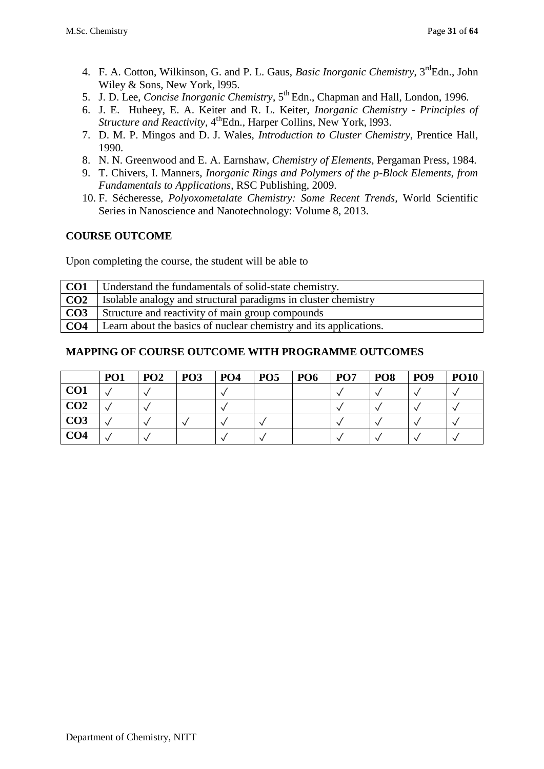4. F. A. Cotton, Wilkinson, G. and P. L. Gaus, *Basic Inorganic Chemistry*, 3rdEdn., John Wiley & Sons, New York, l995.
5. J. D. Lee, *Concise Inorganic Chemistry*, 5th Edn., Chapman and Hall, London, 1996.
6. J. E. Huheey, E. A. Keiter and R. L. Keiter, *Inorganic Chemistry - Principles of Structure and Reactivity*, 4thEdn., Harper Collins, New York, l993.
7. D. M. P. Mingos and D. J. Wales, *Introduction to Cluster Chemistry*, Prentice Hall, 1990.
8. N. N. Greenwood and E. A. Earnshaw, *Chemistry of Elements*, Pergaman Press, 1984.
9. T. Chivers, I. Manners, *Inorganic Rings and Polymers of the p-Block Elements, from Fundamentals to Applications*, RSC Publishing, 2009.
10. F. Sécheresse, *Polyoxometalate Chemistry: Some Recent Trends,* World Scientific Series in Nanoscience and Nanotechnology: Volume 8, 2013.

## COURSE OUTCOME

Upon completing the course, the student will be able to

| | |
|---|---|
| **CO1** | Understand the fundamentals of solid-state chemistry. |
| **CO2** | Isolable analogy and structural paradigms in cluster chemistry |
| **CO3** | Structure and reactivity of main group compounds |
| **CO4** | Learn about the basics of nuclear chemistry and its applications. |

## MAPPING OF COURSE OUTCOME WITH PROGRAMME OUTCOMES

| | PO1 | PO2 | PO3 | PO4 | PO5 | PO6 | PO7 | PO8 | PO9 | PO10 |
|---|---|---|---|---|---|---|---|---|---|---|
| **CO1** | ✓ | ✓ | | ✓ | | | ✓ | ✓ | ✓ | ✓ |
| **CO2** | ✓ | ✓ | | ✓ | | | ✓ | ✓ | ✓ | ✓ |
| **CO3** | ✓ | ✓ | ✓ | ✓ | ✓ | | ✓ | ✓ | ✓ | ✓ |
| **CO4** | ✓ | ✓ | | ✓ | ✓ | | ✓ | ✓ | ✓ | ✓ |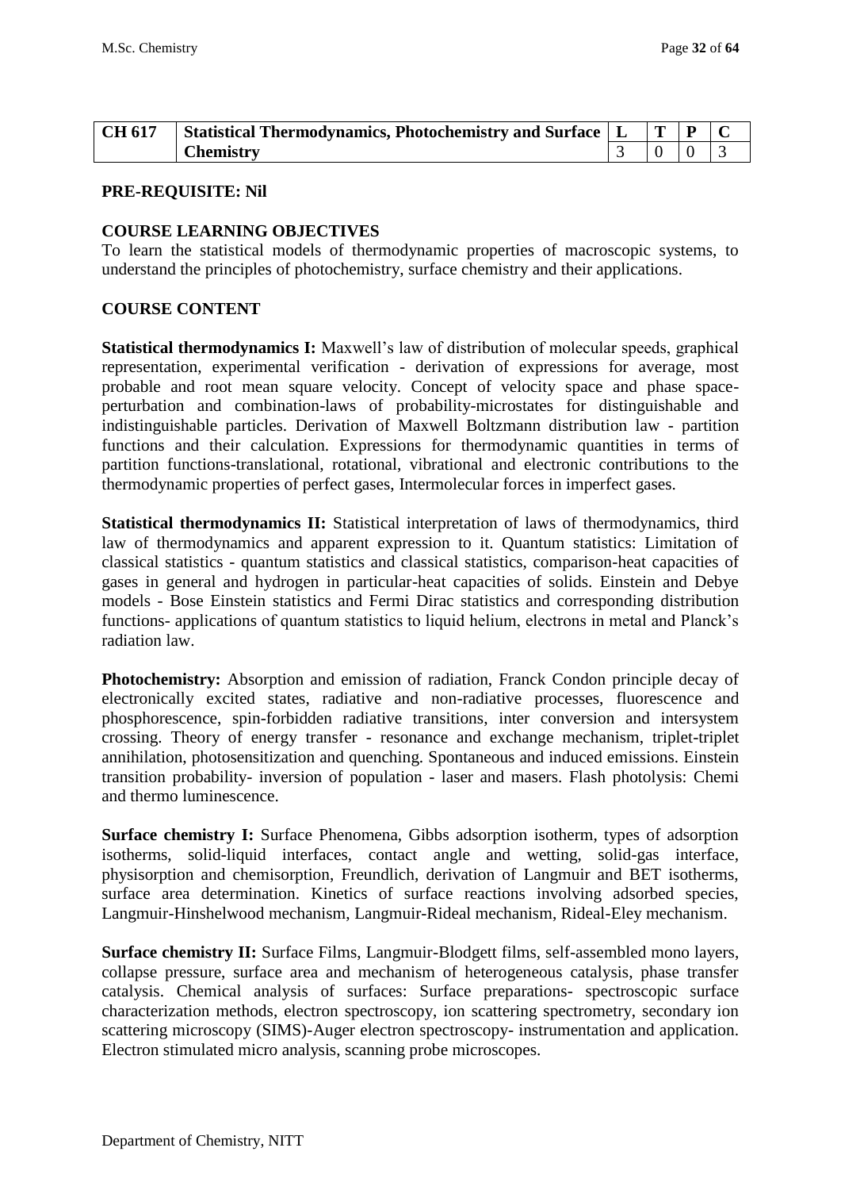| CH 617 | Statistical Thermodynamics, Photochemistry and Surface Chemistry | L | T | P | C |
|---|---|---|---|---|---|
| | | 3 | 0 | 0 | 3 |

**PRE-REQUISITE: Nil**

**COURSE LEARNING OBJECTIVES**

To learn the statistical models of thermodynamic properties of macroscopic systems, to understand the principles of photochemistry, surface chemistry and their applications.

**COURSE CONTENT**

**Statistical thermodynamics I:** Maxwell's law of distribution of molecular speeds, graphical representation, experimental verification - derivation of expressions for average, most probable and root mean square velocity. Concept of velocity space and phase space-perturbation and combination-laws of probability-microstates for distinguishable and indistinguishable particles. Derivation of Maxwell Boltzmann distribution law - partition functions and their calculation. Expressions for thermodynamic quantities in terms of partition functions-translational, rotational, vibrational and electronic contributions to the thermodynamic properties of perfect gases, Intermolecular forces in imperfect gases.

**Statistical thermodynamics II:** Statistical interpretation of laws of thermodynamics, third law of thermodynamics and apparent expression to it. Quantum statistics: Limitation of classical statistics - quantum statistics and classical statistics, comparison-heat capacities of gases in general and hydrogen in particular-heat capacities of solids. Einstein and Debye models - Bose Einstein statistics and Fermi Dirac statistics and corresponding distribution functions- applications of quantum statistics to liquid helium, electrons in metal and Planck's radiation law.

**Photochemistry:** Absorption and emission of radiation, Franck Condon principle decay of electronically excited states, radiative and non-radiative processes, fluorescence and phosphorescence, spin-forbidden radiative transitions, inter conversion and intersystem crossing. Theory of energy transfer - resonance and exchange mechanism, triplet-triplet annihilation, photosensitization and quenching. Spontaneous and induced emissions. Einstein transition probability- inversion of population - laser and masers. Flash photolysis: Chemi and thermo luminescence.

**Surface chemistry I:** Surface Phenomena, Gibbs adsorption isotherm, types of adsorption isotherms, solid-liquid interfaces, contact angle and wetting, solid-gas interface, physisorption and chemisorption, Freundlich, derivation of Langmuir and BET isotherms, surface area determination. Kinetics of surface reactions involving adsorbed species, Langmuir-Hinshelwood mechanism, Langmuir-Rideal mechanism, Rideal-Eley mechanism.

**Surface chemistry II:** Surface Films, Langmuir-Blodgett films, self-assembled mono layers, collapse pressure, surface area and mechanism of heterogeneous catalysis, phase transfer catalysis. Chemical analysis of surfaces: Surface preparations- spectroscopic surface characterization methods, electron spectroscopy, ion scattering spectrometry, secondary ion scattering microscopy (SIMS)-Auger electron spectroscopy- instrumentation and application. Electron stimulated micro analysis, scanning probe microscopes.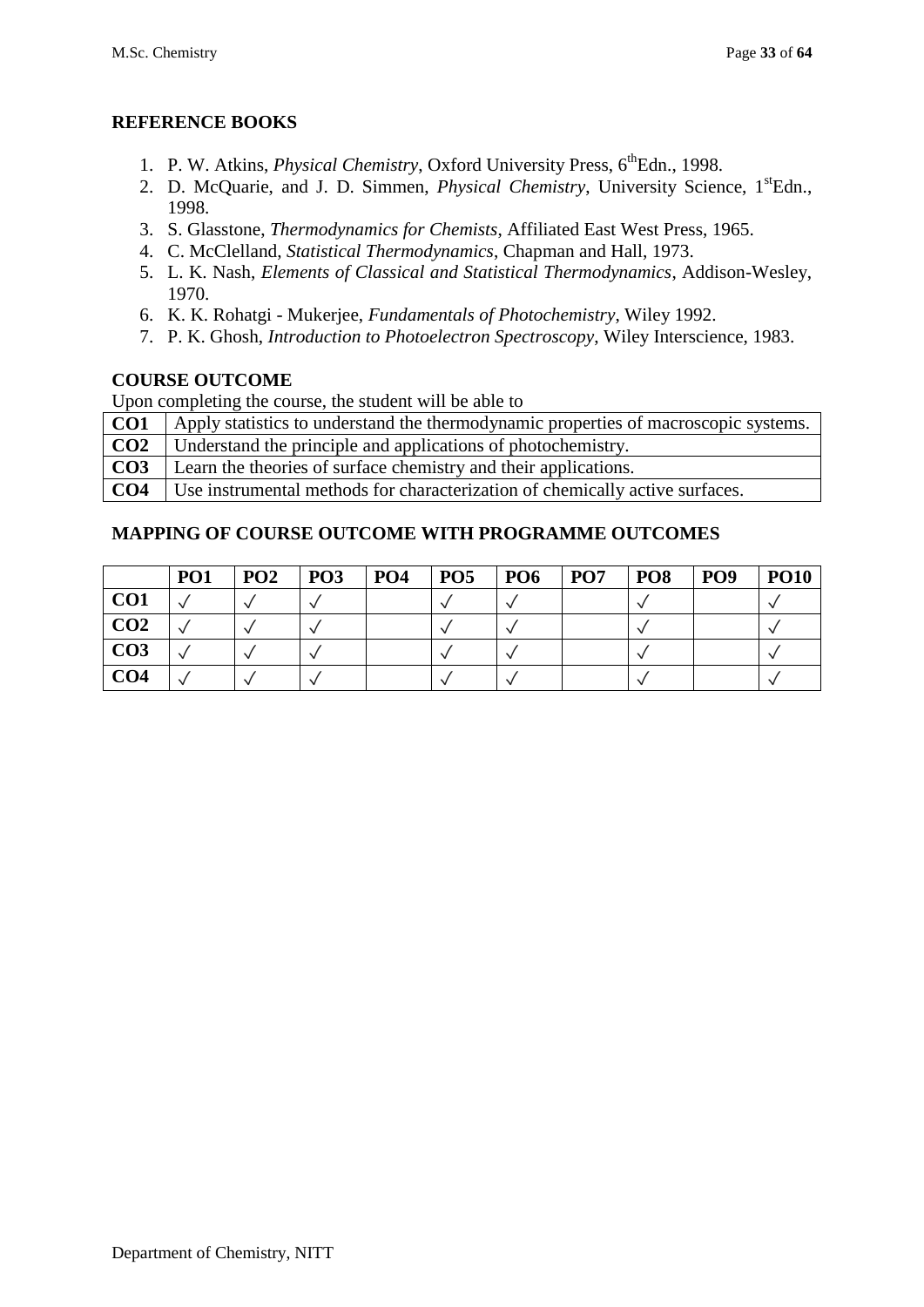## REFERENCE BOOKS

1. P. W. Atkins, *Physical Chemistry*, Oxford University Press, 6th Edn., 1998.
2. D. McQuarie, and J. D. Simmen, *Physical Chemistry*, University Science, 1st Edn., 1998.
3. S. Glasstone, *Thermodynamics for Chemists*, Affiliated East West Press, 1965.
4. C. McClelland, *Statistical Thermodynamics*, Chapman and Hall, 1973.
5. L. K. Nash, *Elements of Classical and Statistical Thermodynamics*, Addison-Wesley, 1970.
6. K. K. Rohatgi - Mukerjee, *Fundamentals of Photochemistry*, Wiley 1992.
7. P. K. Ghosh, *Introduction to Photoelectron Spectroscopy*, Wiley Interscience, 1983.

## COURSE OUTCOME

Upon completing the course, the student will be able to

| | |
|---|---|
| **CO1** | Apply statistics to understand the thermodynamic properties of macroscopic systems. |
| **CO2** | Understand the principle and applications of photochemistry. |
| **CO3** | Learn the theories of surface chemistry and their applications. |
| **CO4** | Use instrumental methods for characterization of chemically active surfaces. |

## MAPPING OF COURSE OUTCOME WITH PROGRAMME OUTCOMES

| | PO1 | PO2 | PO3 | PO4 | PO5 | PO6 | PO7 | PO8 | PO9 | PO10 |
|---|---|---|---|---|---|---|---|---|---|---|
| **CO1** | ✓ | ✓ | ✓ | | ✓ | ✓ | | ✓ | | ✓ |
| **CO2** | ✓ | ✓ | ✓ | | ✓ | ✓ | | ✓ | | ✓ |
| **CO3** | ✓ | ✓ | ✓ | | ✓ | ✓ | | ✓ | | ✓ |
| **CO4** | ✓ | ✓ | ✓ | | ✓ | ✓ | | ✓ | | ✓ |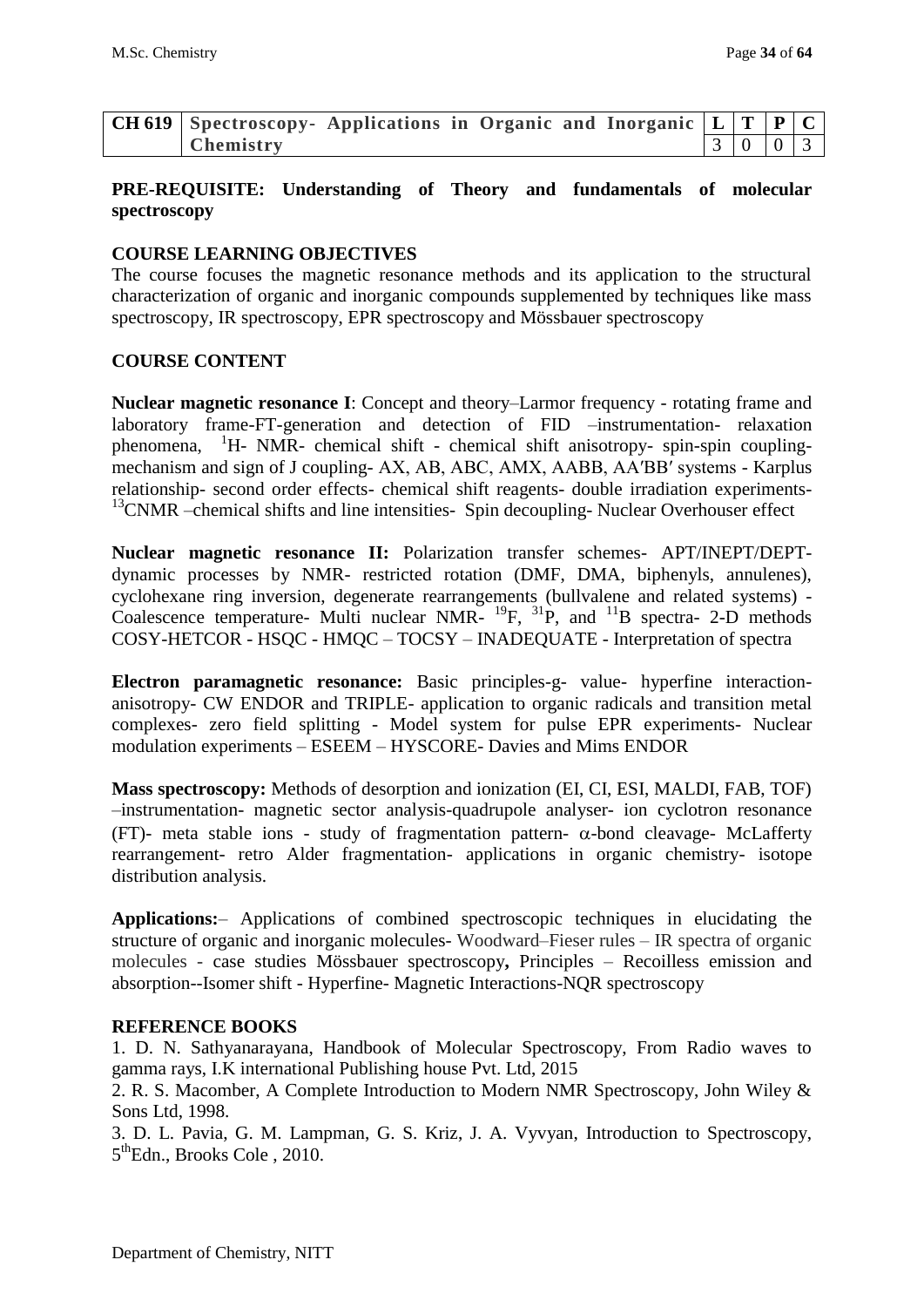| CH 619 | Spectroscopy- Applications in Organic and Inorganic Chemistry | L | T | P | C |
|---|---|---|---|---|---|
| | | 3 | 0 | 0 | 3 |

**PRE-REQUISITE: Understanding of Theory and fundamentals of molecular spectroscopy**

**COURSE LEARNING OBJECTIVES**

The course focuses the magnetic resonance methods and its application to the structural characterization of organic and inorganic compounds supplemented by techniques like mass spectroscopy, IR spectroscopy, EPR spectroscopy and Mössbauer spectroscopy

**COURSE CONTENT**

**Nuclear magnetic resonance I**: Concept and theory–Larmor frequency - rotating frame and laboratory frame-FT-generation and detection of FID –instrumentation- relaxation phenomena, $^{1}$H- NMR- chemical shift - chemical shift anisotropy- spin-spin coupling-mechanism and sign of J coupling- AX, AB, ABC, AMX, AABB, AA′BB′ systems - Karplus relationship- second order effects- chemical shift reagents- double irradiation experiments- $^{13}$CNMR –chemical shifts and line intensities- Spin decoupling- Nuclear Overhouser effect

**Nuclear magnetic resonance II:** Polarization transfer schemes- APT/INEPT/DEPT- dynamic processes by NMR- restricted rotation (DMF, DMA, biphenyls, annulenes), cyclohexane ring inversion, degenerate rearrangements (bullvalene and related systems) - Coalescence temperature- Multi nuclear NMR- $^{19}$F, $^{31}$P, and $^{11}$B spectra- 2-D methods COSY-HETCOR - HSQC - HMQC – TOCSY – INADEQUATE - Interpretation of spectra

**Electron paramagnetic resonance:** Basic principles-g- value- hyperfine interaction- anisotropy- CW ENDOR and TRIPLE- application to organic radicals and transition metal complexes- zero field splitting - Model system for pulse EPR experiments- Nuclear modulation experiments – ESEEM – HYSCORE- Davies and Mims ENDOR

**Mass spectroscopy:** Methods of desorption and ionization (EI, CI, ESI, MALDI, FAB, TOF) –instrumentation- magnetic sector analysis-quadrupole analyser- ion cyclotron resonance (FT)- meta stable ions - study of fragmentation pattern- $\alpha$-bond cleavage- McLafferty rearrangement- retro Alder fragmentation- applications in organic chemistry- isotope distribution analysis.

**Applications:**– Applications of combined spectroscopic techniques in elucidating the structure of organic and inorganic molecules- Woodward–Fieser rules – IR spectra of organic molecules - case studies Mössbauer spectroscopy**,** Principles – Recoilless emission and absorption--Isomer shift - Hyperfine- Magnetic Interactions-NQR spectroscopy

**REFERENCE BOOKS**

1. D. N. Sathyanarayana, Handbook of Molecular Spectroscopy, From Radio waves to gamma rays, I.K international Publishing house Pvt. Ltd, 2015
2. R. S. Macomber, A Complete Introduction to Modern NMR Spectroscopy, John Wiley & Sons Ltd, 1998.
3. D. L. Pavia, G. M. Lampman, G. S. Kriz, J. A. Vyvyan, Introduction to Spectroscopy, 5$^{th}$Edn., Brooks Cole , 2010.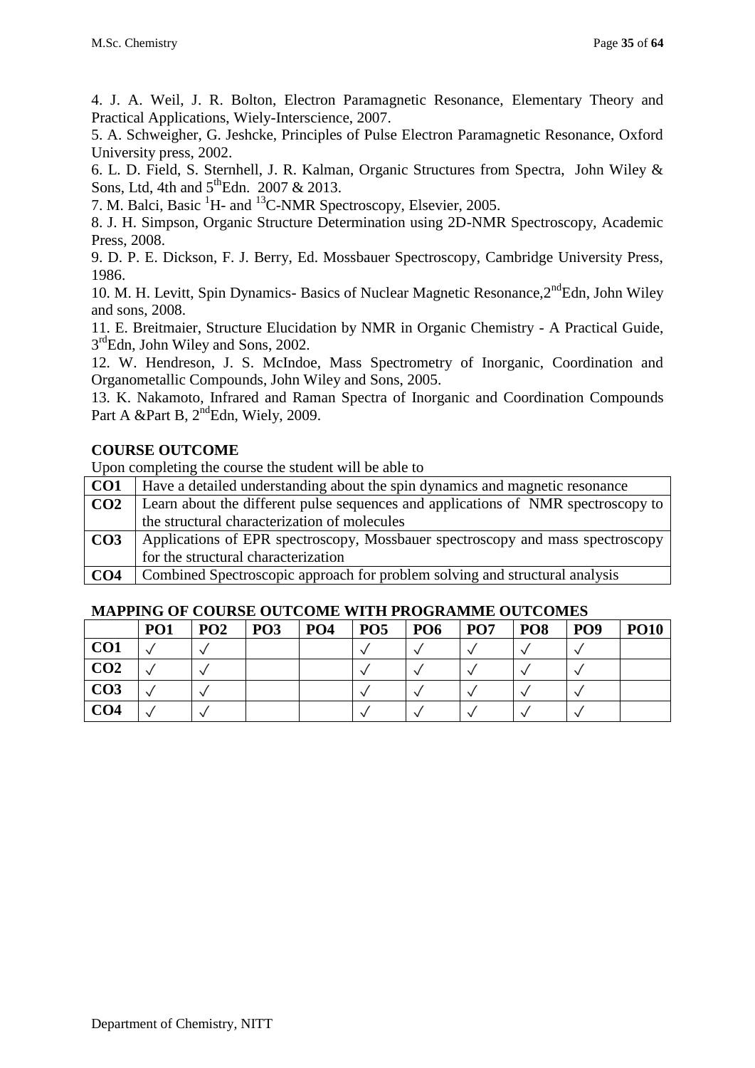4. J. A. Weil, J. R. Bolton, Electron Paramagnetic Resonance, Elementary Theory and Practical Applications, Wiely-Interscience, 2007.

5. A. Schweigher, G. Jeshcke, Principles of Pulse Electron Paramagnetic Resonance, Oxford University press, 2002.

6. L. D. Field, S. Sternhell, J. R. Kalman, Organic Structures from Spectra, John Wiley & Sons, Ltd, 4th and 5thEdn. 2007 & 2013.

7. M. Balci, Basic $^{1}$H- and $^{13}$C-NMR Spectroscopy, Elsevier, 2005.

8. J. H. Simpson, Organic Structure Determination using 2D-NMR Spectroscopy, Academic Press, 2008.

9. D. P. E. Dickson, F. J. Berry, Ed. Mossbauer Spectroscopy, Cambridge University Press, 1986.

10. M. H. Levitt, Spin Dynamics- Basics of Nuclear Magnetic Resonance,2ndEdn, John Wiley and sons, 2008.

11. E. Breitmaier, Structure Elucidation by NMR in Organic Chemistry - A Practical Guide, 3rdEdn, John Wiley and Sons, 2002.

12. W. Hendreson, J. S. McIndoe, Mass Spectrometry of Inorganic, Coordination and Organometallic Compounds, John Wiley and Sons, 2005.

13. K. Nakamoto, Infrared and Raman Spectra of Inorganic and Coordination Compounds Part A &Part B, 2ndEdn, Wiely, 2009.

**COURSE OUTCOME**

Upon completing the course the student will be able to

| | |
|---|---|
| **CO1** | Have a detailed understanding about the spin dynamics and magnetic resonance |
| **CO2** | Learn about the different pulse sequences and applications of NMR spectroscopy to the structural characterization of molecules |
| **CO3** | Applications of EPR spectroscopy, Mossbauer spectroscopy and mass spectroscopy for the structural characterization |
| **CO4** | Combined Spectroscopic approach for problem solving and structural analysis |

**MAPPING OF COURSE OUTCOME WITH PROGRAMME OUTCOMES**

| | PO1 | PO2 | PO3 | PO4 | PO5 | PO6 | PO7 | PO8 | PO9 | PO10 |
|---|---|---|---|---|---|---|---|---|---|---|
| **CO1** | ✓ | ✓ | | | ✓ | ✓ | ✓ | ✓ | ✓ | |
| **CO2** | ✓ | ✓ | | | ✓ | ✓ | ✓ | ✓ | ✓ | |
| **CO3** | ✓ | ✓ | | | ✓ | ✓ | ✓ | ✓ | ✓ | |
| **CO4** | ✓ | ✓ | | | ✓ | ✓ | ✓ | ✓ | ✓ | |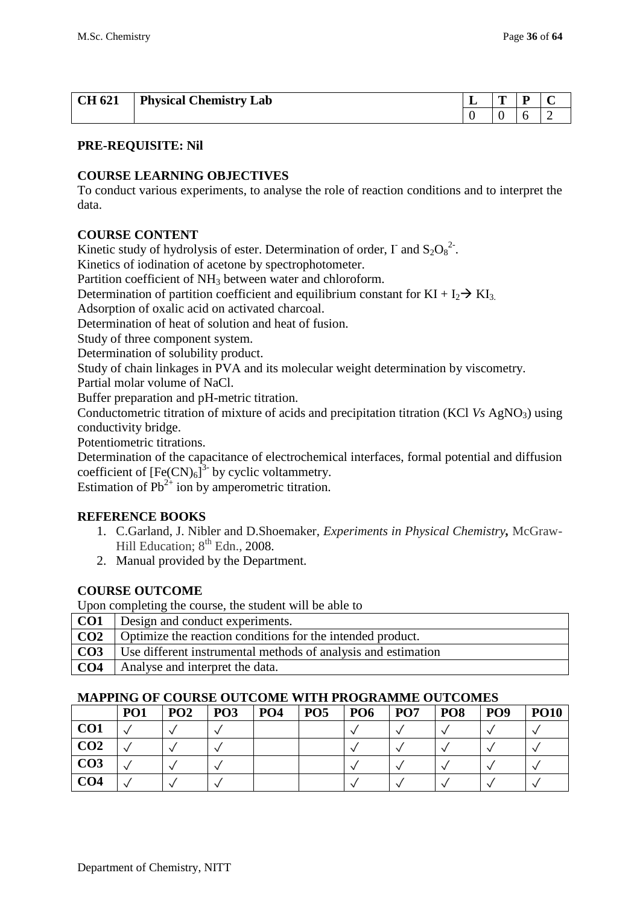| CH 621 | Physical Chemistry Lab | L | T | P | C |
|---|---|---|---|---|---|
| | | 0 | 0 | 6 | 2 |

**PRE-REQUISITE: Nil**

**COURSE LEARNING OBJECTIVES**

To conduct various experiments, to analyse the role of reaction conditions and to interpret the data.

**COURSE CONTENT**

Kinetic study of hydrolysis of ester. Determination of order, $I^-$ and $S_2O_8^{2-}$.

Kinetics of iodination of acetone by spectrophotometer.

Partition coefficient of $NH_3$ between water and chloroform.

Determination of partition coefficient and equilibrium constant for $KI + I_2 \rightarrow KI_3$.

Adsorption of oxalic acid on activated charcoal.

Determination of heat of solution and heat of fusion.

Study of three component system.

Determination of solubility product.

Study of chain linkages in PVA and its molecular weight determination by viscometry.

Partial molar volume of NaCl.

Buffer preparation and pH-metric titration.

Conductometric titration of mixture of acids and precipitation titration (KCl *Vs* $AgNO_3$) using conductivity bridge.

Potentiometric titrations.

Determination of the capacitance of electrochemical interfaces, formal potential and diffusion coefficient of $[Fe(CN)_6]^{3-}$ by cyclic voltammetry.

Estimation of $Pb^{2+}$ ion by amperometric titration.

**REFERENCE BOOKS**

1. C.Garland, J. Nibler and D.Shoemaker, *Experiments in Physical Chemistry*, McGraw-Hill Education; 8th Edn., 2008.
2. Manual provided by the Department.

**COURSE OUTCOME**

Upon completing the course, the student will be able to

| | |
|---|---|
| **CO1** | Design and conduct experiments. |
| **CO2** | Optimize the reaction conditions for the intended product. |
| **CO3** | Use different instrumental methods of analysis and estimation |
| **CO4** | Analyse and interpret the data. |

**MAPPING OF COURSE OUTCOME WITH PROGRAMME OUTCOMES**

| | PO1 | PO2 | PO3 | PO4 | PO5 | PO6 | PO7 | PO8 | PO9 | PO10 |
|---|---|---|---|---|---|---|---|---|---|---|
| **CO1** | ✓ | ✓ | ✓ | | | ✓ | ✓ | ✓ | ✓ | ✓ |
| **CO2** | ✓ | ✓ | ✓ | | | ✓ | ✓ | ✓ | ✓ | ✓ |
| **CO3** | ✓ | ✓ | ✓ | | | ✓ | ✓ | ✓ | ✓ | ✓ |
| **CO4** | ✓ | ✓ | ✓ | | | ✓ | ✓ | ✓ | ✓ | ✓ |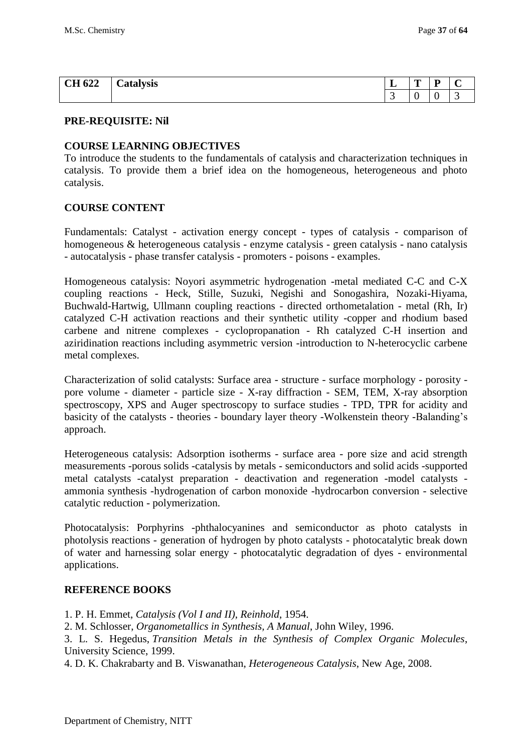| CH 622 | Catalysis | L | T | P | C |
|---|---|---|---|---|---|
| | | 3 | 0 | 0 | 3 |

**PRE-REQUISITE: Nil**

**COURSE LEARNING OBJECTIVES**

To introduce the students to the fundamentals of catalysis and characterization techniques in catalysis. To provide them a brief idea on the homogeneous, heterogeneous and photo catalysis.

**COURSE CONTENT**

Fundamentals: Catalyst - activation energy concept - types of catalysis - comparison of homogeneous & heterogeneous catalysis - enzyme catalysis - green catalysis - nano catalysis - autocatalysis - phase transfer catalysis - promoters - poisons - examples.

Homogeneous catalysis: Noyori asymmetric hydrogenation -metal mediated C-C and C-X coupling reactions - Heck, Stille, Suzuki, Negishi and Sonogashira, Nozaki-Hiyama, Buchwald-Hartwig, Ullmann coupling reactions - directed orthometalation - metal (Rh, Ir) catalyzed C-H activation reactions and their synthetic utility -copper and rhodium based carbene and nitrene complexes - cyclopropanation - Rh catalyzed C-H insertion and aziridination reactions including asymmetric version -introduction to N-heterocyclic carbene metal complexes.

Characterization of solid catalysts: Surface area - structure - surface morphology - porosity - pore volume - diameter - particle size - X-ray diffraction - SEM, TEM, X-ray absorption spectroscopy, XPS and Auger spectroscopy to surface studies - TPD, TPR for acidity and basicity of the catalysts - theories - boundary layer theory -Wolkenstein theory -Balanding's approach.

Heterogeneous catalysis: Adsorption isotherms - surface area - pore size and acid strength measurements -porous solids -catalysis by metals - semiconductors and solid acids -supported metal catalysts -catalyst preparation - deactivation and regeneration -model catalysts - ammonia synthesis -hydrogenation of carbon monoxide -hydrocarbon conversion - selective catalytic reduction - polymerization.

Photocatalysis: Porphyrins -phthalocyanines and semiconductor as photo catalysts in photolysis reactions - generation of hydrogen by photo catalysts - photocatalytic break down of water and harnessing solar energy - photocatalytic degradation of dyes - environmental applications.

**REFERENCE BOOKS**

1. P. H. Emmet, *Catalysis (Vol I and II)*, *Reinhold*, 1954.
2. M. Schlosser, *Organometallics in Synthesis, A Manual*, John Wiley, 1996.
3. L. S. Hegedus, *Transition Metals in the Synthesis of Complex Organic Molecules*, University Science, 1999.
4. D. K. Chakrabarty and B. Viswanathan, *Heterogeneous Catalysis*, New Age, 2008.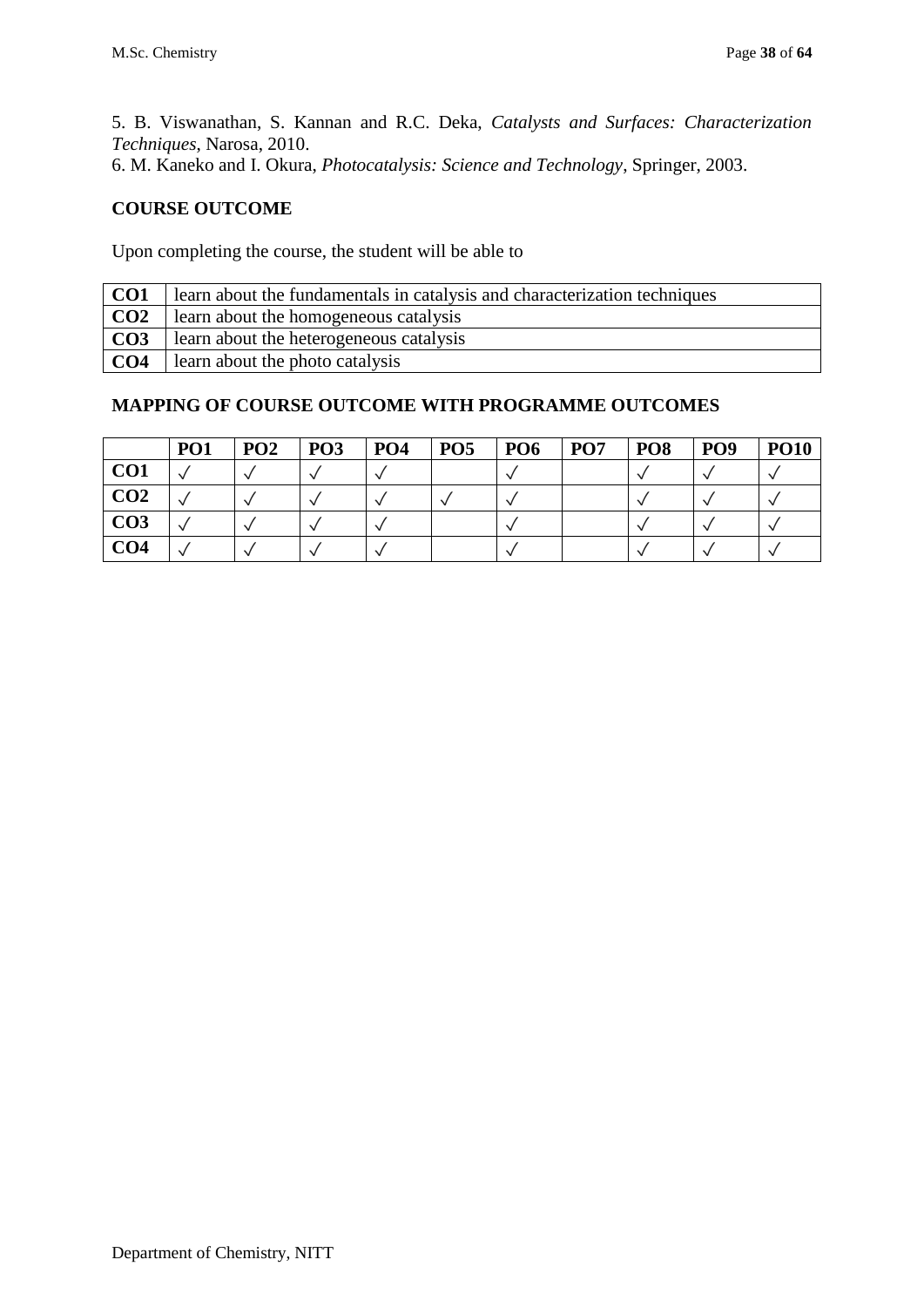5. B. Viswanathan, S. Kannan and R.C. Deka, *Catalysts and Surfaces: Characterization Techniques*, Narosa, 2010.
6. M. Kaneko and I. Okura, *Photocatalysis: Science and Technology*, Springer, 2003.

**COURSE OUTCOME**

Upon completing the course, the student will be able to

| | |
|---|---|
| **CO1** | learn about the fundamentals in catalysis and characterization techniques |
| **CO2** | learn about the homogeneous catalysis |
| **CO3** | learn about the heterogeneous catalysis |
| **CO4** | learn about the photo catalysis |

**MAPPING OF COURSE OUTCOME WITH PROGRAMME OUTCOMES**

| | PO1 | PO2 | PO3 | PO4 | PO5 | PO6 | PO7 | PO8 | PO9 | PO10 |
|---|---|---|---|---|---|---|---|---|---|---|
| **CO1** | ✓ | ✓ | ✓ | ✓ | | ✓ | | ✓ | ✓ | ✓ |
| **CO2** | ✓ | ✓ | ✓ | ✓ | ✓ | ✓ | | ✓ | ✓ | ✓ |
| **CO3** | ✓ | ✓ | ✓ | ✓ | | ✓ | | ✓ | ✓ | ✓ |
| **CO4** | ✓ | ✓ | ✓ | ✓ | | ✓ | | ✓ | ✓ | ✓ |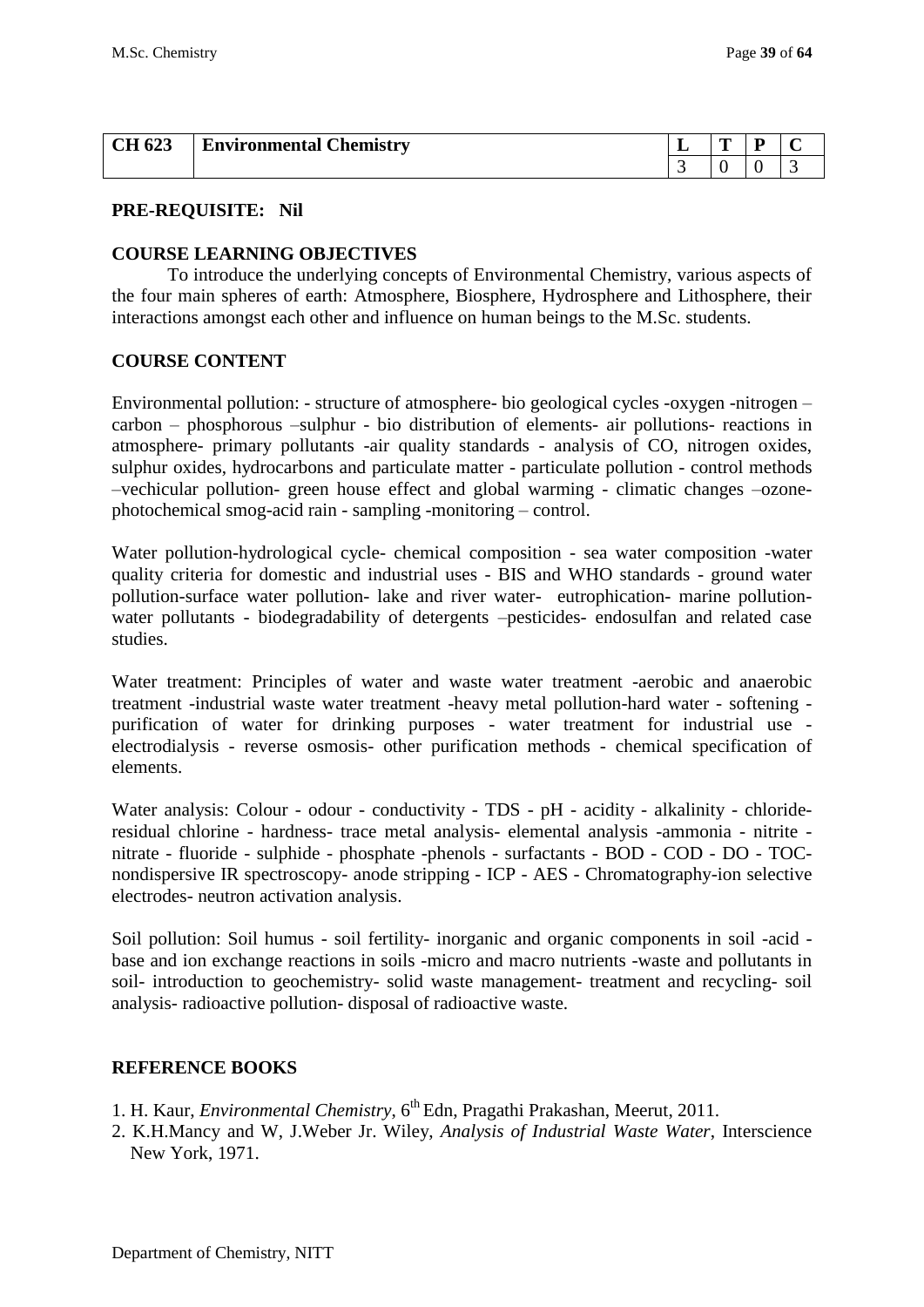| CH 623 | Environmental Chemistry | L | T | P | C |
|---|---|---|---|---|---|
| | | 3 | 0 | 0 | 3 |

**PRE-REQUISITE: Nil**

**COURSE LEARNING OBJECTIVES**

To introduce the underlying concepts of Environmental Chemistry, various aspects of the four main spheres of earth: Atmosphere, Biosphere, Hydrosphere and Lithosphere, their interactions amongst each other and influence on human beings to the M.Sc. students.

**COURSE CONTENT**

Environmental pollution: - structure of atmosphere- bio geological cycles -oxygen -nitrogen – carbon – phosphorous –sulphur - bio distribution of elements- air pollutions- reactions in atmosphere- primary pollutants -air quality standards - analysis of CO, nitrogen oxides, sulphur oxides, hydrocarbons and particulate matter - particulate pollution - control methods –vechicular pollution- green house effect and global warming - climatic changes –ozone-photochemical smog-acid rain - sampling -monitoring – control.

Water pollution-hydrological cycle- chemical composition - sea water composition -water quality criteria for domestic and industrial uses - BIS and WHO standards - ground water pollution-surface water pollution- lake and river water- eutrophication- marine pollution-water pollutants - biodegradability of detergents –pesticides- endosulfan and related case studies.

Water treatment: Principles of water and waste water treatment -aerobic and anaerobic treatment -industrial waste water treatment -heavy metal pollution-hard water - softening - purification of water for drinking purposes - water treatment for industrial use - electrodialysis - reverse osmosis- other purification methods - chemical specification of elements.

Water analysis: Colour - odour - conductivity - TDS - pH - acidity - alkalinity - chloride-residual chlorine - hardness- trace metal analysis- elemental analysis -ammonia - nitrite - nitrate - fluoride - sulphide - phosphate -phenols - surfactants - BOD - COD - DO - TOC-nondispersive IR spectroscopy- anode stripping - ICP - AES - Chromatography-ion selective electrodes- neutron activation analysis.

Soil pollution: Soil humus - soil fertility- inorganic and organic components in soil -acid - base and ion exchange reactions in soils -micro and macro nutrients -waste and pollutants in soil- introduction to geochemistry- solid waste management- treatment and recycling- soil analysis- radioactive pollution- disposal of radioactive waste.

**REFERENCE BOOKS**

1. H. Kaur, *Environmental Chemistry*, 6th Edn, Pragathi Prakashan, Meerut, 2011.
2. K.H.Mancy and W, J.Weber Jr. Wiley, *Analysis of Industrial Waste Water*, Interscience New York, 1971.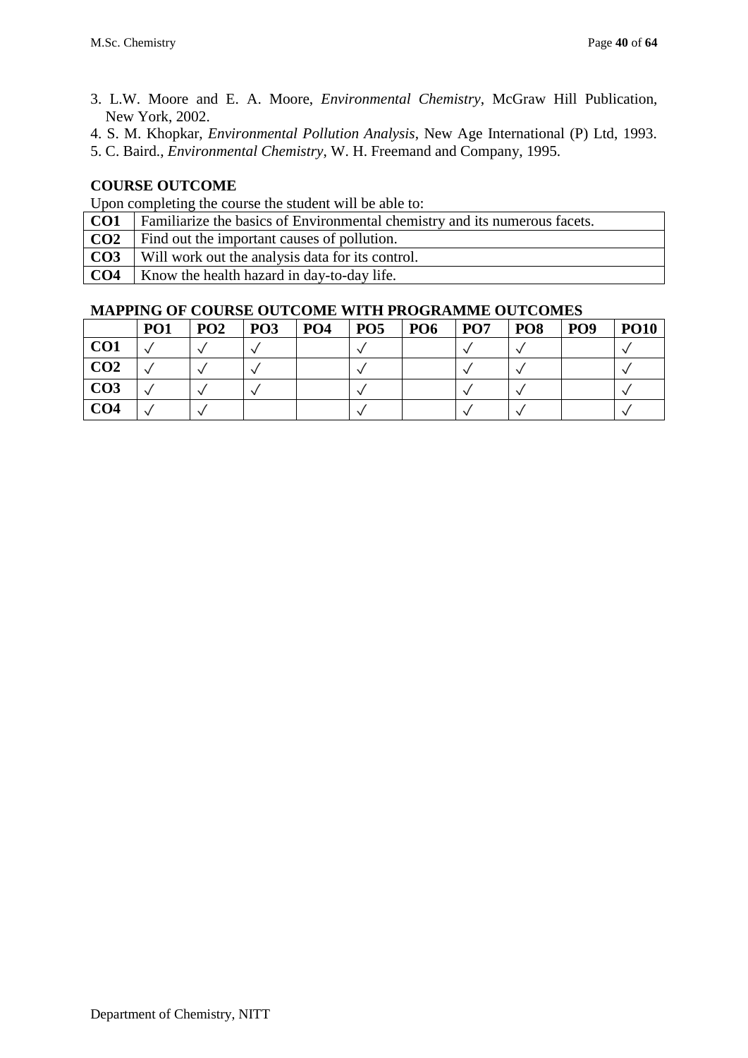3. L.W. Moore and E. A. Moore, *Environmental Chemistry*, McGraw Hill Publication, New York, 2002.
4. S. M. Khopkar, *Environmental Pollution Analysis*, New Age International (P) Ltd, 1993.
5. C. Baird., *Environmental Chemistry*, W. H. Freemand and Company, 1995.

**COURSE OUTCOME**

Upon completing the course the student will be able to:

| | |
|---|---|
| **CO1** | Familiarize the basics of Environmental chemistry and its numerous facets. |
| **CO2** | Find out the important causes of pollution. |
| **CO3** | Will work out the analysis data for its control. |
| **CO4** | Know the health hazard in day-to-day life. |

**MAPPING OF COURSE OUTCOME WITH PROGRAMME OUTCOMES**

| | PO1 | PO2 | PO3 | PO4 | PO5 | PO6 | PO7 | PO8 | PO9 | PO10 |
|---|---|---|---|---|---|---|---|---|---|---|
| **CO1** | √ | √ | √ | | √ | | √ | √ | | √ |
| **CO2** | √ | √ | √ | | √ | | √ | √ | | √ |
| **CO3** | √ | √ | √ | | √ | | √ | √ | | √ |
| **CO4** | √ | √ | | | √ | | √ | √ | | √ |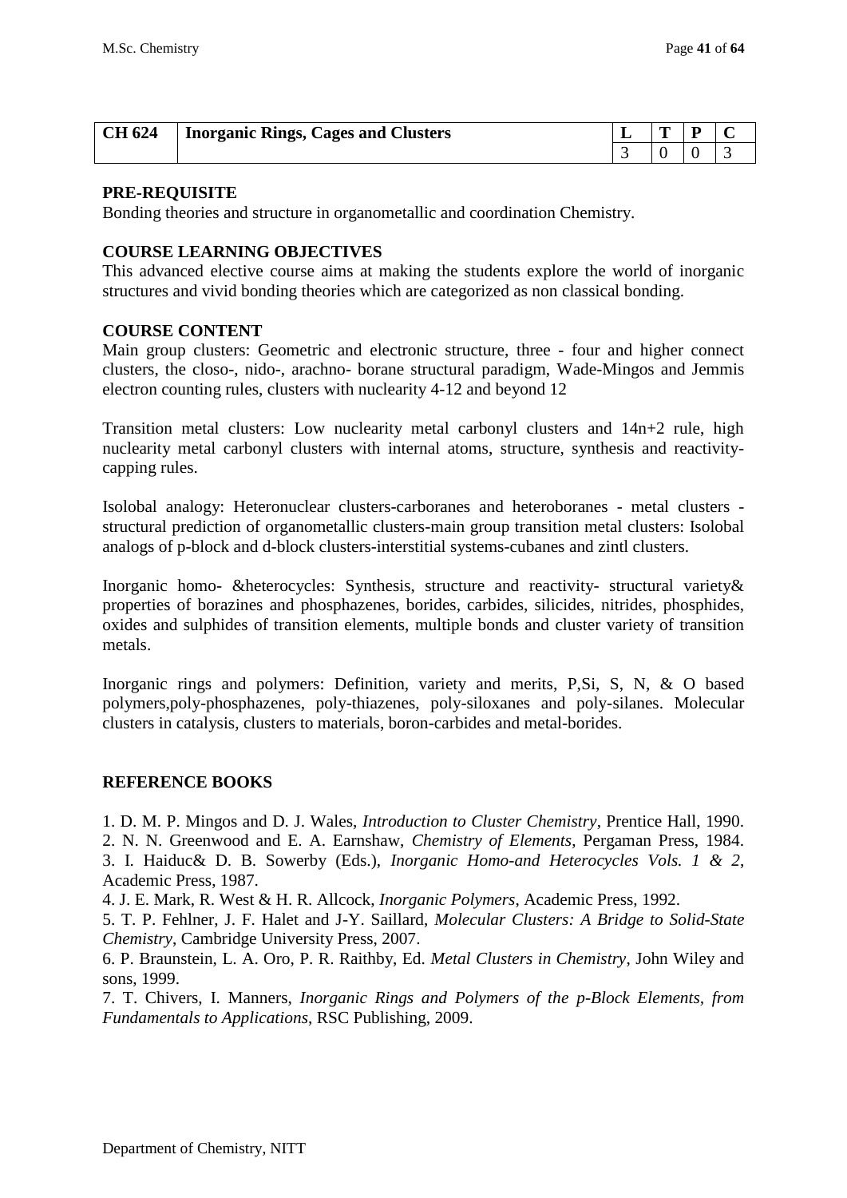| CH 624 | Inorganic Rings, Cages and Clusters | L | T | P | C |
|---|---|---|---|---|---|
| | | 3 | 0 | 0 | 3 |

**PRE-REQUISITE**

Bonding theories and structure in organometallic and coordination Chemistry.

**COURSE LEARNING OBJECTIVES**

This advanced elective course aims at making the students explore the world of inorganic structures and vivid bonding theories which are categorized as non classical bonding.

**COURSE CONTENT**

Main group clusters: Geometric and electronic structure, three - four and higher connect clusters, the closo-, nido-, arachno- borane structural paradigm, Wade-Mingos and Jemmis electron counting rules, clusters with nuclearity 4-12 and beyond 12

Transition metal clusters: Low nuclearity metal carbonyl clusters and 14n+2 rule, high nuclearity metal carbonyl clusters with internal atoms, structure, synthesis and reactivity-capping rules.

Isolobal analogy: Heteronuclear clusters-carboranes and heteroboranes - metal clusters - structural prediction of organometallic clusters-main group transition metal clusters: Isolobal analogs of p-block and d-block clusters-interstitial systems-cubanes and zintl clusters.

Inorganic homo- &heterocycles: Synthesis, structure and reactivity- structural variety& properties of borazines and phosphazenes, borides, carbides, silicides, nitrides, phosphides, oxides and sulphides of transition elements, multiple bonds and cluster variety of transition metals.

Inorganic rings and polymers: Definition, variety and merits, P,Si, S, N, & O based polymers,poly-phosphazenes, poly-thiazenes, poly-siloxanes and poly-silanes. Molecular clusters in catalysis, clusters to materials, boron-carbides and metal-borides.

**REFERENCE BOOKS**

1. D. M. P. Mingos and D. J. Wales, *Introduction to Cluster Chemistry*, Prentice Hall, 1990.
2. N. N. Greenwood and E. A. Earnshaw, *Chemistry of Elements*, Pergaman Press, 1984.
3. I. Haiduc& D. B. Sowerby (Eds.), *Inorganic Homo-and Heterocycles Vols. 1 & 2*, Academic Press, 1987.
4. J. E. Mark, R. West & H. R. Allcock, *Inorganic Polymers*, Academic Press, 1992.
5. T. P. Fehlner, J. F. Halet and J-Y. Saillard, *Molecular Clusters: A Bridge to Solid-State Chemistry*, Cambridge University Press, 2007.
6. P. Braunstein, L. A. Oro, P. R. Raithby, Ed. *Metal Clusters in Chemistry*, John Wiley and sons, 1999.
7. T. Chivers, I. Manners, *Inorganic Rings and Polymers of the p-Block Elements, from Fundamentals to Applications*, RSC Publishing, 2009.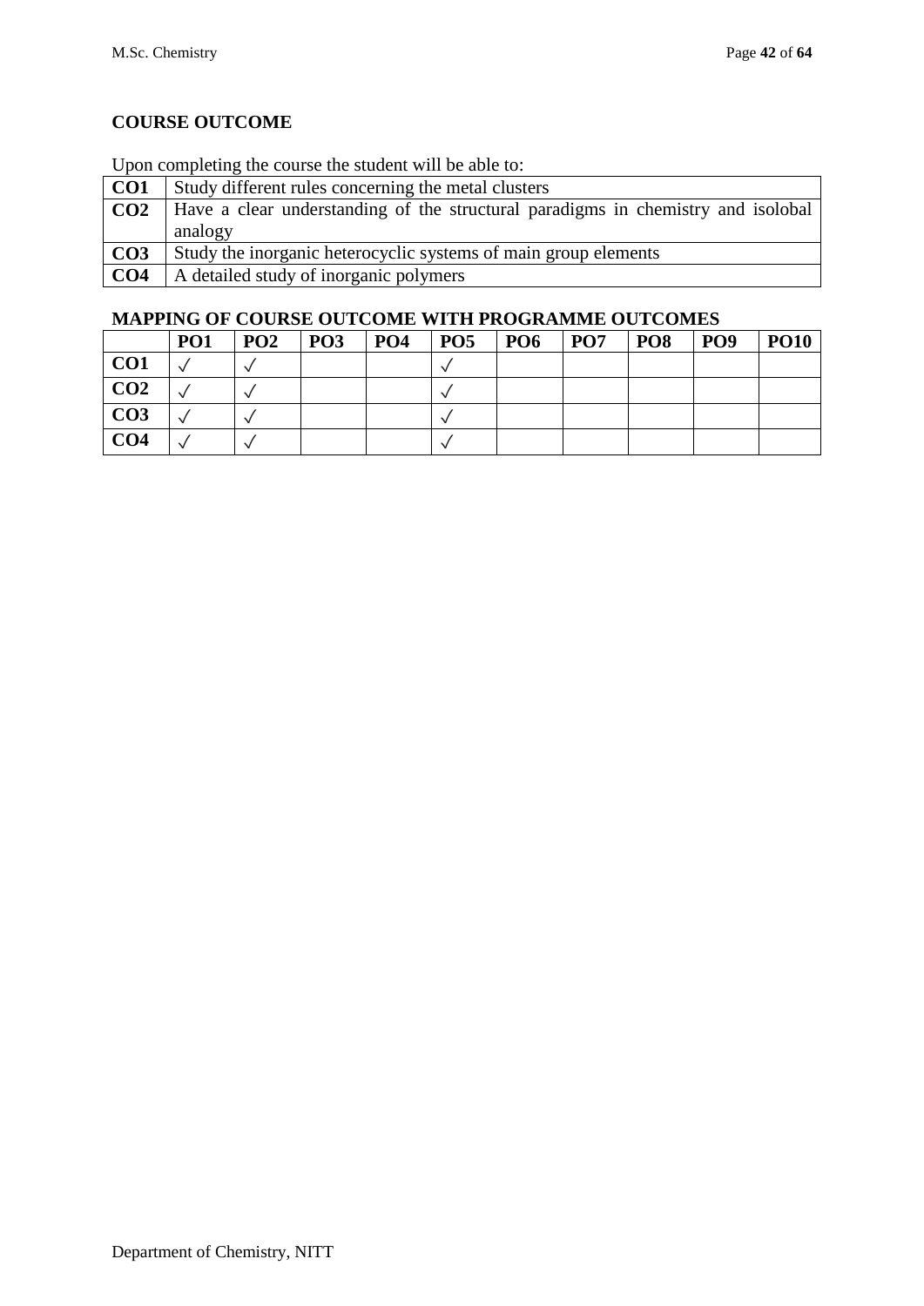## COURSE OUTCOME

Upon completing the course the student will be able to:

| | |
|---|---|
| **CO1** | Study different rules concerning the metal clusters |
| **CO2** | Have a clear understanding of the structural paradigms in chemistry and isolobal analogy |
| **CO3** | Study the inorganic heterocyclic systems of main group elements |
| **CO4** | A detailed study of inorganic polymers |

## MAPPING OF COURSE OUTCOME WITH PROGRAMME OUTCOMES

| | PO1 | PO2 | PO3 | PO4 | PO5 | PO6 | PO7 | PO8 | PO9 | PO10 |
|---|---|---|---|---|---|---|---|---|---|---|
| **CO1** | ✓ | ✓ | | | ✓ | | | | | |
| **CO2** | ✓ | ✓ | | | ✓ | | | | | |
| **CO3** | ✓ | ✓ | | | ✓ | | | | | |
| **CO4** | ✓ | ✓ | | | ✓ | | | | | |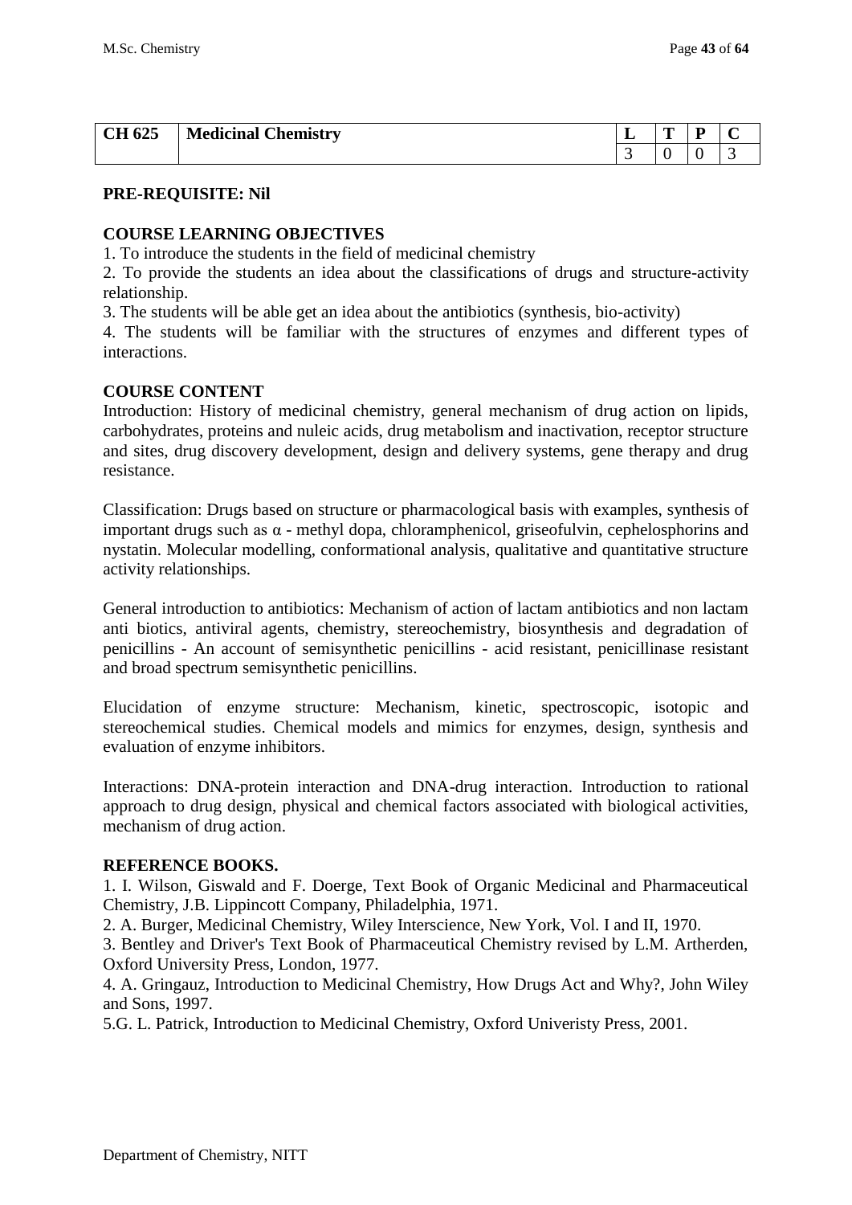| CH 625 | Medicinal Chemistry | L | T | P | C |
|---|---|---|---|---|---|
| | | 3 | 0 | 0 | 3 |

**PRE-REQUISITE: Nil**

**COURSE LEARNING OBJECTIVES**

1. To introduce the students in the field of medicinal chemistry
2. To provide the students an idea about the classifications of drugs and structure-activity relationship.
3. The students will be able get an idea about the antibiotics (synthesis, bio-activity)
4. The students will be familiar with the structures of enzymes and different types of interactions.

**COURSE CONTENT**

Introduction: History of medicinal chemistry, general mechanism of drug action on lipids, carbohydrates, proteins and nuleic acids, drug metabolism and inactivation, receptor structure and sites, drug discovery development, design and delivery systems, gene therapy and drug resistance.

Classification: Drugs based on structure or pharmacological basis with examples, synthesis of important drugs such as α - methyl dopa, chloramphenicol, griseofulvin, cephelosphorins and nystatin. Molecular modelling, conformational analysis, qualitative and quantitative structure activity relationships.

General introduction to antibiotics: Mechanism of action of lactam antibiotics and non lactam anti biotics, antiviral agents, chemistry, stereochemistry, biosynthesis and degradation of penicillins - An account of semisynthetic penicillins - acid resistant, penicillinase resistant and broad spectrum semisynthetic penicillins.

Elucidation of enzyme structure: Mechanism, kinetic, spectroscopic, isotopic and stereochemical studies. Chemical models and mimics for enzymes, design, synthesis and evaluation of enzyme inhibitors.

Interactions: DNA-protein interaction and DNA-drug interaction. Introduction to rational approach to drug design, physical and chemical factors associated with biological activities, mechanism of drug action.

**REFERENCE BOOKS.**

1. I. Wilson, Giswald and F. Doerge, Text Book of Organic Medicinal and Pharmaceutical Chemistry, J.B. Lippincott Company, Philadelphia, 1971.
2. A. Burger, Medicinal Chemistry, Wiley Interscience, New York, Vol. I and II, 1970.
3. Bentley and Driver's Text Book of Pharmaceutical Chemistry revised by L.M. Artherden, Oxford University Press, London, 1977.
4. A. Gringauz, Introduction to Medicinal Chemistry, How Drugs Act and Why?, John Wiley and Sons, 1997.
5. G. L. Patrick, Introduction to Medicinal Chemistry, Oxford Univeristy Press, 2001.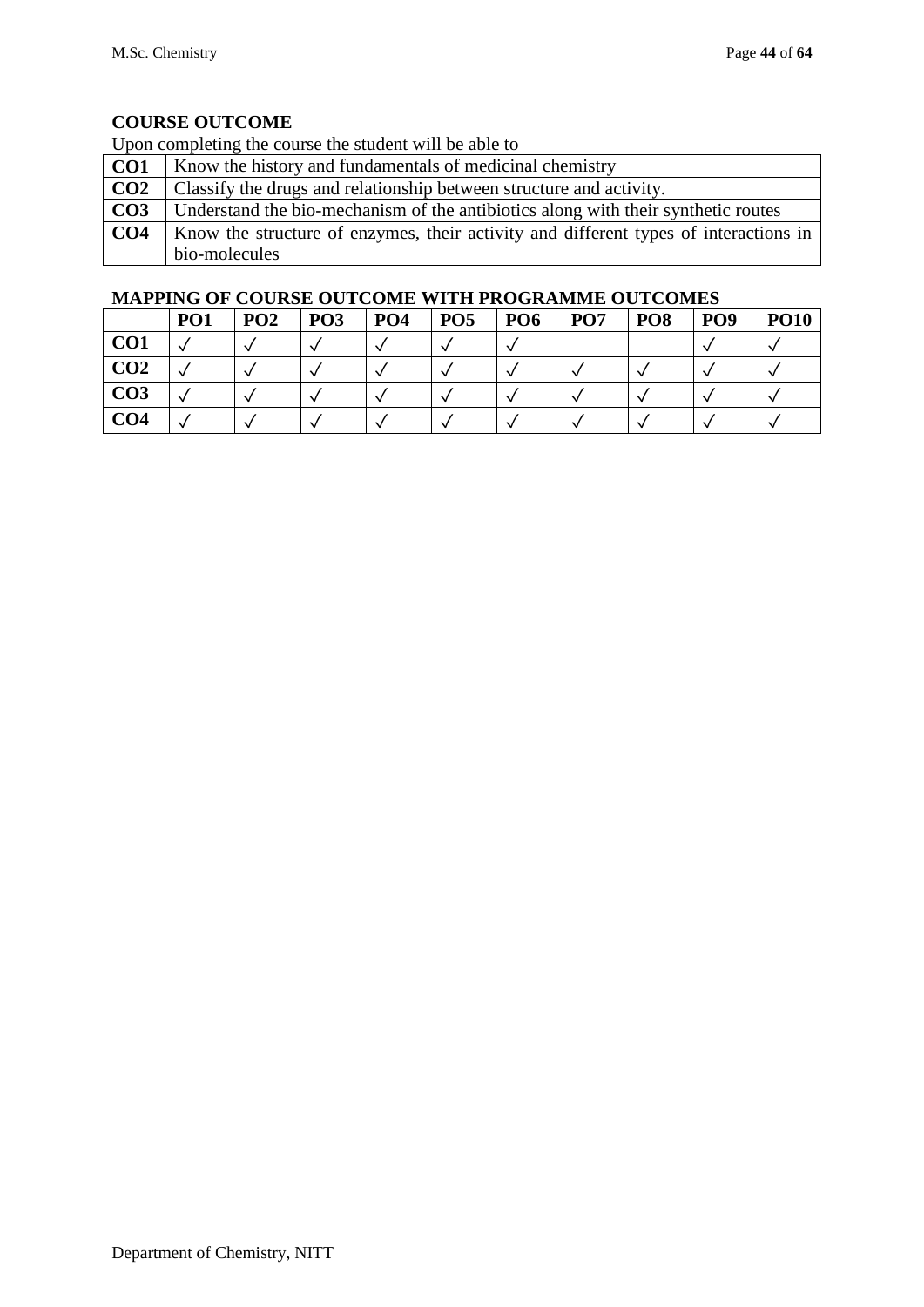## COURSE OUTCOME

Upon completing the course the student will be able to

| | |
|---|---|
| **CO1** | Know the history and fundamentals of medicinal chemistry |
| **CO2** | Classify the drugs and relationship between structure and activity. |
| **CO3** | Understand the bio-mechanism of the antibiotics along with their synthetic routes |
| **CO4** | Know the structure of enzymes, their activity and different types of interactions in bio-molecules |

## MAPPING OF COURSE OUTCOME WITH PROGRAMME OUTCOMES

| | PO1 | PO2 | PO3 | PO4 | PO5 | PO6 | PO7 | PO8 | PO9 | PO10 |
|---|---|---|---|---|---|---|---|---|---|---|
| **CO1** | ✓ | ✓ | ✓ | ✓ | ✓ | ✓ | | | ✓ | ✓ |
| **CO2** | ✓ | ✓ | ✓ | ✓ | ✓ | ✓ | ✓ | ✓ | ✓ | ✓ |
| **CO3** | ✓ | ✓ | ✓ | ✓ | ✓ | ✓ | ✓ | ✓ | ✓ | ✓ |
| **CO4** | ✓ | ✓ | ✓ | ✓ | ✓ | ✓ | ✓ | ✓ | ✓ | ✓ |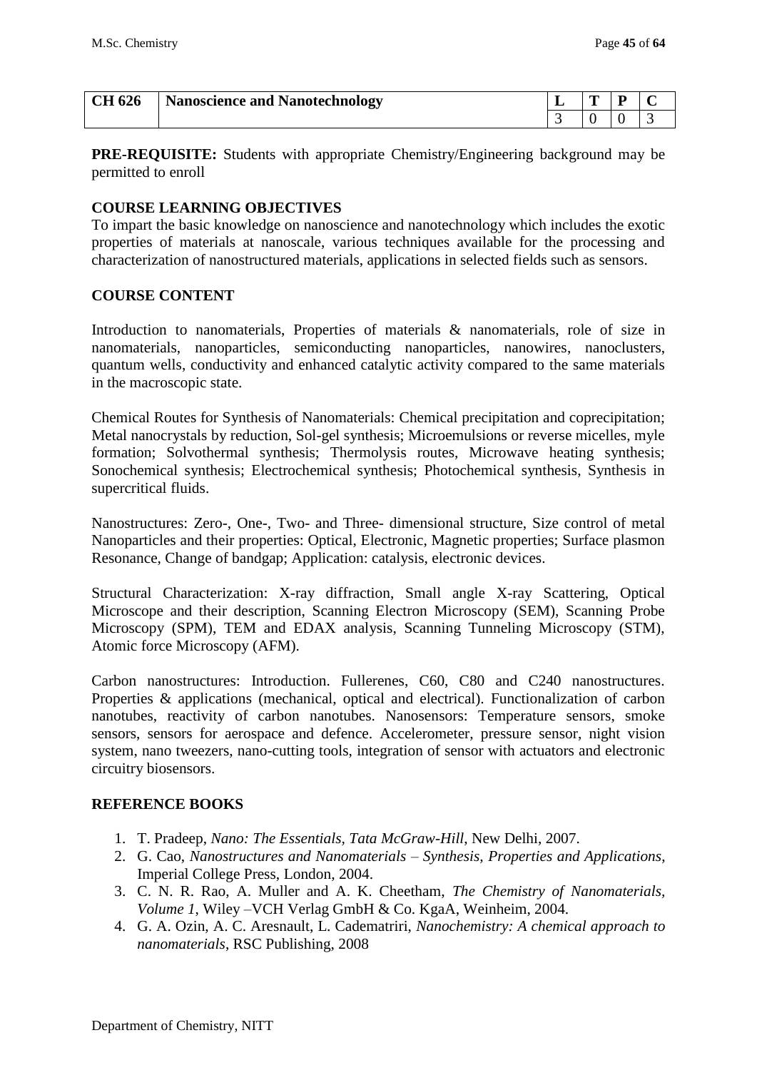| CH 626 | Nanoscience and Nanotechnology | L | T | P | C |
|---|---|---|---|---|---|
| | | 3 | 0 | 0 | 3 |

**PRE-REQUISITE:** Students with appropriate Chemistry/Engineering background may be permitted to enroll

**COURSE LEARNING OBJECTIVES**

To impart the basic knowledge on nanoscience and nanotechnology which includes the exotic properties of materials at nanoscale, various techniques available for the processing and characterization of nanostructured materials, applications in selected fields such as sensors.

**COURSE CONTENT**

Introduction to nanomaterials, Properties of materials & nanomaterials, role of size in nanomaterials, nanoparticles, semiconducting nanoparticles, nanowires, nanoclusters, quantum wells, conductivity and enhanced catalytic activity compared to the same materials in the macroscopic state.

Chemical Routes for Synthesis of Nanomaterials: Chemical precipitation and coprecipitation; Metal nanocrystals by reduction, Sol-gel synthesis; Microemulsions or reverse micelles, myle formation; Solvothermal synthesis; Thermolysis routes, Microwave heating synthesis; Sonochemical synthesis; Electrochemical synthesis; Photochemical synthesis, Synthesis in supercritical fluids.

Nanostructures: Zero-, One-, Two- and Three- dimensional structure, Size control of metal Nanoparticles and their properties: Optical, Electronic, Magnetic properties; Surface plasmon Resonance, Change of bandgap; Application: catalysis, electronic devices.

Structural Characterization: X-ray diffraction, Small angle X-ray Scattering, Optical Microscope and their description, Scanning Electron Microscopy (SEM), Scanning Probe Microscopy (SPM), TEM and EDAX analysis, Scanning Tunneling Microscopy (STM), Atomic force Microscopy (AFM).

Carbon nanostructures: Introduction. Fullerenes, C60, C80 and C240 nanostructures. Properties & applications (mechanical, optical and electrical). Functionalization of carbon nanotubes, reactivity of carbon nanotubes. Nanosensors: Temperature sensors, smoke sensors, sensors for aerospace and defence. Accelerometer, pressure sensor, night vision system, nano tweezers, nano-cutting tools, integration of sensor with actuators and electronic circuitry biosensors.

**REFERENCE BOOKS**

1. T. Pradeep, *Nano: The Essentials, Tata McGraw-Hill*, New Delhi, 2007.
2. G. Cao, *Nanostructures and Nanomaterials – Synthesis, Properties and Applications*, Imperial College Press, London, 2004.
3. C. N. R. Rao, A. Muller and A. K. Cheetham, *The Chemistry of Nanomaterials, Volume 1*, Wiley –VCH Verlag GmbH & Co. KgaA, Weinheim, 2004.
4. G. A. Ozin, A. C. Aresnault, L. Cadematriri, *Nanochemistry: A chemical approach to nanomaterials*, RSC Publishing, 2008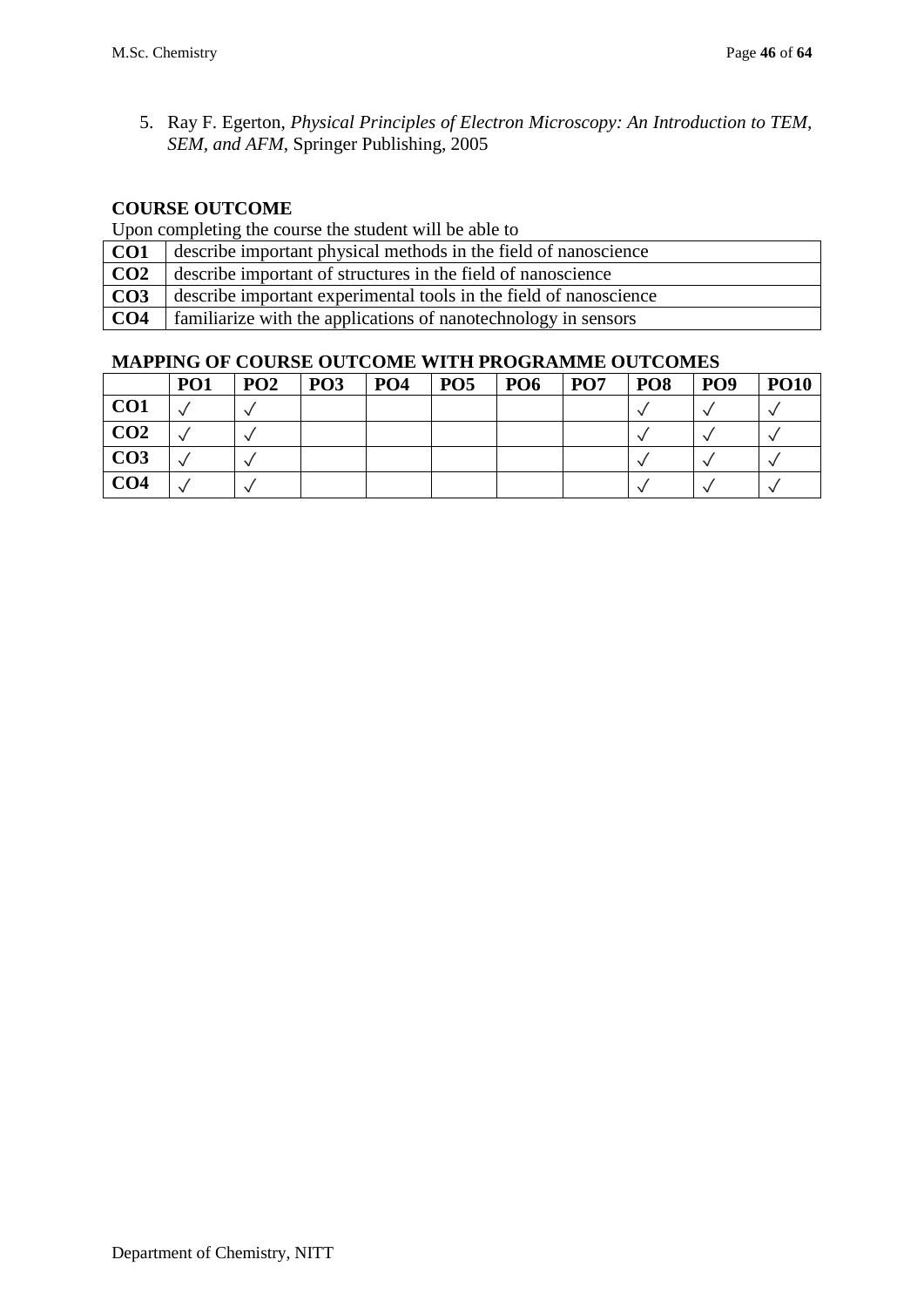5. Ray F. Egerton, *Physical Principles of Electron Microscopy: An Introduction to TEM, SEM, and AFM*, Springer Publishing, 2005

### COURSE OUTCOME

Upon completing the course the student will be able to

| | |
|---|---|
| **CO1** | describe important physical methods in the field of nanoscience |
| **CO2** | describe important of structures in the field of nanoscience |
| **CO3** | describe important experimental tools in the field of nanoscience |
| **CO4** | familiarize with the applications of nanotechnology in sensors |

### MAPPING OF COURSE OUTCOME WITH PROGRAMME OUTCOMES

| | PO1 | PO2 | PO3 | PO4 | PO5 | PO6 | PO7 | PO8 | PO9 | PO10 |
|---|---|---|---|---|---|---|---|---|---|---|
| **CO1** | ✓ | ✓ | | | | | | ✓ | ✓ | ✓ |
| **CO2** | ✓ | ✓ | | | | | | ✓ | ✓ | ✓ |
| **CO3** | ✓ | ✓ | | | | | | ✓ | ✓ | ✓ |
| **CO4** | ✓ | ✓ | | | | | | ✓ | ✓ | ✓ |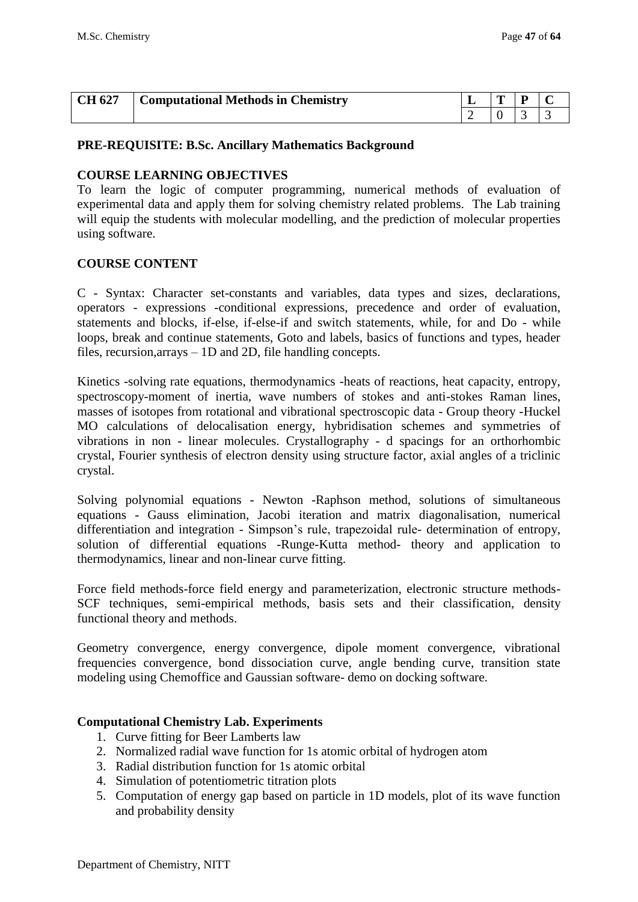| CH 627 | Computational Methods in Chemistry | L | T | P | C |
|---|---|---|---|---|---|
| | | 2 | 0 | 3 | 3 |

**PRE-REQUISITE: B.Sc. Ancillary Mathematics Background**

**COURSE LEARNING OBJECTIVES**

To learn the logic of computer programming, numerical methods of evaluation of experimental data and apply them for solving chemistry related problems. The Lab training will equip the students with molecular modelling, and the prediction of molecular properties using software.

**COURSE CONTENT**

C - Syntax: Character set-constants and variables, data types and sizes, declarations, operators - expressions -conditional expressions, precedence and order of evaluation, statements and blocks, if-else, if-else-if and switch statements, while, for and Do - while loops, break and continue statements, Goto and labels, basics of functions and types, header files, recursion,arrays – 1D and 2D, file handling concepts.

Kinetics -solving rate equations, thermodynamics -heats of reactions, heat capacity, entropy, spectroscopy-moment of inertia, wave numbers of stokes and anti-stokes Raman lines, masses of isotopes from rotational and vibrational spectroscopic data - Group theory -Huckel MO calculations of delocalisation energy, hybridisation schemes and symmetries of vibrations in non - linear molecules. Crystallography - d spacings for an orthorhombic crystal, Fourier synthesis of electron density using structure factor, axial angles of a triclinic crystal.

Solving polynomial equations - Newton -Raphson method, solutions of simultaneous equations - Gauss elimination, Jacobi iteration and matrix diagonalisation, numerical differentiation and integration - Simpson's rule, trapezoidal rule- determination of entropy, solution of differential equations -Runge-Kutta method- theory and application to thermodynamics, linear and non-linear curve fitting.

Force field methods-force field energy and parameterization, electronic structure methods-SCF techniques, semi-empirical methods, basis sets and their classification, density functional theory and methods.

Geometry convergence, energy convergence, dipole moment convergence, vibrational frequencies convergence, bond dissociation curve, angle bending curve, transition state modeling using Chemoffice and Gaussian software- demo on docking software.

**Computational Chemistry Lab. Experiments**

1. Curve fitting for Beer Lamberts law
2. Normalized radial wave function for 1s atomic orbital of hydrogen atom
3. Radial distribution function for 1s atomic orbital
4. Simulation of potentiometric titration plots
5. Computation of energy gap based on particle in 1D models, plot of its wave function and probability density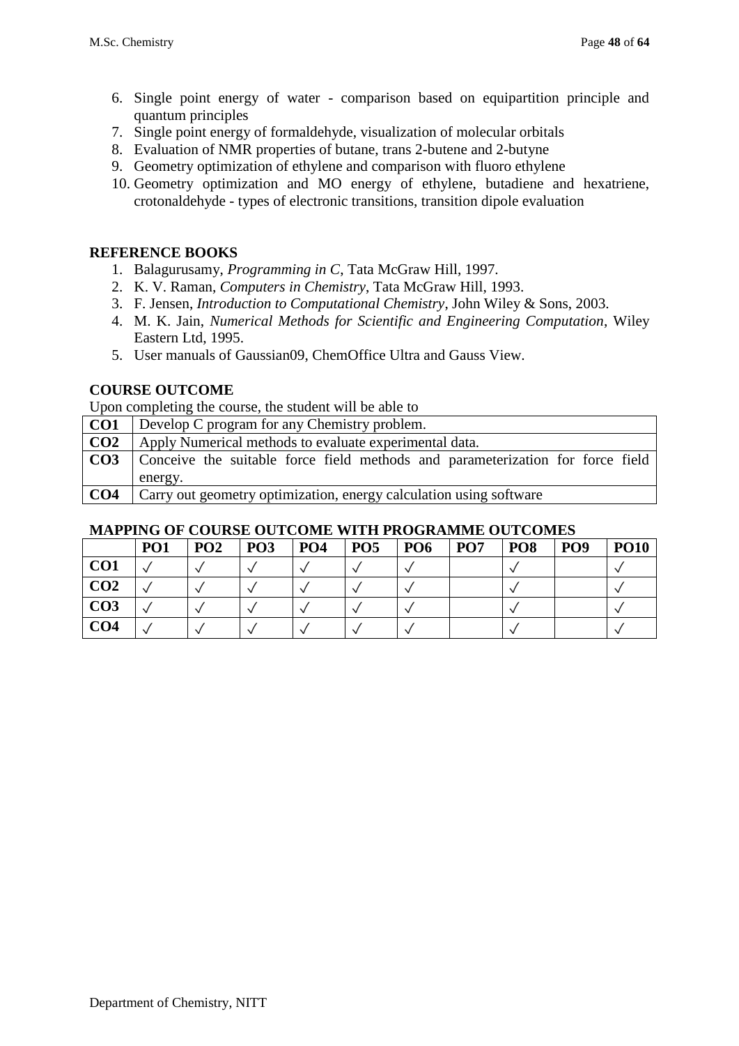6. Single point energy of water - comparison based on equipartition principle and quantum principles
7. Single point energy of formaldehyde, visualization of molecular orbitals
8. Evaluation of NMR properties of butane, trans 2-butene and 2-butyne
9. Geometry optimization of ethylene and comparison with fluoro ethylene
10. Geometry optimization and MO energy of ethylene, butadiene and hexatriene, crotonaldehyde - types of electronic transitions, transition dipole evaluation

**REFERENCE BOOKS**

1. Balagurusamy, *Programming in C*, Tata McGraw Hill, 1997.
2. K. V. Raman, *Computers in Chemistry*, Tata McGraw Hill, 1993.
3. F. Jensen, *Introduction to Computational Chemistry*, John Wiley & Sons, 2003.
4. M. K. Jain, *Numerical Methods for Scientific and Engineering Computation*, Wiley Eastern Ltd, 1995.
5. User manuals of Gaussian09, ChemOffice Ultra and Gauss View.

**COURSE OUTCOME**

Upon completing the course, the student will be able to

| | |
|---|---|
| **CO1** | Develop C program for any Chemistry problem. |
| **CO2** | Apply Numerical methods to evaluate experimental data. |
| **CO3** | Conceive the suitable force field methods and parameterization for force field energy. |
| **CO4** | Carry out geometry optimization, energy calculation using software |

**MAPPING OF COURSE OUTCOME WITH PROGRAMME OUTCOMES**

| | PO1 | PO2 | PO3 | PO4 | PO5 | PO6 | PO7 | PO8 | PO9 | PO10 |
|---|---|---|---|---|---|---|---|---|---|---|
| **CO1** | ✓ | ✓ | ✓ | ✓ | ✓ | ✓ | | ✓ | | ✓ |
| **CO2** | ✓ | ✓ | ✓ | ✓ | ✓ | ✓ | | ✓ | | ✓ |
| **CO3** | ✓ | ✓ | ✓ | ✓ | ✓ | ✓ | | ✓ | | ✓ |
| **CO4** | ✓ | ✓ | ✓ | ✓ | ✓ | ✓ | | ✓ | | ✓ |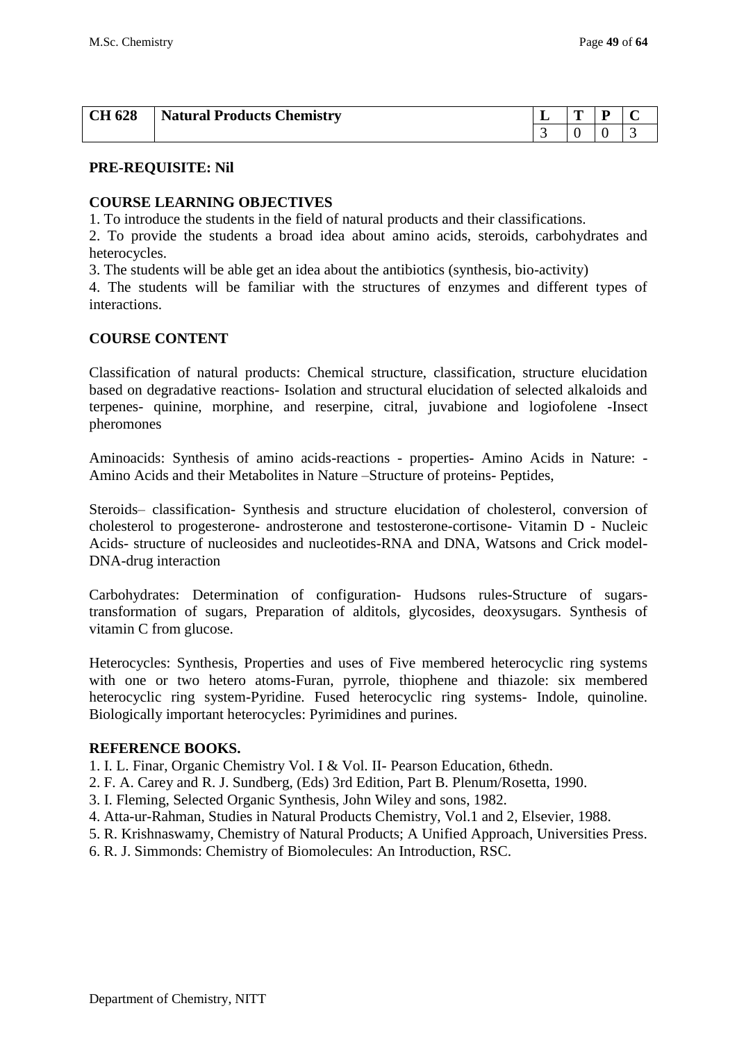| CH 628 | Natural Products Chemistry | L | T | P | C |
|---|---|---|---|---|---|
| | | 3 | 0 | 0 | 3 |

**PRE-REQUISITE: Nil**

**COURSE LEARNING OBJECTIVES**

1. To introduce the students in the field of natural products and their classifications.
2. To provide the students a broad idea about amino acids, steroids, carbohydrates and heterocycles.
3. The students will be able get an idea about the antibiotics (synthesis, bio-activity)
4. The students will be familiar with the structures of enzymes and different types of interactions.

**COURSE CONTENT**

Classification of natural products: Chemical structure, classification, structure elucidation based on degradative reactions- Isolation and structural elucidation of selected alkaloids and terpenes- quinine, morphine, and reserpine, citral, juvabione and logiofolene -Insect pheromones

Aminoacids: Synthesis of amino acids-reactions - properties- Amino Acids in Nature: - Amino Acids and their Metabolites in Nature –Structure of proteins- Peptides,

Steroids– classification- Synthesis and structure elucidation of cholesterol, conversion of cholesterol to progesterone- androsterone and testosterone-cortisone- Vitamin D - Nucleic Acids- structure of nucleosides and nucleotides-RNA and DNA, Watsons and Crick model- DNA-drug interaction

Carbohydrates: Determination of configuration- Hudsons rules-Structure of sugars- transformation of sugars, Preparation of alditols, glycosides, deoxysugars. Synthesis of vitamin C from glucose.

Heterocycles: Synthesis, Properties and uses of Five membered heterocyclic ring systems with one or two hetero atoms-Furan, pyrrole, thiophene and thiazole: six membered heterocyclic ring system-Pyridine. Fused heterocyclic ring systems- Indole, quinoline. Biologically important heterocycles: Pyrimidines and purines.

**REFERENCE BOOKS.**

1. I. L. Finar, Organic Chemistry Vol. I & Vol. II- Pearson Education, 6thedn.
2. F. A. Carey and R. J. Sundberg, (Eds) 3rd Edition, Part B. Plenum/Rosetta, 1990.
3. I. Fleming, Selected Organic Synthesis, John Wiley and sons, 1982.
4. Atta-ur-Rahman, Studies in Natural Products Chemistry, Vol.1 and 2, Elsevier, 1988.
5. R. Krishnaswamy, Chemistry of Natural Products; A Unified Approach, Universities Press.
6. R. J. Simmonds: Chemistry of Biomolecules: An Introduction, RSC.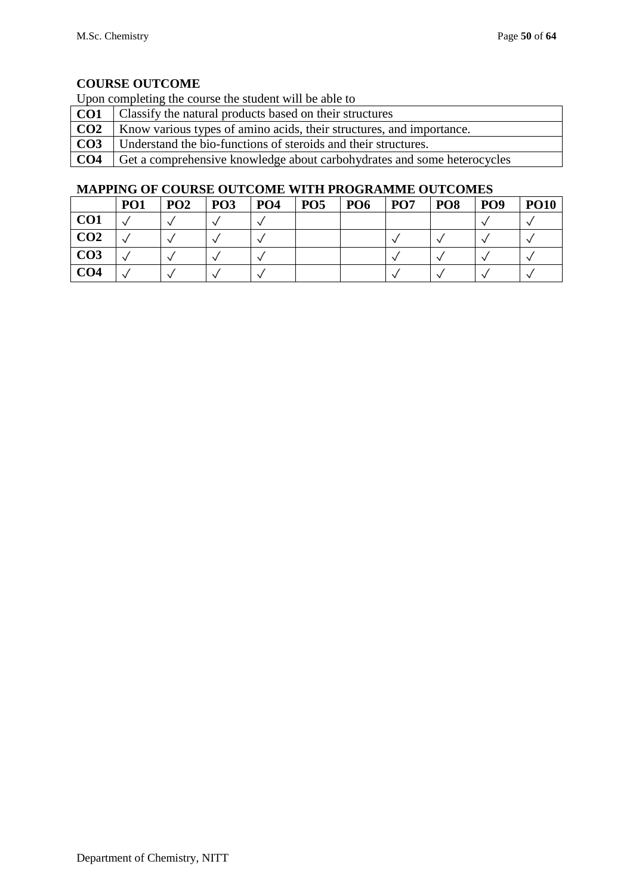**COURSE OUTCOME**

Upon completing the course the student will be able to

| | |
|---|---|
| **CO1** | Classify the natural products based on their structures |
| **CO2** | Know various types of amino acids, their structures, and importance. |
| **CO3** | Understand the bio-functions of steroids and their structures. |
| **CO4** | Get a comprehensive knowledge about carbohydrates and some heterocycles |

**MAPPING OF COURSE OUTCOME WITH PROGRAMME OUTCOMES**

| | PO1 | PO2 | PO3 | PO4 | PO5 | PO6 | PO7 | PO8 | PO9 | PO10 |
|---|---|---|---|---|---|---|---|---|---|---|
| **CO1** | ✓ | ✓ | ✓ | ✓ | | | | | ✓ | ✓ |
| **CO2** | ✓ | ✓ | ✓ | ✓ | | | ✓ | ✓ | ✓ | ✓ |
| **CO3** | ✓ | ✓ | ✓ | ✓ | | | ✓ | ✓ | ✓ | ✓ |
| **CO4** | ✓ | ✓ | ✓ | ✓ | | | ✓ | ✓ | ✓ | ✓ |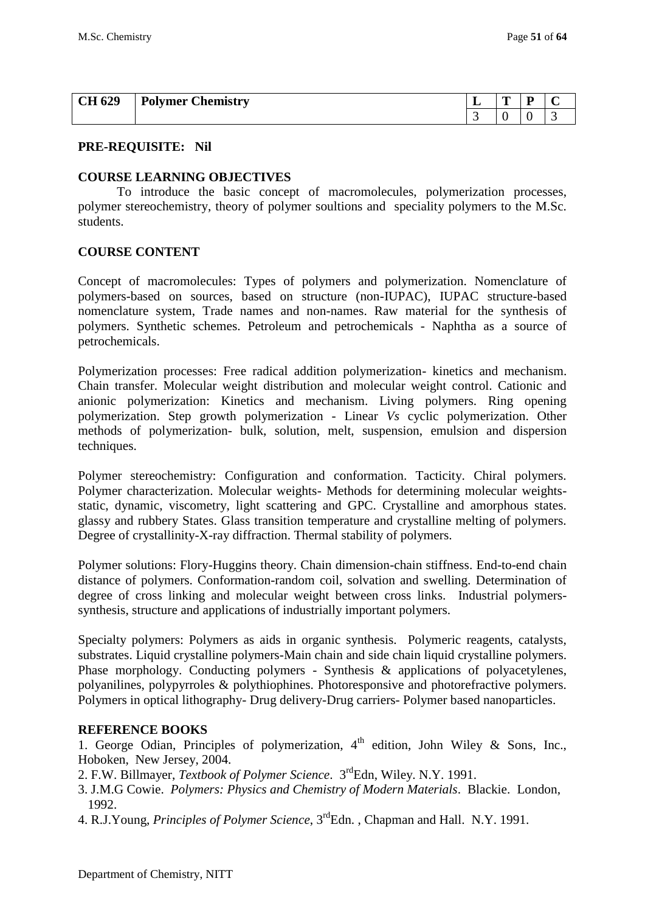| CH 629 | Polymer Chemistry | L | T | P | C |
|---|---|---|---|---|---|
| | | 3 | 0 | 0 | 3 |

**PRE-REQUISITE: Nil**

**COURSE LEARNING OBJECTIVES**

To introduce the basic concept of macromolecules, polymerization processes, polymer stereochemistry, theory of polymer soultions and speciality polymers to the M.Sc. students.

**COURSE CONTENT**

Concept of macromolecules: Types of polymers and polymerization. Nomenclature of polymers-based on sources, based on structure (non-IUPAC), IUPAC structure-based nomenclature system, Trade names and non-names. Raw material for the synthesis of polymers. Synthetic schemes. Petroleum and petrochemicals - Naphtha as a source of petrochemicals.

Polymerization processes: Free radical addition polymerization- kinetics and mechanism. Chain transfer. Molecular weight distribution and molecular weight control. Cationic and anionic polymerization: Kinetics and mechanism. Living polymers. Ring opening polymerization. Step growth polymerization - Linear *Vs* cyclic polymerization. Other methods of polymerization- bulk, solution, melt, suspension, emulsion and dispersion techniques.

Polymer stereochemistry: Configuration and conformation. Tacticity. Chiral polymers. Polymer characterization. Molecular weights- Methods for determining molecular weights-static, dynamic, viscometry, light scattering and GPC. Crystalline and amorphous states. glassy and rubbery States. Glass transition temperature and crystalline melting of polymers. Degree of crystallinity-X-ray diffraction. Thermal stability of polymers.

Polymer solutions: Flory-Huggins theory. Chain dimension-chain stiffness. End-to-end chain distance of polymers. Conformation-random coil, solvation and swelling. Determination of degree of cross linking and molecular weight between cross links. Industrial polymers-synthesis, structure and applications of industrially important polymers.

Specialty polymers: Polymers as aids in organic synthesis. Polymeric reagents, catalysts, substrates. Liquid crystalline polymers-Main chain and side chain liquid crystalline polymers. Phase morphology. Conducting polymers - Synthesis & applications of polyacetylenes, polyanilines, polypyrroles & polythiophines. Photoresponsive and photorefractive polymers. Polymers in optical lithography- Drug delivery-Drug carriers- Polymer based nanoparticles.

**REFERENCE BOOKS**

1. George Odian, Principles of polymerization, 4th edition, John Wiley & Sons, Inc., Hoboken, New Jersey, 2004.
2. F.W. Billmayer, *Textbook of Polymer Science*. 3rdEdn, Wiley. N.Y. 1991.
3. J.M.G Cowie. *Polymers: Physics and Chemistry of Modern Materials*. Blackie. London, 1992.
4. R.J.Young, *Principles of Polymer Science*, 3rdEdn. , Chapman and Hall. N.Y. 1991.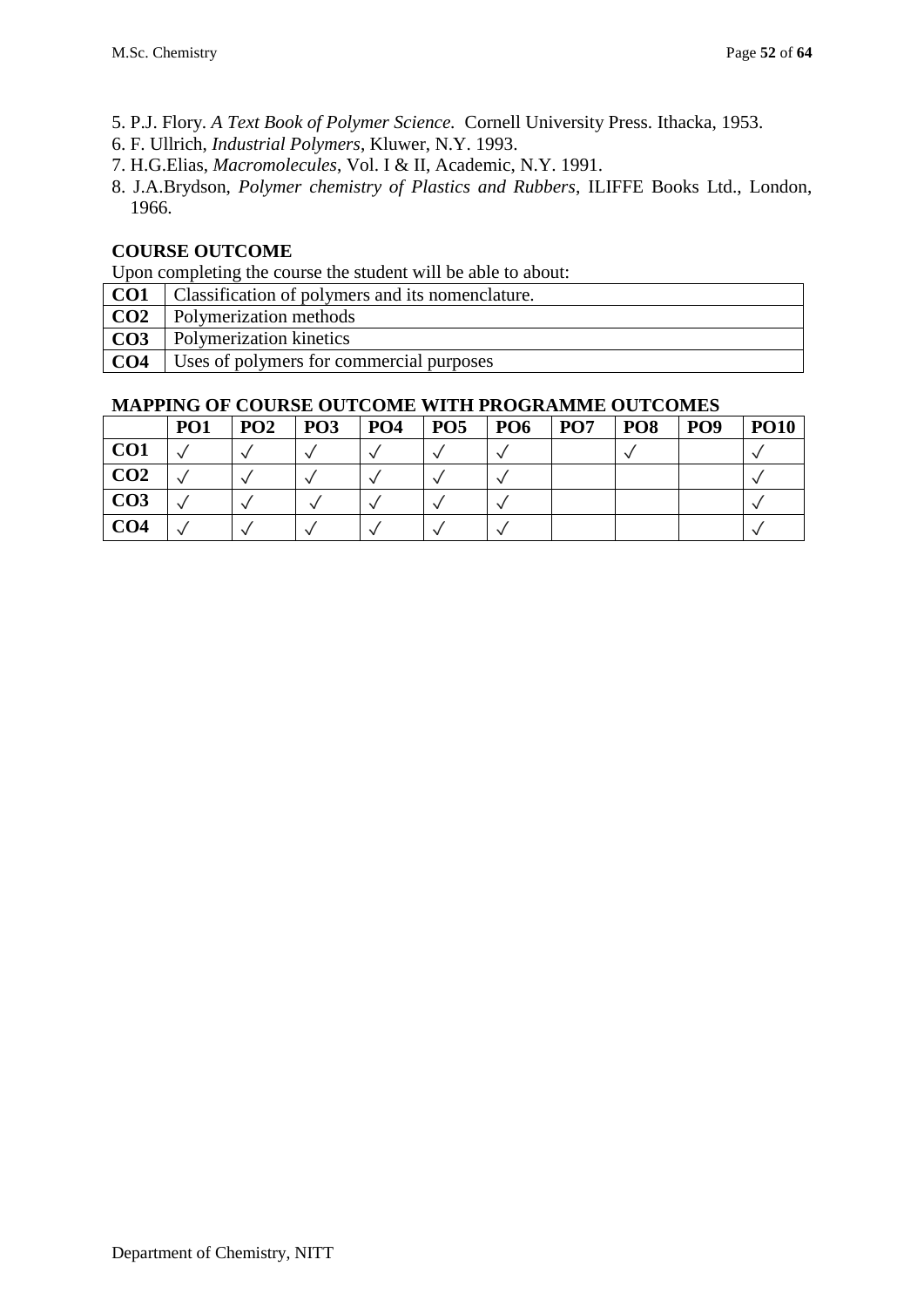5. P.J. Flory. *A Text Book of Polymer Science.* Cornell University Press. Ithacka, 1953.
6. F. Ullrich, *Industrial Polymers*, Kluwer, N.Y. 1993.
7. H.G.Elias, *Macromolecules*, Vol. I & II, Academic, N.Y. 1991.
8. J.A.Brydson, *Polymer chemistry of Plastics and Rubbers*, ILIFFE Books Ltd., London, 1966.

**COURSE OUTCOME**

Upon completing the course the student will be able to about:

| | |
|---|---|
| **CO1** | Classification of polymers and its nomenclature. |
| **CO2** | Polymerization methods |
| **CO3** | Polymerization kinetics |
| **CO4** | Uses of polymers for commercial purposes |

**MAPPING OF COURSE OUTCOME WITH PROGRAMME OUTCOMES**

| | PO1 | PO2 | PO3 | PO4 | PO5 | PO6 | PO7 | PO8 | PO9 | PO10 |
|---|---|---|---|---|---|---|---|---|---|---|
| **CO1** | ✓ | ✓ | ✓ | ✓ | ✓ | ✓ | | ✓ | | ✓ |
| **CO2** | ✓ | ✓ | ✓ | ✓ | ✓ | ✓ | | | | ✓ |
| **CO3** | ✓ | ✓ | ✓ | ✓ | ✓ | ✓ | | | | ✓ |
| **CO4** | ✓ | ✓ | ✓ | ✓ | ✓ | ✓ | | | | ✓ |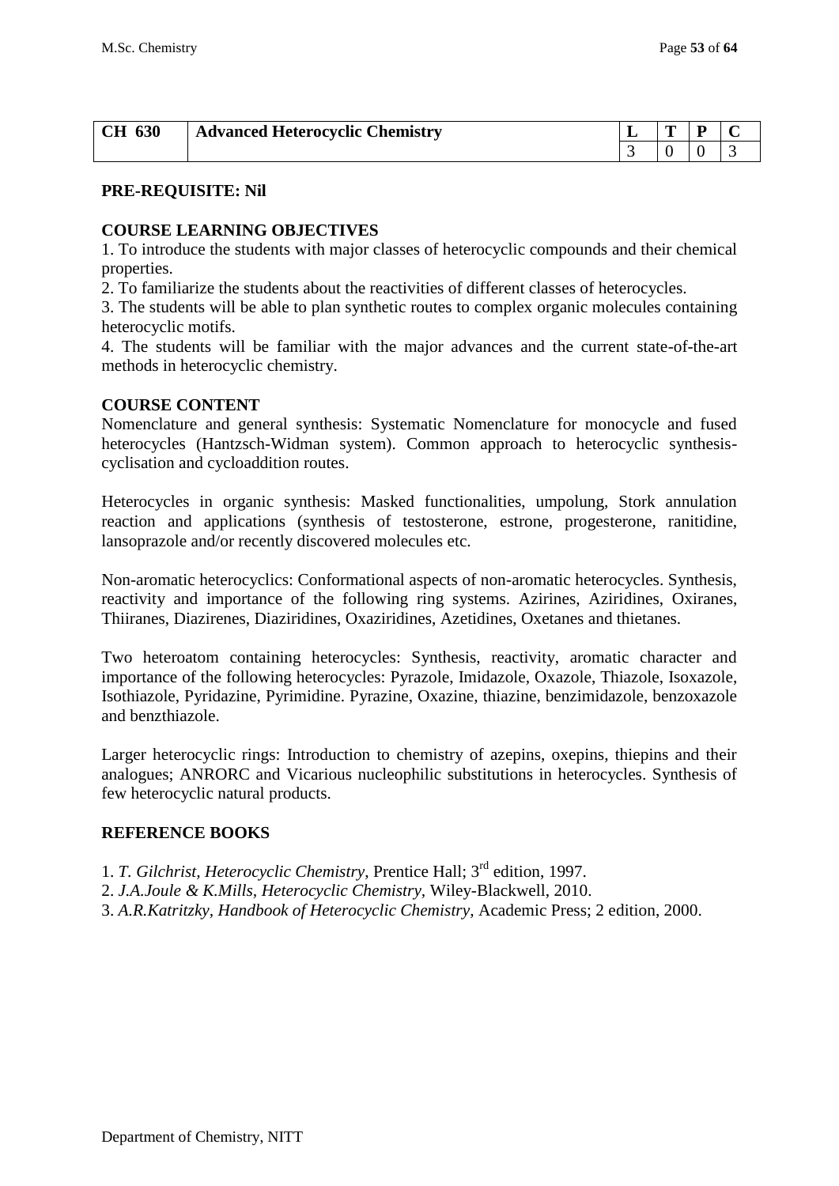| CH 630 | Advanced Heterocyclic Chemistry | L | T | P | C |
|---|---|---|---|---|---|
| | | 3 | 0 | 0 | 3 |

**PRE-REQUISITE: Nil**

**COURSE LEARNING OBJECTIVES**

1. To introduce the students with major classes of heterocyclic compounds and their chemical properties.
2. To familiarize the students about the reactivities of different classes of heterocycles.
3. The students will be able to plan synthetic routes to complex organic molecules containing heterocyclic motifs.
4. The students will be familiar with the major advances and the current state-of-the-art methods in heterocyclic chemistry.

**COURSE CONTENT**

Nomenclature and general synthesis: Systematic Nomenclature for monocycle and fused heterocycles (Hantzsch-Widman system). Common approach to heterocyclic synthesis-cyclisation and cycloaddition routes.

Heterocycles in organic synthesis: Masked functionalities, umpolung, Stork annulation reaction and applications (synthesis of testosterone, estrone, progesterone, ranitidine, lansoprazole and/or recently discovered molecules etc.

Non-aromatic heterocyclics: Conformational aspects of non-aromatic heterocycles. Synthesis, reactivity and importance of the following ring systems. Azirines, Aziridines, Oxiranes, Thiiranes, Diazirenes, Diaziridines, Oxaziridines, Azetidines, Oxetanes and thietanes.

Two heteroatom containing heterocycles: Synthesis, reactivity, aromatic character and importance of the following heterocycles: Pyrazole, Imidazole, Oxazole, Thiazole, Isoxazole, Isothiazole, Pyridazine, Pyrimidine. Pyrazine, Oxazine, thiazine, benzimidazole, benzoxazole and benzthiazole.

Larger heterocyclic rings: Introduction to chemistry of azepins, oxepins, thiepins and their analogues; ANRORC and Vicarious nucleophilic substitutions in heterocycles. Synthesis of few heterocyclic natural products.

**REFERENCE BOOKS**

1. *T. Gilchrist, Heterocyclic Chemistry*, Prentice Hall; 3rd edition, 1997.
2. *J.A.Joule & K.Mills, Heterocyclic Chemistry*, Wiley-Blackwell, 2010.
3. *A.R.Katritzky, Handbook of Heterocyclic Chemistry*, Academic Press; 2 edition, 2000.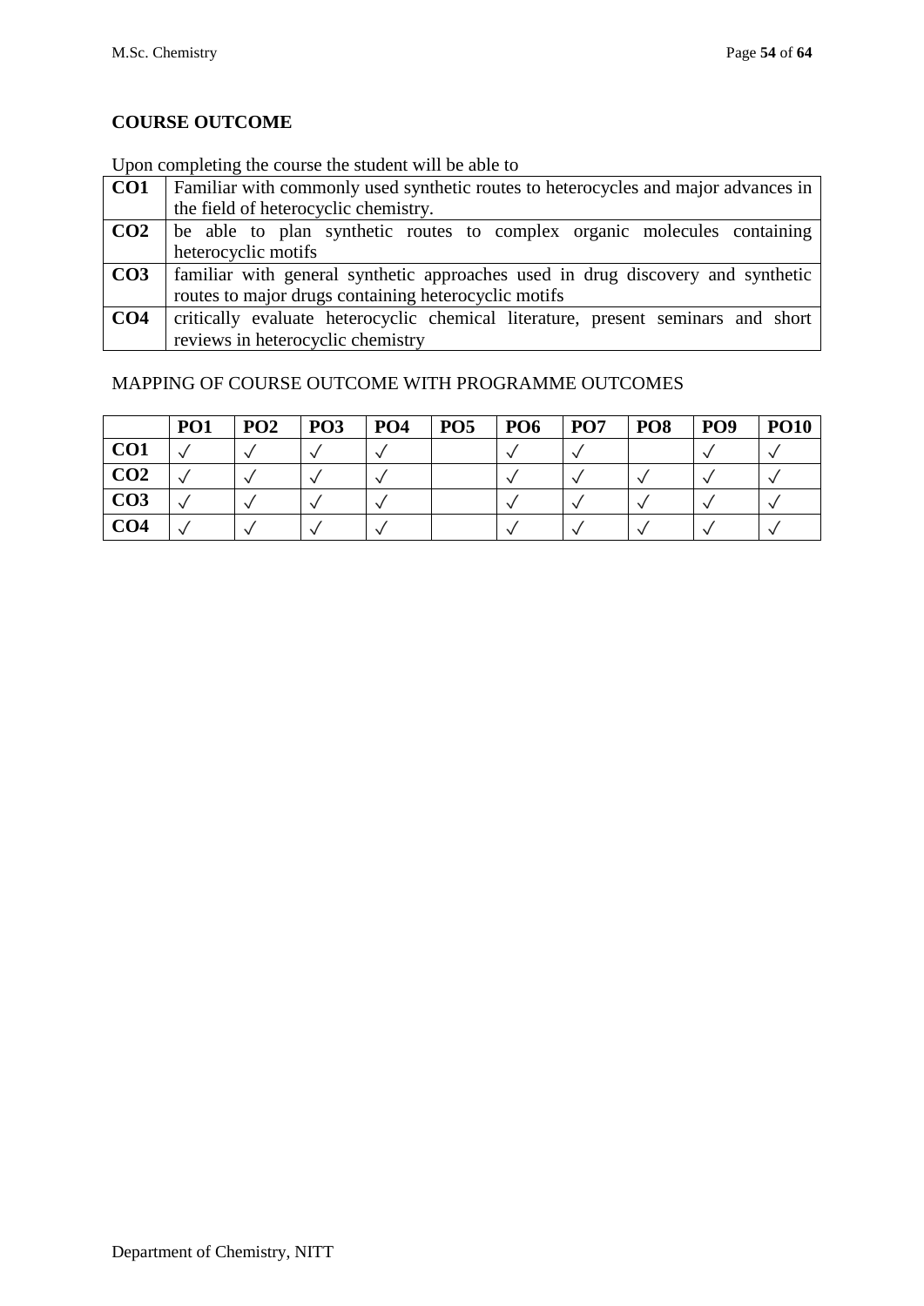**COURSE OUTCOME**

Upon completing the course the student will be able to

| | |
|---|---|
| **CO1** | Familiar with commonly used synthetic routes to heterocycles and major advances in the field of heterocyclic chemistry. |
| **CO2** | be able to plan synthetic routes to complex organic molecules containing heterocyclic motifs |
| **CO3** | familiar with general synthetic approaches used in drug discovery and synthetic routes to major drugs containing heterocyclic motifs |
| **CO4** | critically evaluate heterocyclic chemical literature, present seminars and short reviews in heterocyclic chemistry |

MAPPING OF COURSE OUTCOME WITH PROGRAMME OUTCOMES

| | **PO1** | **PO2** | **PO3** | **PO4** | **PO5** | **PO6** | **PO7** | **PO8** | **PO9** | **PO10** |
|---|---|---|---|---|---|---|---|---|---|---|
| **CO1** | √ | √ | √ | √ | | √ | √ | | √ | √ |
| **CO2** | √ | √ | √ | √ | | √ | √ | √ | √ | √ |
| **CO3** | √ | √ | √ | √ | | √ | √ | √ | √ | √ |
| **CO4** | √ | √ | √ | √ | | √ | √ | √ | √ | √ |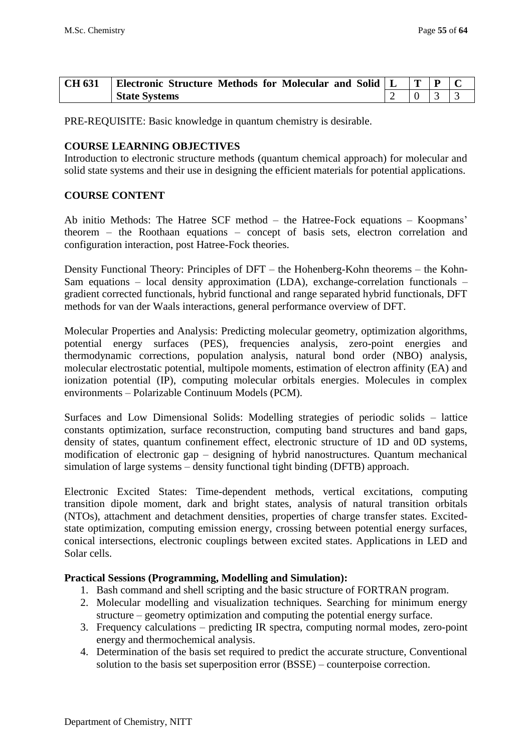| CH 631 | Electronic Structure Methods for Molecular and Solid State Systems | L | T | P | C |
|---|---|---|---|---|---|
| | | 2 | 0 | 3 | 3 |

PRE-REQUISITE: Basic knowledge in quantum chemistry is desirable.

**COURSE LEARNING OBJECTIVES**

Introduction to electronic structure methods (quantum chemical approach) for molecular and solid state systems and their use in designing the efficient materials for potential applications.

**COURSE CONTENT**

Ab initio Methods: The Hatree SCF method – the Hatree-Fock equations – Koopmans' theorem – the Roothaan equations – concept of basis sets, electron correlation and configuration interaction, post Hatree-Fock theories.

Density Functional Theory: Principles of DFT – the Hohenberg-Kohn theorems – the Kohn-Sam equations – local density approximation (LDA), exchange-correlation functionals – gradient corrected functionals, hybrid functional and range separated hybrid functionals, DFT methods for van der Waals interactions, general performance overview of DFT.

Molecular Properties and Analysis: Predicting molecular geometry, optimization algorithms, potential energy surfaces (PES), frequencies analysis, zero-point energies and thermodynamic corrections, population analysis, natural bond order (NBO) analysis, molecular electrostatic potential, multipole moments, estimation of electron affinity (EA) and ionization potential (IP), computing molecular orbitals energies. Molecules in complex environments – Polarizable Continuum Models (PCM).

Surfaces and Low Dimensional Solids: Modelling strategies of periodic solids – lattice constants optimization, surface reconstruction, computing band structures and band gaps, density of states, quantum confinement effect, electronic structure of 1D and 0D systems, modification of electronic gap – designing of hybrid nanostructures. Quantum mechanical simulation of large systems – density functional tight binding (DFTB) approach.

Electronic Excited States: Time-dependent methods, vertical excitations, computing transition dipole moment, dark and bright states, analysis of natural transition orbitals (NTOs), attachment and detachment densities, properties of charge transfer states. Excited-state optimization, computing emission energy, crossing between potential energy surfaces, conical intersections, electronic couplings between excited states. Applications in LED and Solar cells.

**Practical Sessions (Programming, Modelling and Simulation):**

1. Bash command and shell scripting and the basic structure of FORTRAN program.
2. Molecular modelling and visualization techniques. Searching for minimum energy structure – geometry optimization and computing the potential energy surface.
3. Frequency calculations – predicting IR spectra, computing normal modes, zero-point energy and thermochemical analysis.
4. Determination of the basis set required to predict the accurate structure, Conventional solution to the basis set superposition error (BSSE) – counterpoise correction.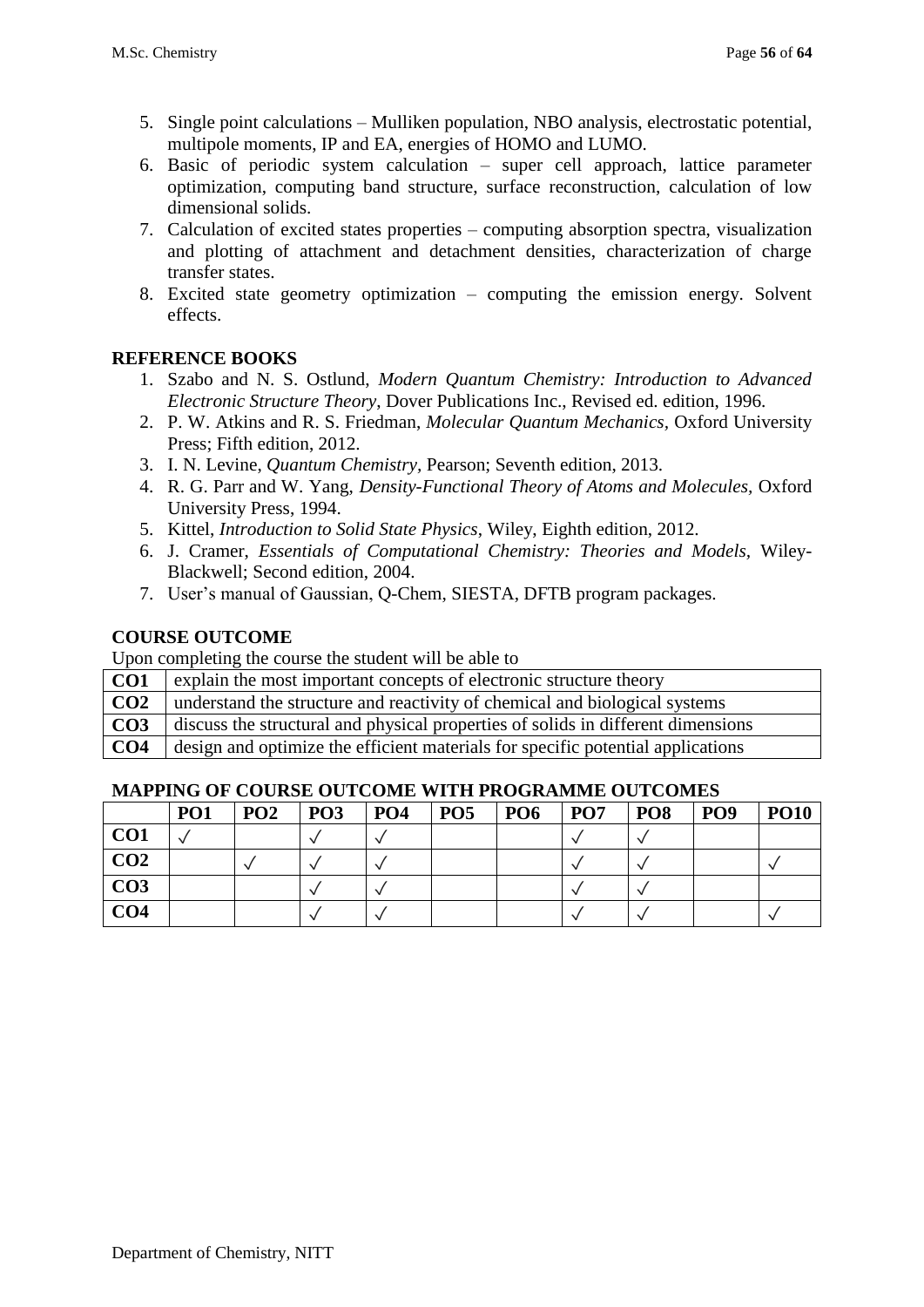5. Single point calculations – Mulliken population, NBO analysis, electrostatic potential, multipole moments, IP and EA, energies of HOMO and LUMO.
6. Basic of periodic system calculation – super cell approach, lattice parameter optimization, computing band structure, surface reconstruction, calculation of low dimensional solids.
7. Calculation of excited states properties – computing absorption spectra, visualization and plotting of attachment and detachment densities, characterization of charge transfer states.
8. Excited state geometry optimization – computing the emission energy. Solvent effects.

**REFERENCE BOOKS**

1. Szabo and N. S. Ostlund, *Modern Quantum Chemistry: Introduction to Advanced Electronic Structure Theory*, Dover Publications Inc., Revised ed. edition, 1996.
2. P. W. Atkins and R. S. Friedman, *Molecular Quantum Mechanics*, Oxford University Press; Fifth edition, 2012.
3. I. N. Levine, *Quantum Chemistry*, Pearson; Seventh edition, 2013.
4. R. G. Parr and W. Yang, *Density-Functional Theory of Atoms and Molecules*, Oxford University Press, 1994.
5. Kittel, *Introduction to Solid State Physics*, Wiley, Eighth edition, 2012.
6. J. Cramer, *Essentials of Computational Chemistry: Theories and Models*, Wiley-Blackwell; Second edition, 2004.
7. User's manual of Gaussian, Q-Chem, SIESTA, DFTB program packages.

**COURSE OUTCOME**

Upon completing the course the student will be able to

| | |
|---|---|
| **CO1** | explain the most important concepts of electronic structure theory |
| **CO2** | understand the structure and reactivity of chemical and biological systems |
| **CO3** | discuss the structural and physical properties of solids in different dimensions |
| **CO4** | design and optimize the efficient materials for specific potential applications |

**MAPPING OF COURSE OUTCOME WITH PROGRAMME OUTCOMES**

| | PO1 | PO2 | PO3 | PO4 | PO5 | PO6 | PO7 | PO8 | PO9 | PO10 |
|---|---|---|---|---|---|---|---|---|---|---|
| **CO1** | ✓ | | ✓ | ✓ | | | ✓ | ✓ | | |
| **CO2** | | ✓ | ✓ | ✓ | | | ✓ | ✓ | | ✓ |
| **CO3** | | | ✓ | ✓ | | | ✓ | ✓ | | |
| **CO4** | | | ✓ | ✓ | | | ✓ | ✓ | | ✓ |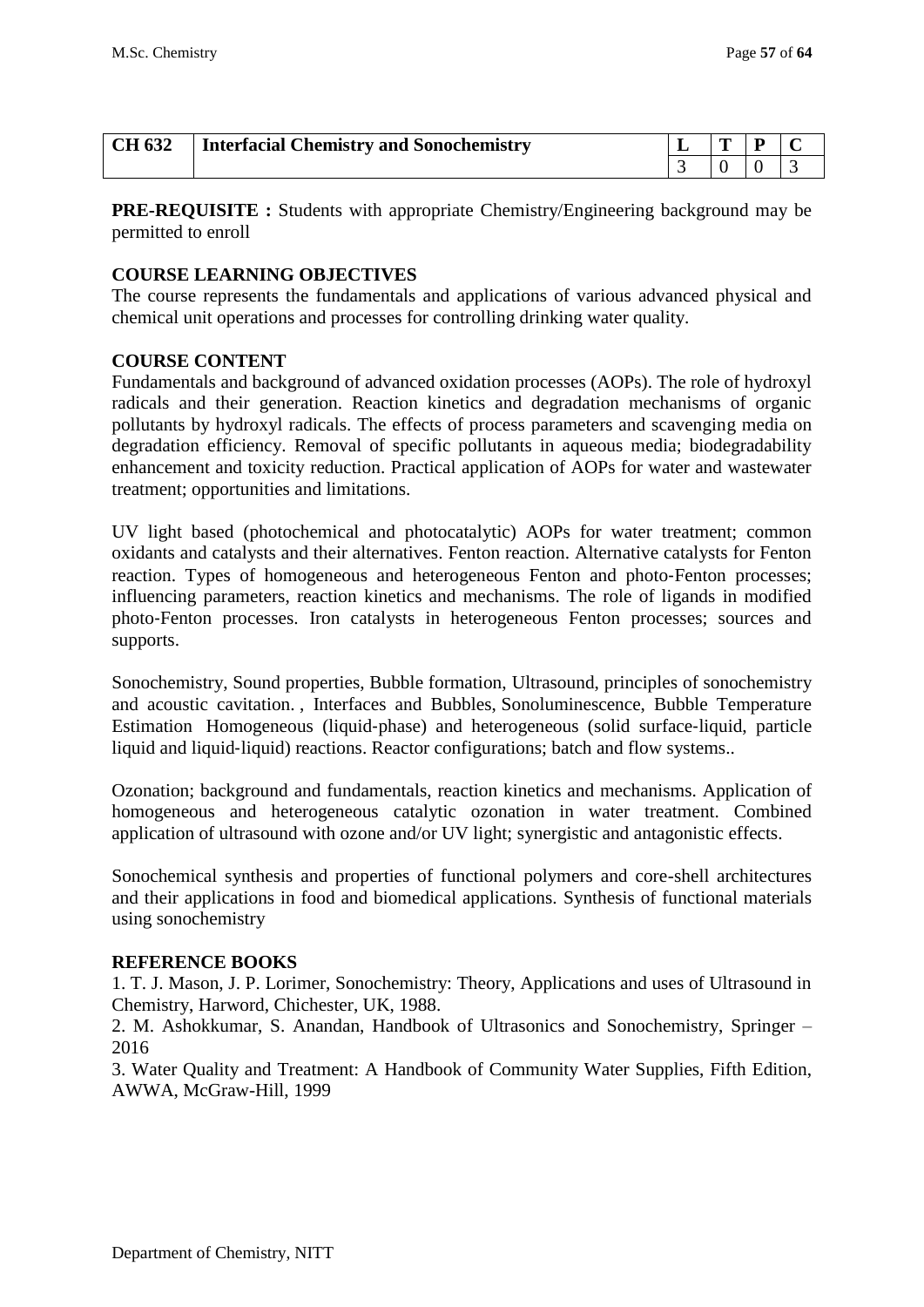| CH 632 | Interfacial Chemistry and Sonochemistry | L | T | P | C |
|---|---|---|---|---|---|
| | | 3 | 0 | 0 | 3 |

**PRE-REQUISITE :** Students with appropriate Chemistry/Engineering background may be permitted to enroll

**COURSE LEARNING OBJECTIVES**

The course represents the fundamentals and applications of various advanced physical and chemical unit operations and processes for controlling drinking water quality.

**COURSE CONTENT**

Fundamentals and background of advanced oxidation processes (AOPs). The role of hydroxyl radicals and their generation. Reaction kinetics and degradation mechanisms of organic pollutants by hydroxyl radicals. The effects of process parameters and scavenging media on degradation efficiency. Removal of specific pollutants in aqueous media; biodegradability enhancement and toxicity reduction. Practical application of AOPs for water and wastewater treatment; opportunities and limitations.

UV light based (photochemical and photocatalytic) AOPs for water treatment; common oxidants and catalysts and their alternatives. Fenton reaction. Alternative catalysts for Fenton reaction. Types of homogeneous and heterogeneous Fenton and photo-Fenton processes; influencing parameters, reaction kinetics and mechanisms. The role of ligands in modified photo-Fenton processes. Iron catalysts in heterogeneous Fenton processes; sources and supports.

Sonochemistry, Sound properties, Bubble formation, Ultrasound, principles of sonochemistry and acoustic cavitation. , Interfaces and Bubbles, Sonoluminescence, Bubble Temperature Estimation Homogeneous (liquid-phase) and heterogeneous (solid surface-liquid, particle liquid and liquid-liquid) reactions. Reactor configurations; batch and flow systems..

Ozonation; background and fundamentals, reaction kinetics and mechanisms. Application of homogeneous and heterogeneous catalytic ozonation in water treatment. Combined application of ultrasound with ozone and/or UV light; synergistic and antagonistic effects.

Sonochemical synthesis and properties of functional polymers and core-shell architectures and their applications in food and biomedical applications. Synthesis of functional materials using sonochemistry

**REFERENCE BOOKS**

1. T. J. Mason, J. P. Lorimer, Sonochemistry: Theory, Applications and uses of Ultrasound in Chemistry, Harword, Chichester, UK, 1988.
2. M. Ashokkumar, S. Anandan, Handbook of Ultrasonics and Sonochemistry, Springer – 2016
3. Water Quality and Treatment: A Handbook of Community Water Supplies, Fifth Edition, AWWA, McGraw-Hill, 1999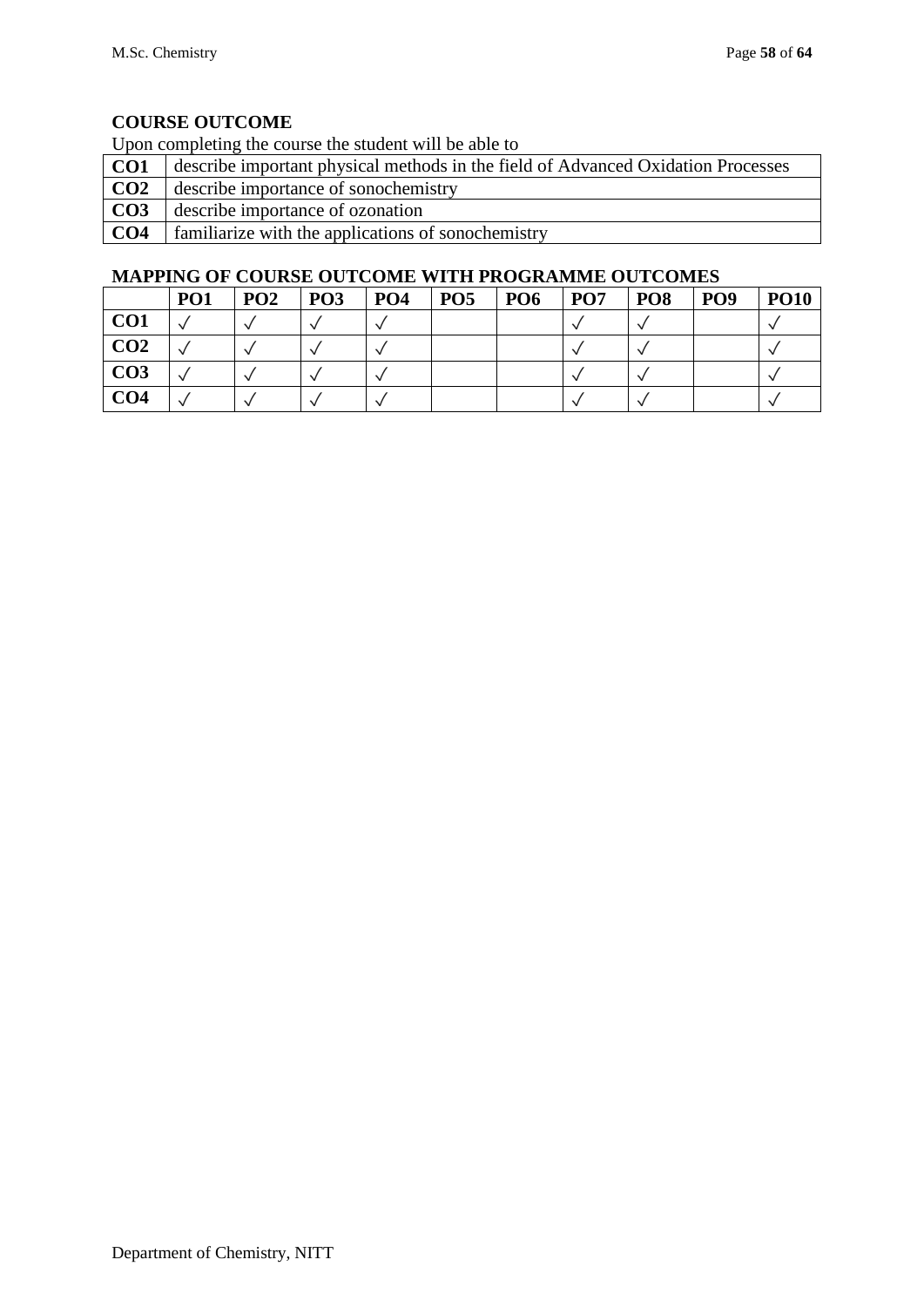## COURSE OUTCOME

Upon completing the course the student will be able to

| | |
|---|---|
| **CO1** | describe important physical methods in the field of Advanced Oxidation Processes |
| **CO2** | describe importance of sonochemistry |
| **CO3** | describe importance of ozonation |
| **CO4** | familiarize with the applications of sonochemistry |

## MAPPING OF COURSE OUTCOME WITH PROGRAMME OUTCOMES

| | PO1 | PO2 | PO3 | PO4 | PO5 | PO6 | PO7 | PO8 | PO9 | PO10 |
|---|---|---|---|---|---|---|---|---|---|---|
| **CO1** | √ | √ | √ | √ | | | √ | √ | | √ |
| **CO2** | √ | √ | √ | √ | | | √ | √ | | √ |
| **CO3** | √ | √ | √ | √ | | | √ | √ | | √ |
| **CO4** | √ | √ | √ | √ | | | √ | √ | | √ |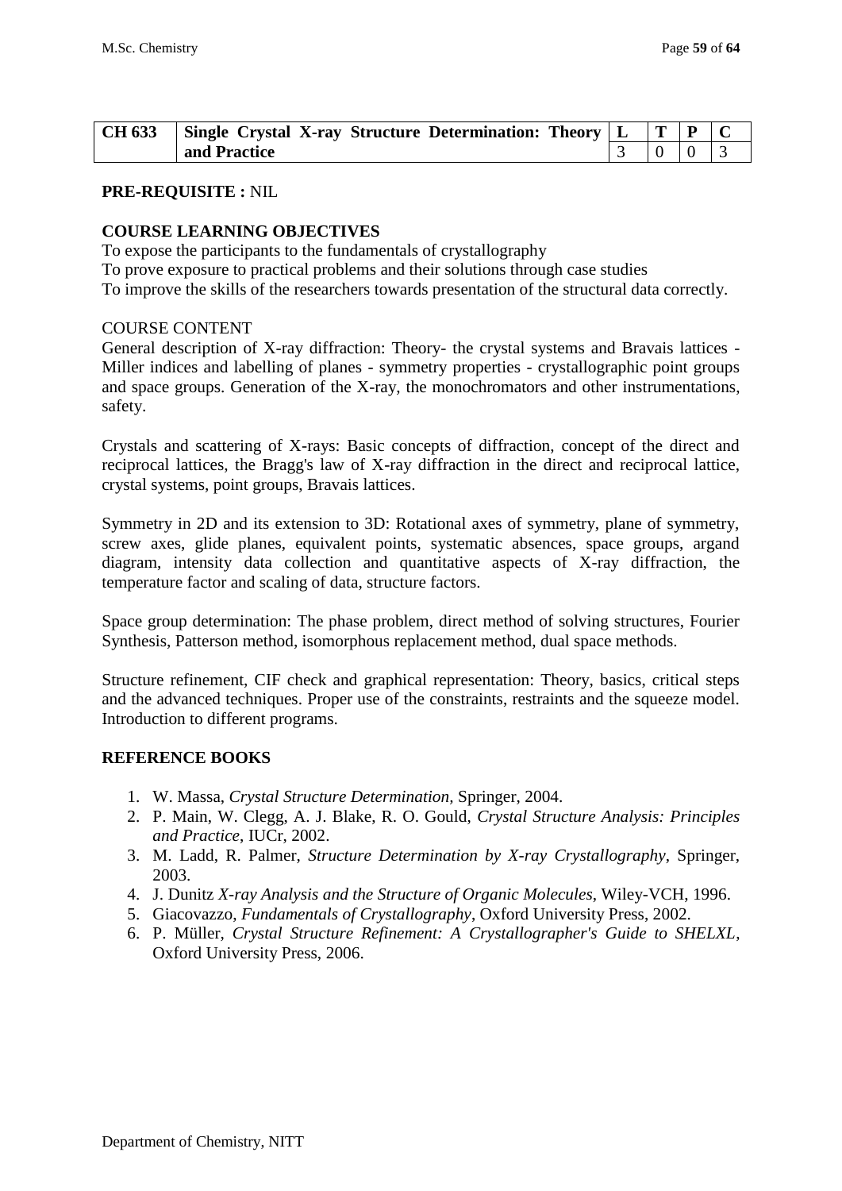| CH 633 | Single Crystal X-ray Structure Determination: Theory and Practice | L | T | P | C |
|---|---|---|---|---|---|
| | | 3 | 0 | 0 | 3 |

**PRE-REQUISITE :** NIL

**COURSE LEARNING OBJECTIVES**

To expose the participants to the fundamentals of crystallography
To prove exposure to practical problems and their solutions through case studies
To improve the skills of the researchers towards presentation of the structural data correctly.

COURSE CONTENT

General description of X-ray diffraction: Theory- the crystal systems and Bravais lattices - Miller indices and labelling of planes - symmetry properties - crystallographic point groups and space groups. Generation of the X-ray, the monochromators and other instrumentations, safety.

Crystals and scattering of X-rays: Basic concepts of diffraction, concept of the direct and reciprocal lattices, the Bragg's law of X-ray diffraction in the direct and reciprocal lattice, crystal systems, point groups, Bravais lattices.

Symmetry in 2D and its extension to 3D: Rotational axes of symmetry, plane of symmetry, screw axes, glide planes, equivalent points, systematic absences, space groups, argand diagram, intensity data collection and quantitative aspects of X-ray diffraction, the temperature factor and scaling of data, structure factors.

Space group determination: The phase problem, direct method of solving structures, Fourier Synthesis, Patterson method, isomorphous replacement method, dual space methods.

Structure refinement, CIF check and graphical representation: Theory, basics, critical steps and the advanced techniques. Proper use of the constraints, restraints and the squeeze model. Introduction to different programs.

**REFERENCE BOOKS**

1. W. Massa, *Crystal Structure Determination*, Springer, 2004.
2. P. Main, W. Clegg, A. J. Blake, R. O. Gould, *Crystal Structure Analysis: Principles and Practice*, IUCr, 2002.
3. M. Ladd, R. Palmer, *Structure Determination by X-ray Crystallography*, Springer, 2003.
4. J. Dunitz *X-ray Analysis and the Structure of Organic Molecules*, Wiley-VCH, 1996.
5. Giacovazzo, *Fundamentals of Crystallography*, Oxford University Press, 2002.
6. P. Müller, *Crystal Structure Refinement: A Crystallographer's Guide to SHELXL*, Oxford University Press, 2006.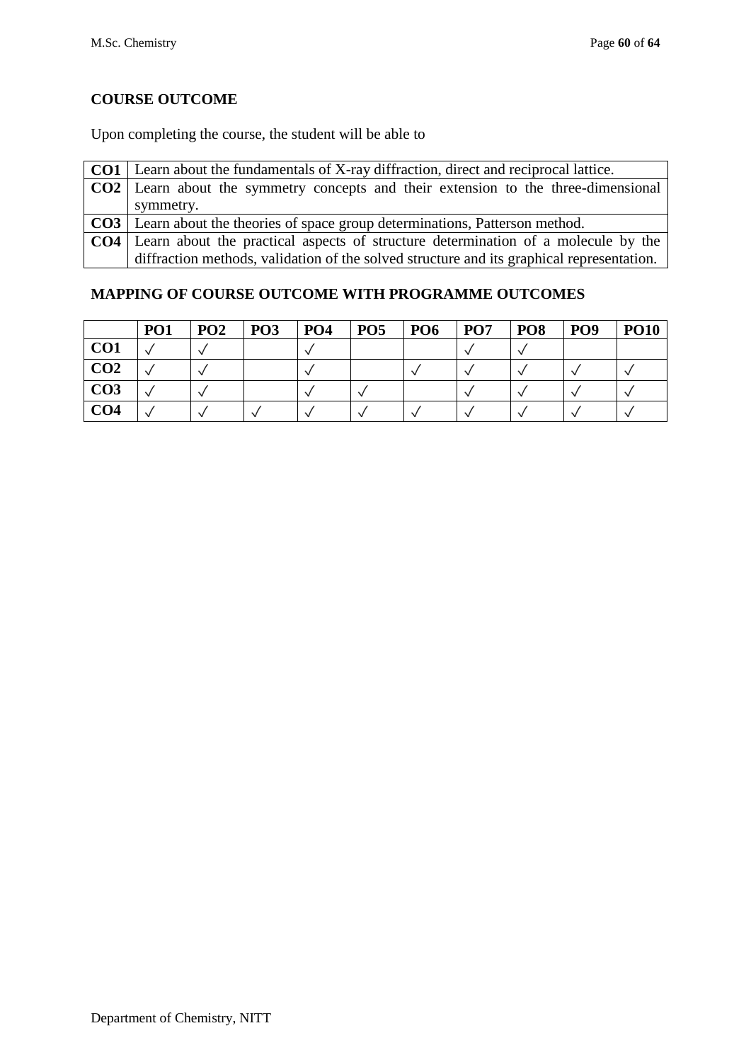**COURSE OUTCOME**

Upon completing the course, the student will be able to

| | |
|---|---|
| **CO1** | Learn about the fundamentals of X-ray diffraction, direct and reciprocal lattice. |
| **CO2** | Learn about the symmetry concepts and their extension to the three-dimensional symmetry. |
| **CO3** | Learn about the theories of space group determinations, Patterson method. |
| **CO4** | Learn about the practical aspects of structure determination of a molecule by the diffraction methods, validation of the solved structure and its graphical representation. |

**MAPPING OF COURSE OUTCOME WITH PROGRAMME OUTCOMES**

| | PO1 | PO2 | PO3 | PO4 | PO5 | PO6 | PO7 | PO8 | PO9 | PO10 |
|---|---|---|---|---|---|---|---|---|---|---|
| **CO1** | ✓ | ✓ | | ✓ | | | ✓ | ✓ | | |
| **CO2** | ✓ | ✓ | | ✓ | | ✓ | ✓ | ✓ | ✓ | ✓ |
| **CO3** | ✓ | ✓ | | ✓ | ✓ | | ✓ | ✓ | ✓ | ✓ |
| **CO4** | ✓ | ✓ | ✓ | ✓ | ✓ | ✓ | ✓ | ✓ | ✓ | ✓ |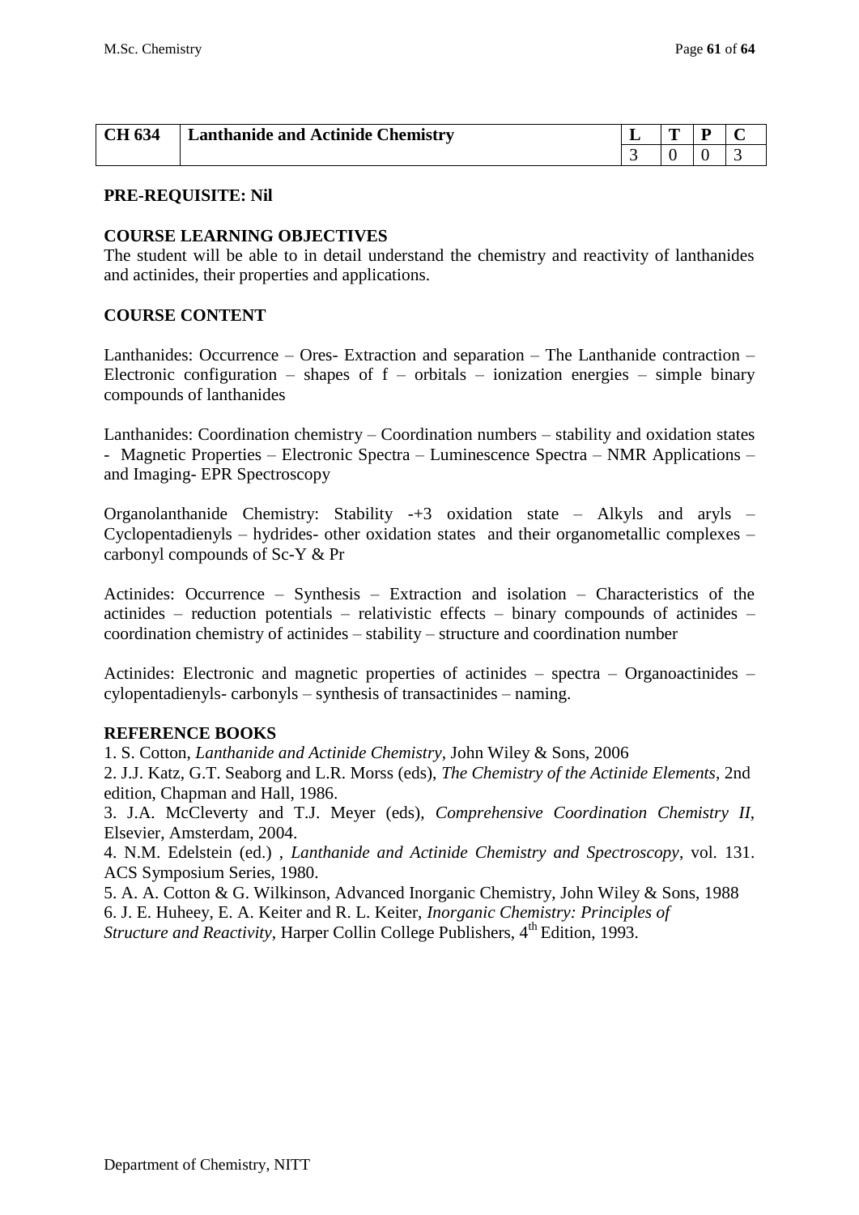| CH 634 | Lanthanide and Actinide Chemistry | L | T | P | C |
|---|---|---|---|---|---|
| | | 3 | 0 | 0 | 3 |

**PRE-REQUISITE: Nil**

**COURSE LEARNING OBJECTIVES**

The student will be able to in detail understand the chemistry and reactivity of lanthanides and actinides, their properties and applications.

**COURSE CONTENT**

Lanthanides: Occurrence – Ores- Extraction and separation – The Lanthanide contraction – Electronic configuration – shapes of f – orbitals – ionization energies – simple binary compounds of lanthanides

Lanthanides: Coordination chemistry – Coordination numbers – stability and oxidation states - Magnetic Properties – Electronic Spectra – Luminescence Spectra – NMR Applications – and Imaging- EPR Spectroscopy

Organolanthanide Chemistry: Stability -+3 oxidation state – Alkyls and aryls – Cyclopentadienyls – hydrides- other oxidation states and their organometallic complexes – carbonyl compounds of Sc-Y & Pr

Actinides: Occurrence – Synthesis – Extraction and isolation – Characteristics of the actinides – reduction potentials – relativistic effects – binary compounds of actinides – coordination chemistry of actinides – stability – structure and coordination number

Actinides: Electronic and magnetic properties of actinides – spectra – Organoactinides – cylopentadienyls- carbonyls – synthesis of transactinides – naming.

**REFERENCE BOOKS**

1. S. Cotton, *Lanthanide and Actinide Chemistry*, John Wiley & Sons, 2006
2. J.J. Katz, G.T. Seaborg and L.R. Morss (eds), *The Chemistry of the Actinide Elements*, 2nd edition, Chapman and Hall, 1986.
3. J.A. McCleverty and T.J. Meyer (eds), *Comprehensive Coordination Chemistry II*, Elsevier, Amsterdam, 2004.
4. N.M. Edelstein (ed.) , *Lanthanide and Actinide Chemistry and Spectroscopy*, vol. 131. ACS Symposium Series, 1980.
5. A. A. Cotton & G. Wilkinson, Advanced Inorganic Chemistry, John Wiley & Sons, 1988
6. J. E. Huheey, E. A. Keiter and R. L. Keiter, *Inorganic Chemistry: Principles of Structure and Reactivity*, Harper Collin College Publishers, 4th Edition, 1993.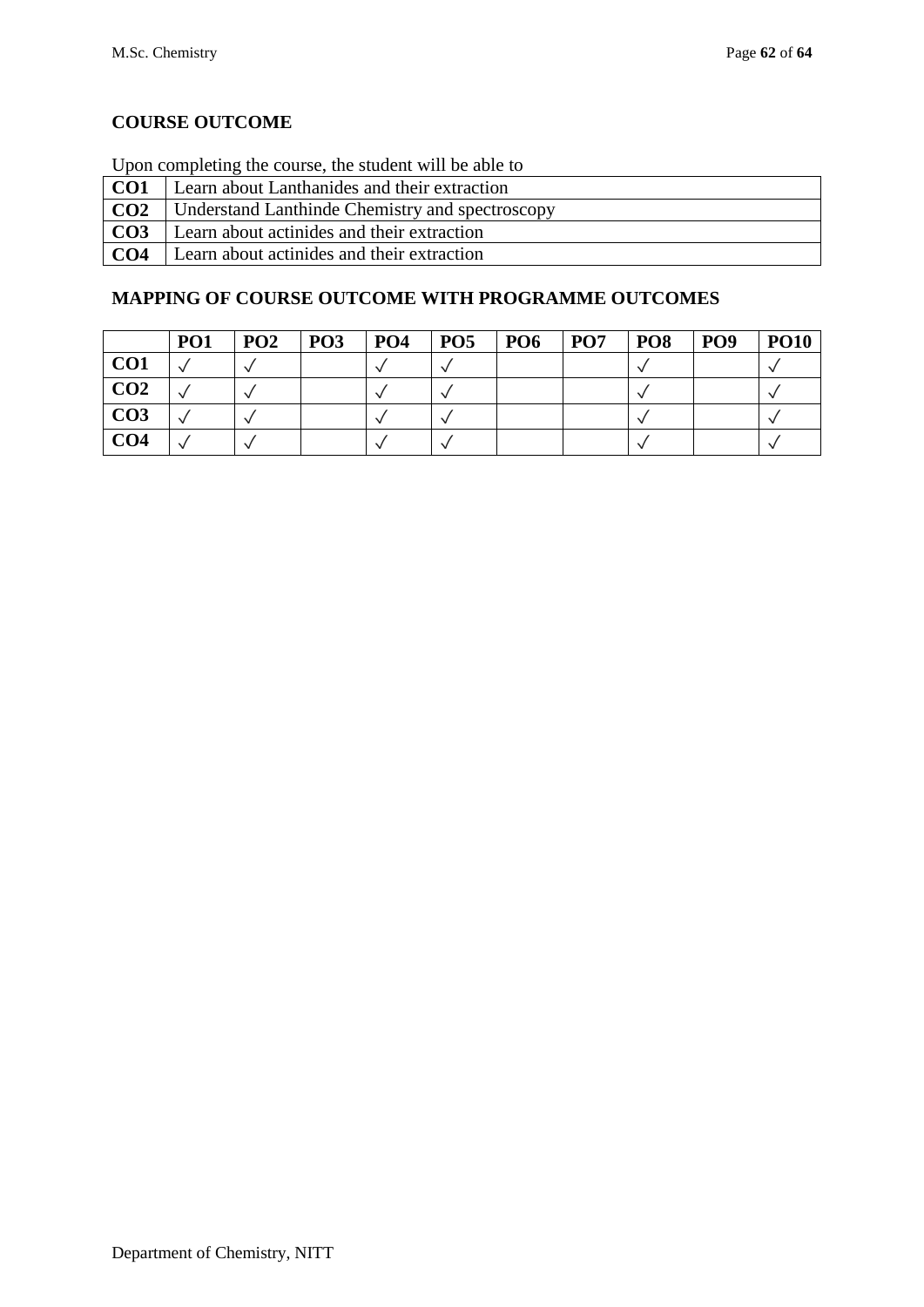## COURSE OUTCOME

Upon completing the course, the student will be able to

| | |
|---|---|
| **CO1** | Learn about Lanthanides and their extraction |
| **CO2** | Understand Lanthinde Chemistry and spectroscopy |
| **CO3** | Learn about actinides and their extraction |
| **CO4** | Learn about actinides and their extraction |

## MAPPING OF COURSE OUTCOME WITH PROGRAMME OUTCOMES

| | PO1 | PO2 | PO3 | PO4 | PO5 | PO6 | PO7 | PO8 | PO9 | PO10 |
|---|---|---|---|---|---|---|---|---|---|---|
| **CO1** | √ | √ | | √ | √ | | | √ | | √ |
| **CO2** | √ | √ | | √ | √ | | | √ | | √ |
| **CO3** | √ | √ | | √ | √ | | | √ | | √ |
| **CO4** | √ | √ | | √ | √ | | | √ | | √ |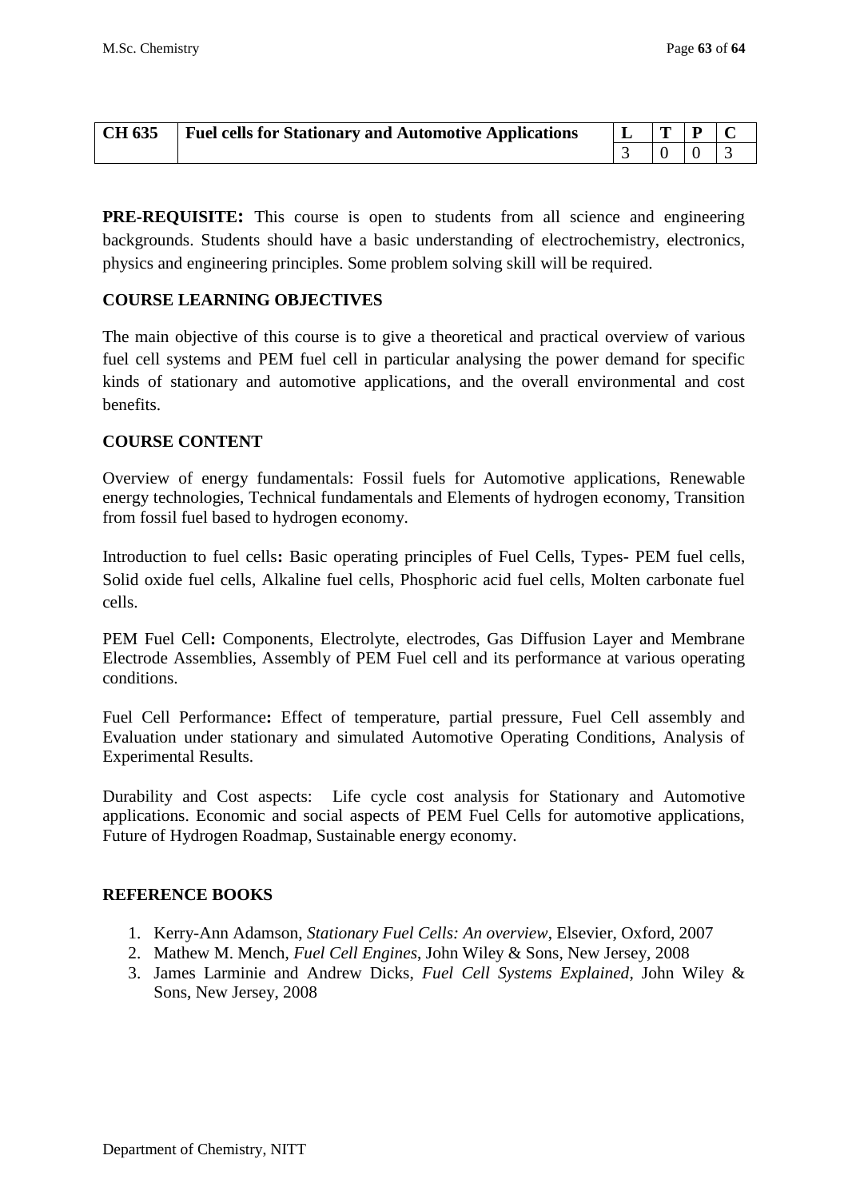| CH 635 | Fuel cells for Stationary and Automotive Applications | L | T | P | C |
|---|---|---|---|---|---|
| | | 3 | 0 | 0 | 3 |

**PRE-REQUISITE:** This course is open to students from all science and engineering backgrounds. Students should have a basic understanding of electrochemistry, electronics, physics and engineering principles. Some problem solving skill will be required.

**COURSE LEARNING OBJECTIVES**

The main objective of this course is to give a theoretical and practical overview of various fuel cell systems and PEM fuel cell in particular analysing the power demand for specific kinds of stationary and automotive applications, and the overall environmental and cost benefits.

**COURSE CONTENT**

Overview of energy fundamentals: Fossil fuels for Automotive applications, Renewable energy technologies, Technical fundamentals and Elements of hydrogen economy, Transition from fossil fuel based to hydrogen economy.

Introduction to fuel cells**:** Basic operating principles of Fuel Cells, Types- PEM fuel cells, Solid oxide fuel cells, Alkaline fuel cells, Phosphoric acid fuel cells, Molten carbonate fuel cells.

PEM Fuel Cell**:** Components, Electrolyte, electrodes, Gas Diffusion Layer and Membrane Electrode Assemblies, Assembly of PEM Fuel cell and its performance at various operating conditions.

Fuel Cell Performance**:** Effect of temperature, partial pressure, Fuel Cell assembly and Evaluation under stationary and simulated Automotive Operating Conditions, Analysis of Experimental Results.

Durability and Cost aspects: Life cycle cost analysis for Stationary and Automotive applications. Economic and social aspects of PEM Fuel Cells for automotive applications, Future of Hydrogen Roadmap, Sustainable energy economy.

**REFERENCE BOOKS**

1. Kerry-Ann Adamson, *Stationary Fuel Cells: An overview*, Elsevier, Oxford, 2007
2. Mathew M. Mench, *Fuel Cell Engines*, John Wiley & Sons, New Jersey, 2008
3. James Larminie and Andrew Dicks, *Fuel Cell Systems Explained*, John Wiley & Sons, New Jersey, 2008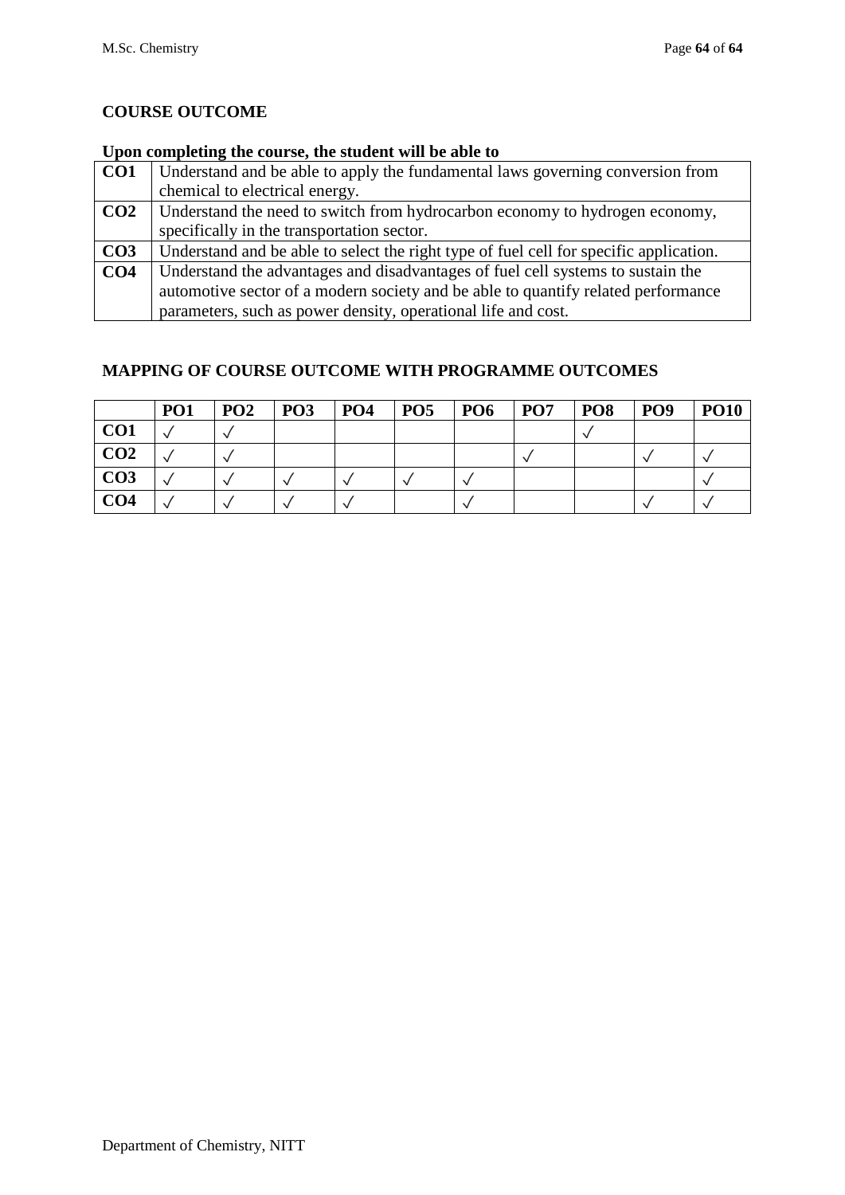**COURSE OUTCOME**

**Upon completing the course, the student will be able to**

| | |
|---|---|
| **CO1** | Understand and be able to apply the fundamental laws governing conversion from chemical to electrical energy. |
| **CO2** | Understand the need to switch from hydrocarbon economy to hydrogen economy, specifically in the transportation sector. |
| **CO3** | Understand and be able to select the right type of fuel cell for specific application. |
| **CO4** | Understand the advantages and disadvantages of fuel cell systems to sustain the automotive sector of a modern society and be able to quantify related performance parameters, such as power density, operational life and cost. |

**MAPPING OF COURSE OUTCOME WITH PROGRAMME OUTCOMES**

| | PO1 | PO2 | PO3 | PO4 | PO5 | PO6 | PO7 | PO8 | PO9 | PO10 |
|---|---|---|---|---|---|---|---|---|---|---|
| **CO1** | ✓ | ✓ | | | | | | ✓ | | |
| **CO2** | ✓ | ✓ | | | | | ✓ | | ✓ | ✓ |
| **CO3** | ✓ | ✓ | ✓ | ✓ | ✓ | ✓ | | | | ✓ |
| **CO4** | ✓ | ✓ | ✓ | ✓ | | ✓ | | | ✓ | ✓ |